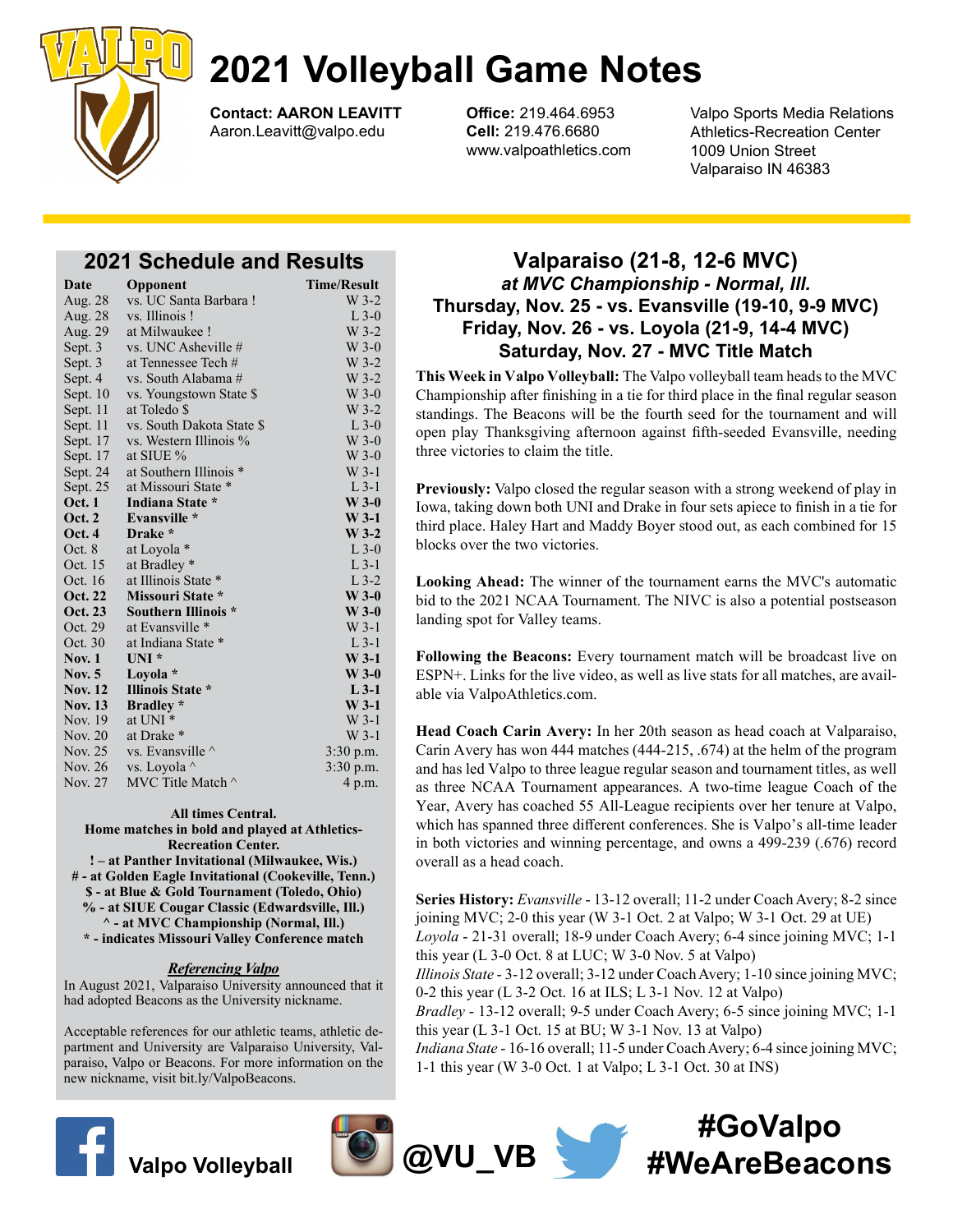# 2021 Volleyball Game Notes

**Contact: AARON LEAVITT**
Aaron.Leavitt@valpo.edu

**Office:** 219.464.6953
**Cell:** 219.476.6680
www.valpoathletics.com

Valpo Sports Media Relations
Athletics-Recreation Center
1009 Union Street
Valparaiso IN 46383

## 2021 Schedule and Results

| Date | Opponent | Time/Result |
|---|---|---|
| Aug. 28 | vs. UC Santa Barbara ! | W 3-2 |
| Aug. 28 | vs. Illinois ! | L 3-0 |
| Aug. 29 | at Milwaukee ! | W 3-2 |
| Sept. 3 | vs. UNC Asheville # | W 3-0 |
| Sept. 3 | at Tennessee Tech # | W 3-2 |
| Sept. 4 | vs. South Alabama # | W 3-2 |
| Sept. 10 | vs. Youngstown State $ | W 3-0 |
| Sept. 11 | at Toledo $ | W 3-2 |
| Sept. 11 | vs. South Dakota State $ | L 3-0 |
| Sept. 17 | vs. Western Illinois % | W 3-0 |
| Sept. 17 | at SIUE % | W 3-0 |
| Sept. 24 | at Southern Illinois * | W 3-1 |
| Sept. 25 | at Missouri State * | L 3-1 |
| **Oct. 1** | **Indiana State *** | **W 3-0** |
| **Oct. 2** | **Evansville *** | **W 3-1** |
| **Oct. 4** | **Drake *** | **W 3-2** |
| Oct. 8 | at Loyola * | L 3-0 |
| Oct. 15 | at Bradley * | L 3-1 |
| Oct. 16 | at Illinois State * | L 3-2 |
| **Oct. 22** | **Missouri State *** | **W 3-0** |
| **Oct. 23** | **Southern Illinois *** | **W 3-0** |
| Oct. 29 | at Evansville * | W 3-1 |
| Oct. 30 | at Indiana State * | L 3-1 |
| **Nov. 1** | **UNI *** | **W 3-1** |
| **Nov. 5** | **Loyola *** | **W 3-0** |
| **Nov. 12** | **Illinois State *** | **L 3-1** |
| **Nov. 13** | **Bradley *** | **W 3-1** |
| Nov. 19 | at UNI * | W 3-1 |
| Nov. 20 | at Drake * | W 3-1 |
| Nov. 25 | vs. Evansville ^ | 3:30 p.m. |
| Nov. 26 | vs. Loyola ^ | 3:30 p.m. |
| Nov. 27 | MVC Title Match ^ | 4 p.m. |

**All times Central.**
**Home matches in bold and played at Athletics-Recreation Center.**
**! – at Panther Invitational (Milwaukee, Wis.)**
**# - at Golden Eagle Invitational (Cookeville, Tenn.)**
**$ - at Blue & Gold Tournament (Toledo, Ohio)**
**% - at SIUE Cougar Classic (Edwardsville, Ill.)**
**^ - at MVC Championship (Normal, Ill.)**
*** - indicates Missouri Valley Conference match**

### *Referencing Valpo*

In August 2021, Valparaiso University announced that it had adopted Beacons as the University nickname.

Acceptable references for our athletic teams, athletic department and University are Valparaiso University, Valparaiso, Valpo or Beacons. For more information on the new nickname, visit bit.ly/ValpoBeacons.

## Valparaiso (21-8, 12-6 MVC)
### *at MVC Championship - Normal, Ill.*
### Thursday, Nov. 25 - vs. Evansville (19-10, 9-9 MVC)
### Friday, Nov. 26 - vs. Loyola (21-9, 14-4 MVC)
### Saturday, Nov. 27 - MVC Title Match

**This Week in Valpo Volleyball:** The Valpo volleyball team heads to the MVC Championship after finishing in a tie for third place in the final regular season standings. The Beacons will be the fourth seed for the tournament and will open play Thanksgiving afternoon against fifth-seeded Evansville, needing three victories to claim the title.

**Previously:** Valpo closed the regular season with a strong weekend of play in Iowa, taking down both UNI and Drake in four sets apiece to finish in a tie for third place. Haley Hart and Maddy Boyer stood out, as each combined for 15 blocks over the two victories.

**Looking Ahead:** The winner of the tournament earns the MVC's automatic bid to the 2021 NCAA Tournament. The NIVC is also a potential postseason landing spot for Valley teams.

**Following the Beacons:** Every tournament match will be broadcast live on ESPN+. Links for the live video, as well as live stats for all matches, are available via ValpoAthletics.com.

**Head Coach Carin Avery:** In her 20th season as head coach at Valparaiso, Carin Avery has won 444 matches (444-215, .674) at the helm of the program and has led Valpo to three league regular season and tournament titles, as well as three NCAA Tournament appearances. A two-time league Coach of the Year, Avery has coached 55 All-League recipients over her tenure at Valpo, which has spanned three different conferences. She is Valpo's all-time leader in both victories and winning percentage, and owns a 499-239 (.676) record overall as a head coach.

**Series History:** *Evansville* - 13-12 overall; 11-2 under Coach Avery; 8-2 since joining MVC; 2-0 this year (W 3-1 Oct. 2 at Valpo; W 3-1 Oct. 29 at UE)
*Loyola* - 21-31 overall; 18-9 under Coach Avery; 6-4 since joining MVC; 1-1 this year (L 3-0 Oct. 8 at LUC; W 3-0 Nov. 5 at Valpo)
*Illinois State* - 3-12 overall; 3-12 under Coach Avery; 1-10 since joining MVC; 0-2 this year (L 3-2 Oct. 16 at ILS; L 3-1 Nov. 12 at Valpo)
*Bradley* - 13-12 overall; 9-5 under Coach Avery; 6-5 since joining MVC; 1-1 this year (L 3-1 Oct. 15 at BU; W 3-1 Nov. 13 at Valpo)
*Indiana State* - 16-16 overall; 11-5 under Coach Avery; 6-4 since joining MVC; 1-1 this year (W 3-0 Oct. 1 at Valpo; L 3-1 Oct. 30 at INS)

Valpo Volleyball @VU_VB #GoValpo #WeAreBeacons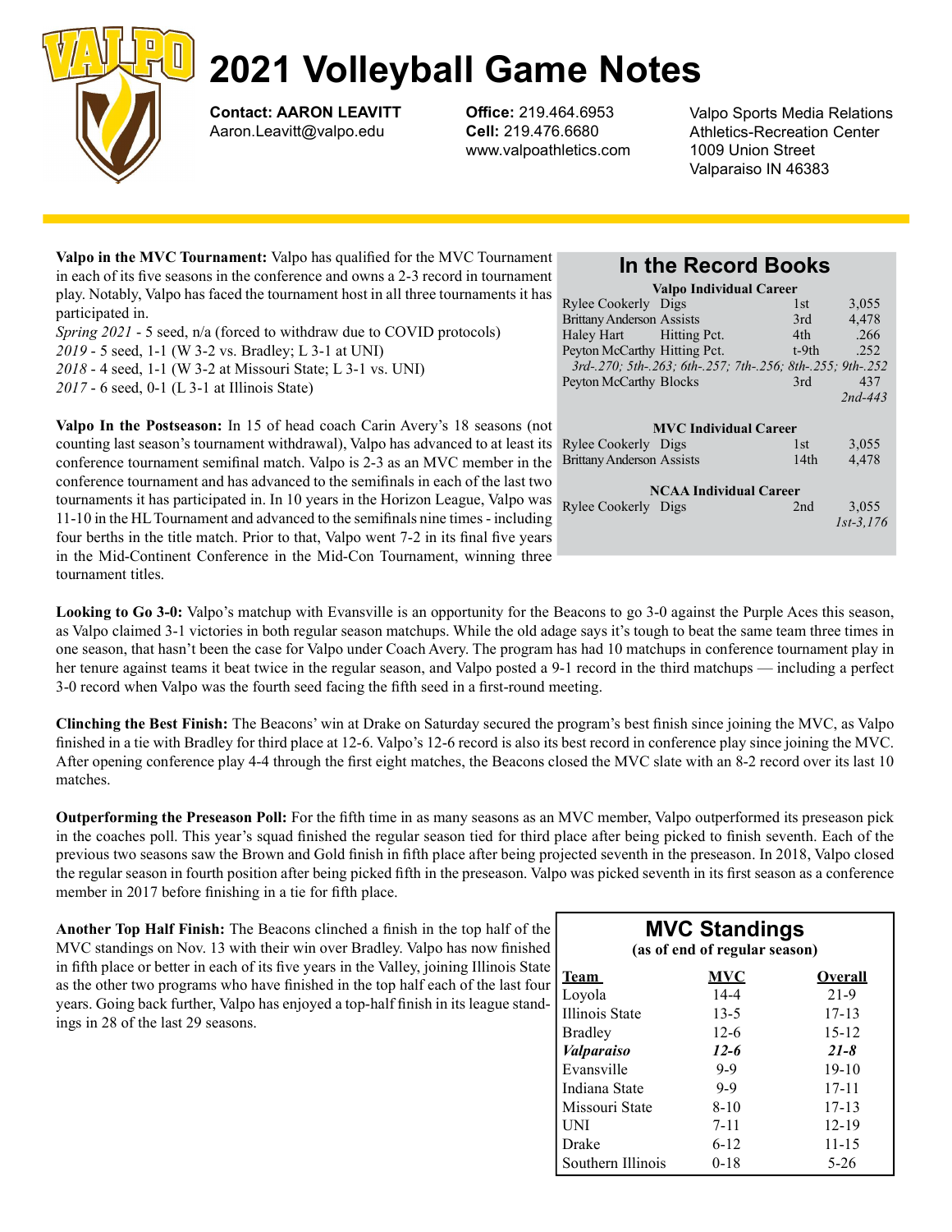# 2021 Volleyball Game Notes

**Contact: AARON LEAVITT**
Aaron.Leavitt@valpo.edu

**Office:** 219.464.6953
**Cell:** 219.476.6680
www.valpoathletics.com

Valpo Sports Media Relations
Athletics-Recreation Center
1009 Union Street
Valparaiso IN 46383

**Valpo in the MVC Tournament:** Valpo has qualified for the MVC Tournament in each of its five seasons in the conference and owns a 2-3 record in tournament play. Notably, Valpo has faced the tournament host in all three tournaments it has participated in.

*Spring 2021* - 5 seed, n/a (forced to withdraw due to COVID protocols)
*2019* - 5 seed, 1-1 (W 3-2 vs. Bradley; L 3-1 at UNI)
*2018* - 4 seed, 1-1 (W 3-2 at Missouri State; L 3-1 vs. UNI)
*2017* - 6 seed, 0-1 (L 3-1 at Illinois State)

**Valpo In the Postseason:** In 15 of head coach Carin Avery's 18 seasons (not counting last season's tournament withdrawal), Valpo has advanced to at least its conference tournament semifinal match. Valpo is 2-3 as an MVC member in the conference tournament and has advanced to the semifinals in each of the last two tournaments it has participated in. In 10 years in the Horizon League, Valpo was 11-10 in the HL Tournament and advanced to the semifinals nine times - including four berths in the title match. Prior to that, Valpo went 7-2 in its final five years in the Mid-Continent Conference in the Mid-Con Tournament, winning three tournament titles.

## In the Record Books

| Valpo Individual Career | | | |
|---|---|---|---|
| Rylee Cookerly | Digs | 1st | 3,055 |
| Brittany Anderson | Assists | 3rd | 4,478 |
| Haley Hart | Hitting Pct. | 4th | .266 |
| Peyton McCarthy | Hitting Pct. | t-9th | .252 |
| *3rd-.270; 5th-.263; 6th-.257; 7th-.256; 8th-.255; 9th-.252* | | | |
| Peyton McCarthy | Blocks | 3rd | 437 |
| | | | *2nd-443* |

| MVC Individual Career | | | |
|---|---|---|---|
| Rylee Cookerly | Digs | 1st | 3,055 |
| Brittany Anderson | Assists | 14th | 4,478 |

| NCAA Individual Career | | | |
|---|---|---|---|
| Rylee Cookerly | Digs | 2nd | 3,055 |
| | | | *1st-3,176* |

**Looking to Go 3-0:** Valpo's matchup with Evansville is an opportunity for the Beacons to go 3-0 against the Purple Aces this season, as Valpo claimed 3-1 victories in both regular season matchups. While the old adage says it's tough to beat the same team three times in one season, that hasn't been the case for Valpo under Coach Avery. The program has had 10 matchups in conference tournament play in her tenure against teams it beat twice in the regular season, and Valpo posted a 9-1 record in the third matchups — including a perfect 3-0 record when Valpo was the fourth seed facing the fifth seed in a first-round meeting.

**Clinching the Best Finish:** The Beacons' win at Drake on Saturday secured the program's best finish since joining the MVC, as Valpo finished in a tie with Bradley for third place at 12-6. Valpo's 12-6 record is also its best record in conference play since joining the MVC. After opening conference play 4-4 through the first eight matches, the Beacons closed the MVC slate with an 8-2 record over its last 10 matches.

**Outperforming the Preseason Poll:** For the fifth time in as many seasons as an MVC member, Valpo outperformed its preseason pick in the coaches poll. This year's squad finished the regular season tied for third place after being picked to finish seventh. Each of the previous two seasons saw the Brown and Gold finish in fifth place after being projected seventh in the preseason. In 2018, Valpo closed the regular season in fourth position after being picked fifth in the preseason. Valpo was picked seventh in its first season as a conference member in 2017 before finishing in a tie for fifth place.

**Another Top Half Finish:** The Beacons clinched a finish in the top half of the MVC standings on Nov. 13 with their win over Bradley. Valpo has now finished in fifth place or better in each of its five years in the Valley, joining Illinois State as the other two programs who have finished in the top half each of the last four years. Going back further, Valpo has enjoyed a top-half finish in its league standings in 28 of the last 29 seasons.

## MVC Standings
**(as of end of regular season)**

| Team | MVC | Overall |
|---|---|---|
| Loyola | 14-4 | 21-9 |
| Illinois State | 13-5 | 17-13 |
| Bradley | 12-6 | 15-12 |
| ***Valparaiso*** | ***12-6*** | ***21-8*** |
| Evansville | 9-9 | 19-10 |
| Indiana State | 9-9 | 17-11 |
| Missouri State | 8-10 | 17-13 |
| UNI | 7-11 | 12-19 |
| Drake | 6-12 | 11-15 |
| Southern Illinois | 0-18 | 5-26 |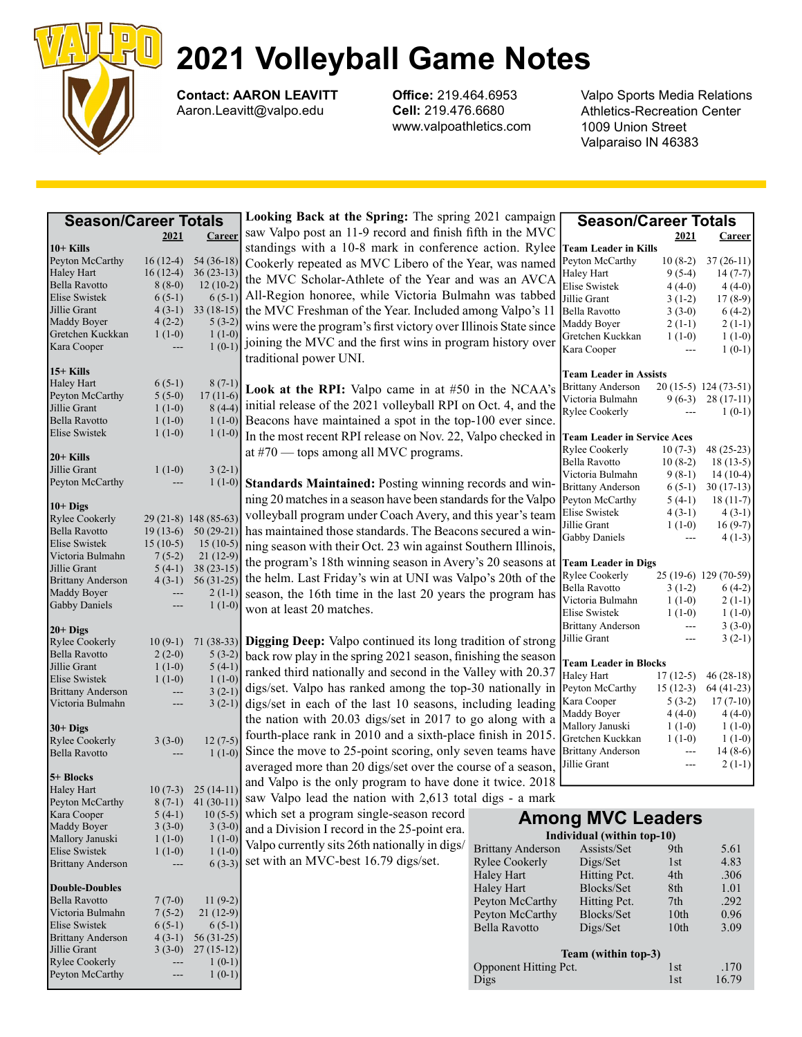# 2021 Volleyball Game Notes

**Contact: AARON LEAVITT**
Aaron.Leavitt@valpo.edu

**Office:** 219.464.6953
**Cell:** 219.476.6680
www.valpoathletics.com

Valpo Sports Media Relations
Athletics-Recreation Center
1009 Union Street
Valparaiso IN 46383

## Season/Career Totals

| | 2021 | Career |
|---|---|---|
| **10+ Kills** | | |
| Peyton McCarthy | 16 (12-4) | 54 (36-18) |
| Haley Hart | 16 (12-4) | 36 (23-13) |
| Bella Ravotto | 8 (8-0) | 12 (10-2) |
| Elise Swistek | 6 (5-1) | 6 (5-1) |
| Jillie Grant | 4 (3-1) | 33 (18-15) |
| Maddy Boyer | 4 (2-2) | 5 (3-2) |
| Gretchen Kuckkan | 1 (1-0) | 1 (1-0) |
| Kara Cooper | --- | 1 (0-1) |
| **15+ Kills** | | |
| Haley Hart | 6 (5-1) | 8 (7-1) |
| Peyton McCarthy | 5 (5-0) | 17 (11-6) |
| Jillie Grant | 1 (1-0) | 8 (4-4) |
| Bella Ravotto | 1 (1-0) | 1 (1-0) |
| Elise Swistek | 1 (1-0) | 1 (1-0) |
| **20+ Kills** | | |
| Jillie Grant | 1 (1-0) | 3 (2-1) |
| Peyton McCarthy | --- | 1 (1-0) |
| **10+ Digs** | | |
| Rylee Cookerly | 29 (21-8) | 148 (85-63) |
| Bella Ravotto | 19 (13-6) | 50 (29-21) |
| Elise Swistek | 15 (10-5) | 15 (10-5) |
| Victoria Bulmahn | 7 (5-2) | 21 (12-9) |
| Jillie Grant | 5 (4-1) | 38 (23-15) |
| Brittany Anderson | 4 (3-1) | 56 (31-25) |
| Maddy Boyer | --- | 2 (1-1) |
| Gabby Daniels | --- | 1 (1-0) |
| **20+ Digs** | | |
| Rylee Cookerly | 10 (9-1) | 71 (38-33) |
| Bella Ravotto | 2 (2-0) | 5 (3-2) |
| Jillie Grant | 1 (1-0) | 5 (4-1) |
| Elise Swistek | 1 (1-0) | 1 (1-0) |
| Brittany Anderson | --- | 3 (2-1) |
| Victoria Bulmahn | --- | 3 (2-1) |
| **30+ Digs** | | |
| Rylee Cookerly | 3 (3-0) | 12 (7-5) |
| Bella Ravotto | --- | 1 (1-0) |
| **5+ Blocks** | | |
| Haley Hart | 10 (7-3) | 25 (14-11) |
| Peyton McCarthy | 8 (7-1) | 41 (30-11) |
| Kara Cooper | 5 (4-1) | 10 (5-5) |
| Maddy Boyer | 3 (3-0) | 3 (3-0) |
| Mallory Januski | 1 (1-0) | 1 (1-0) |
| Elise Swistek | 1 (1-0) | 1 (1-0) |
| Brittany Anderson | --- | 6 (3-3) |
| **Double-Doubles** | | |
| Bella Ravotto | 7 (7-0) | 11 (9-2) |
| Victoria Bulmahn | 7 (5-2) | 21 (12-9) |
| Elise Swistek | 6 (5-1) | 6 (5-1) |
| Brittany Anderson | 4 (3-1) | 56 (31-25) |
| Jillie Grant | 3 (3-0) | 27 (15-12) |
| Rylee Cookerly | --- | 1 (0-1) |
| Peyton McCarthy | --- | 1 (0-1) |

**Looking Back at the Spring:** The spring 2021 campaign saw Valpo post an 11-9 record and finish fifth in the MVC standings with a 10-8 mark in conference action. Rylee Cookerly repeated as MVC Libero of the Year, was named the MVC Scholar-Athlete of the Year and was an AVCA All-Region honoree, while Victoria Bulmahn was tabbed the MVC Freshman of the Year. Included among Valpo's 11 wins were the program's first victory over Illinois State since joining the MVC and the first wins in program history over traditional power UNI.

**Look at the RPI:** Valpo came in at #50 in the NCAA's initial release of the 2021 volleyball RPI on Oct. 4, and the Beacons have maintained a spot in the top-100 ever since. In the most recent RPI release on Nov. 22, Valpo checked in at #70 — tops among all MVC programs.

**Standards Maintained:** Posting winning records and winning 20 matches in a season have been standards for the Valpo volleyball program under Coach Avery, and this year's team has maintained those standards. The Beacons secured a winning season with their Oct. 23 win against Southern Illinois, the program's 18th winning season in Avery's 20 seasons at the helm. Last Friday's win at UNI was Valpo's 20th of the season, the 16th time in the last 20 years the program has won at least 20 matches.

**Digging Deep:** Valpo continued its long tradition of strong back row play in the spring 2021 season, finishing the season ranked third nationally and second in the Valley with 20.37 digs/set. Valpo has ranked among the top-30 nationally in digs/set in each of the last 10 seasons, including leading the nation with 20.03 digs/set in 2017 to go along with a fourth-place rank in 2010 and a sixth-place finish in 2015. Since the move to 25-point scoring, only seven teams have averaged more than 20 digs/set over the course of a season, and Valpo is the only program to have done it twice. 2018 saw Valpo lead the nation with 2,613 total digs - a mark which set a program single-season record and a Division I record in the 25-point era. Valpo currently sits 26th nationally in digs/set with an MVC-best 16.79 digs/set.

## Season/Career Totals

| | 2021 | Career |
|---|---|---|
| **Team Leader in Kills** | | |
| Peyton McCarthy | 10 (8-2) | 37 (26-11) |
| Haley Hart | 9 (5-4) | 14 (7-7) |
| Elise Swistek | 4 (4-0) | 4 (4-0) |
| Jillie Grant | 3 (1-2) | 17 (8-9) |
| Bella Ravotto | 3 (3-0) | 6 (4-2) |
| Maddy Boyer | 2 (1-1) | 2 (1-1) |
| Gretchen Kuckkan | 1 (1-0) | 1 (1-0) |
| Kara Cooper | --- | 1 (0-1) |
| **Team Leader in Assists** | | |
| Brittany Anderson | 20 (15-5) | 124 (73-51) |
| Victoria Bulmahn | 9 (6-3) | 28 (17-11) |
| Rylee Cookerly | --- | 1 (0-1) |
| **Team Leader in Service Aces** | | |
| Rylee Cookerly | 10 (7-3) | 48 (25-23) |
| Bella Ravotto | 10 (8-2) | 18 (13-5) |
| Victoria Bulmahn | 9 (8-1) | 14 (10-4) |
| Brittany Anderson | 6 (5-1) | 30 (17-13) |
| Peyton McCarthy | 5 (4-1) | 18 (11-7) |
| Elise Swistek | 4 (3-1) | 4 (3-1) |
| Jillie Grant | 1 (1-0) | 16 (9-7) |
| Gabby Daniels | --- | 4 (1-3) |
| **Team Leader in Digs** | | |
| Rylee Cookerly | 25 (19-6) | 129 (70-59) |
| Bella Ravotto | 3 (1-2) | 6 (4-2) |
| Victoria Bulmahn | 1 (1-0) | 2 (1-1) |
| Elise Swistek | 1 (1-0) | 1 (1-0) |
| Brittany Anderson | --- | 3 (3-0) |
| Jillie Grant | --- | 3 (2-1) |
| **Team Leader in Blocks** | | |
| Haley Hart | 17 (12-5) | 46 (28-18) |
| Peyton McCarthy | 15 (12-3) | 64 (41-23) |
| Kara Cooper | 5 (3-2) | 17 (7-10) |
| Maddy Boyer | 4 (4-0) | 4 (4-0) |
| Mallory Januski | 1 (1-0) | 1 (1-0) |
| Gretchen Kuckkan | 1 (1-0) | 1 (1-0) |
| Brittany Anderson | --- | 14 (8-6) |
| Jillie Grant | --- | 2 (1-1) |

## Among MVC Leaders

**Individual (within top-10)**

| | | | |
|---|---|---|---|
| Brittany Anderson | Assists/Set | 9th | 5.61 |
| Rylee Cookerly | Digs/Set | 1st | 4.83 |
| Haley Hart | Hitting Pct. | 4th | .306 |
| Haley Hart | Blocks/Set | 8th | 1.01 |
| Peyton McCarthy | Hitting Pct. | 7th | .292 |
| Peyton McCarthy | Blocks/Set | 10th | 0.96 |
| Bella Ravotto | Digs/Set | 10th | 3.09 |

**Team (within top-3)**

| | | |
|---|---|---|
| Opponent Hitting Pct. | 1st | .170 |
| Digs | 1st | 16.79 |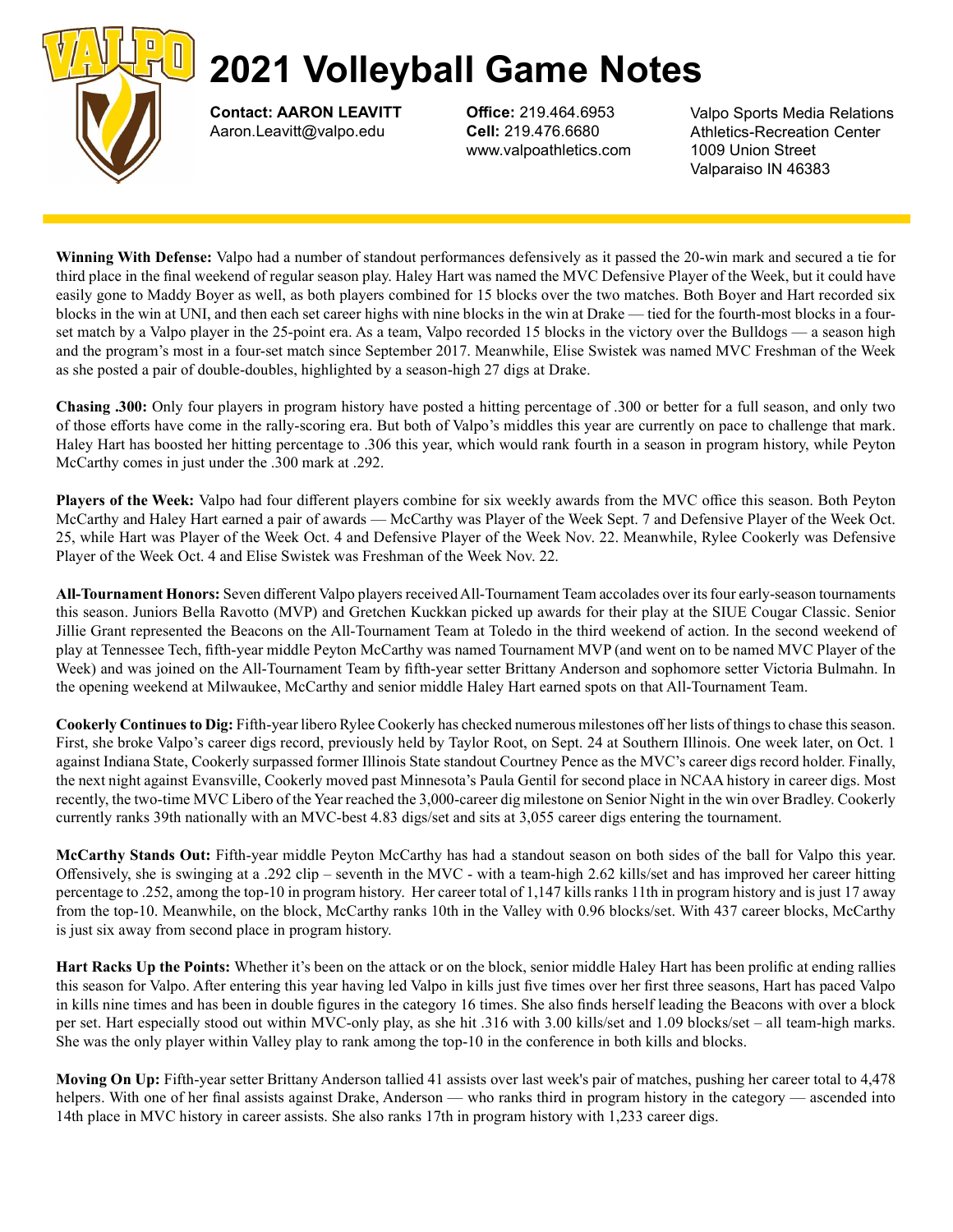# 2021 Volleyball Game Notes

**Contact: AARON LEAVITT**
Aaron.Leavitt@valpo.edu

**Office:** 219.464.6953
**Cell:** 219.476.6680
www.valpoathletics.com

Valpo Sports Media Relations
Athletics-Recreation Center
1009 Union Street
Valparaiso IN 46383

**Winning With Defense:** Valpo had a number of standout performances defensively as it passed the 20-win mark and secured a tie for third place in the final weekend of regular season play. Haley Hart was named the MVC Defensive Player of the Week, but it could have easily gone to Maddy Boyer as well, as both players combined for 15 blocks over the two matches. Both Boyer and Hart recorded six blocks in the win at UNI, and then each set career highs with nine blocks in the win at Drake — tied for the fourth-most blocks in a four-set match by a Valpo player in the 25-point era. As a team, Valpo recorded 15 blocks in the victory over the Bulldogs — a season high and the program's most in a four-set match since September 2017. Meanwhile, Elise Swistek was named MVC Freshman of the Week as she posted a pair of double-doubles, highlighted by a season-high 27 digs at Drake.

**Chasing .300:** Only four players in program history have posted a hitting percentage of .300 or better for a full season, and only two of those efforts have come in the rally-scoring era. But both of Valpo's middles this year are currently on pace to challenge that mark. Haley Hart has boosted her hitting percentage to .306 this year, which would rank fourth in a season in program history, while Peyton McCarthy comes in just under the .300 mark at .292.

**Players of the Week:** Valpo had four different players combine for six weekly awards from the MVC office this season. Both Peyton McCarthy and Haley Hart earned a pair of awards — McCarthy was Player of the Week Sept. 7 and Defensive Player of the Week Oct. 25, while Hart was Player of the Week Oct. 4 and Defensive Player of the Week Nov. 22. Meanwhile, Rylee Cookerly was Defensive Player of the Week Oct. 4 and Elise Swistek was Freshman of the Week Nov. 22.

**All-Tournament Honors:** Seven different Valpo players received All-Tournament Team accolades over its four early-season tournaments this season. Juniors Bella Ravotto (MVP) and Gretchen Kuckkan picked up awards for their play at the SIUE Cougar Classic. Senior Jillie Grant represented the Beacons on the All-Tournament Team at Toledo in the third weekend of action. In the second weekend of play at Tennessee Tech, fifth-year middle Peyton McCarthy was named Tournament MVP (and went on to be named MVC Player of the Week) and was joined on the All-Tournament Team by fifth-year setter Brittany Anderson and sophomore setter Victoria Bulmahn. In the opening weekend at Milwaukee, McCarthy and senior middle Haley Hart earned spots on that All-Tournament Team.

**Cookerly Continues to Dig:** Fifth-year libero Rylee Cookerly has checked numerous milestones off her lists of things to chase this season. First, she broke Valpo's career digs record, previously held by Taylor Root, on Sept. 24 at Southern Illinois. One week later, on Oct. 1 against Indiana State, Cookerly surpassed former Illinois State standout Courtney Pence as the MVC's career digs record holder. Finally, the next night against Evansville, Cookerly moved past Minnesota's Paula Gentil for second place in NCAA history in career digs. Most recently, the two-time MVC Libero of the Year reached the 3,000-career dig milestone on Senior Night in the win over Bradley. Cookerly currently ranks 39th nationally with an MVC-best 4.83 digs/set and sits at 3,055 career digs entering the tournament.

**McCarthy Stands Out:** Fifth-year middle Peyton McCarthy has had a standout season on both sides of the ball for Valpo this year. Offensively, she is swinging at a .292 clip – seventh in the MVC - with a team-high 2.62 kills/set and has improved her career hitting percentage to .252, among the top-10 in program history. Her career total of 1,147 kills ranks 11th in program history and is just 17 away from the top-10. Meanwhile, on the block, McCarthy ranks 10th in the Valley with 0.96 blocks/set. With 437 career blocks, McCarthy is just six away from second place in program history.

**Hart Racks Up the Points:** Whether it's been on the attack or on the block, senior middle Haley Hart has been prolific at ending rallies this season for Valpo. After entering this year having led Valpo in kills just five times over her first three seasons, Hart has paced Valpo in kills nine times and has been in double figures in the category 16 times. She also finds herself leading the Beacons with over a block per set. Hart especially stood out within MVC-only play, as she hit .316 with 3.00 kills/set and 1.09 blocks/set – all team-high marks. She was the only player within Valley play to rank among the top-10 in the conference in both kills and blocks.

**Moving On Up:** Fifth-year setter Brittany Anderson tallied 41 assists over last week's pair of matches, pushing her career total to 4,478 helpers. With one of her final assists against Drake, Anderson — who ranks third in program history in the category — ascended into 14th place in MVC history in career assists. She also ranks 17th in program history with 1,233 career digs.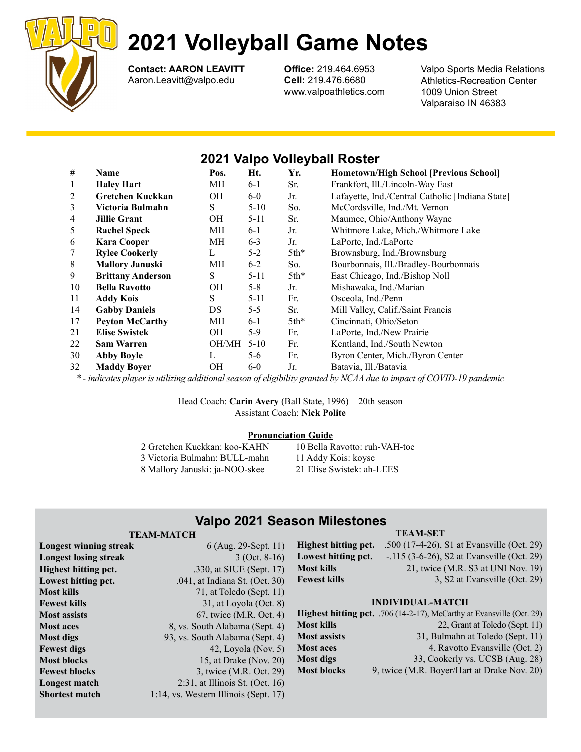# 2021 Volleyball Game Notes

**Contact: AARON LEAVITT**
Aaron.Leavitt@valpo.edu

**Office:** 219.464.6953
**Cell:** 219.476.6680
www.valpoathletics.com

Valpo Sports Media Relations
Athletics-Recreation Center
1009 Union Street
Valparaiso IN 46383

## 2021 Valpo Volleyball Roster

| # | Name | Pos. | Ht. | Yr. | Hometown/High School [Previous School] |
|---|---|---|---|---|---|
| 1 | **Haley Hart** | MH | 6-1 | Sr. | Frankfort, Ill./Lincoln-Way East |
| 2 | **Gretchen Kuckkan** | OH | 6-0 | Jr. | Lafayette, Ind./Central Catholic [Indiana State] |
| 3 | **Victoria Bulmahn** | S | 5-10 | So. | McCordsville, Ind./Mt. Vernon |
| 4 | **Jillie Grant** | OH | 5-11 | Sr. | Maumee, Ohio/Anthony Wayne |
| 5 | **Rachel Speck** | MH | 6-1 | Jr. | Whitmore Lake, Mich./Whitmore Lake |
| 6 | **Kara Cooper** | MH | 6-3 | Jr. | LaPorte, Ind./LaPorte |
| 7 | **Rylee Cookerly** | L | 5-2 | 5th* | Brownsburg, Ind./Brownsburg |
| 8 | **Mallory Januski** | MH | 6-2 | So. | Bourbonnais, Ill./Bradley-Bourbonnais |
| 9 | **Brittany Anderson** | S | 5-11 | 5th* | East Chicago, Ind./Bishop Noll |
| 10 | **Bella Ravotto** | OH | 5-8 | Jr. | Mishawaka, Ind./Marian |
| 11 | **Addy Kois** | S | 5-11 | Fr. | Osceola, Ind./Penn |
| 14 | **Gabby Daniels** | DS | 5-5 | Sr. | Mill Valley, Calif./Saint Francis |
| 17 | **Peyton McCarthy** | MH | 6-1 | 5th* | Cincinnati, Ohio/Seton |
| 21 | **Elise Swistek** | OH | 5-9 | Fr. | LaPorte, Ind./New Prairie |
| 22 | **Sam Warren** | OH/MH | 5-10 | Fr. | Kentland, Ind./South Newton |
| 30 | **Abby Boyle** | L | 5-6 | Fr. | Byron Center, Mich./Byron Center |
| 32 | **Maddy Boyer** | OH | 6-0 | Jr. | Batavia, Ill./Batavia |

*\* - indicates player is utilizing additional season of eligibility granted by NCAA due to impact of COVID-19 pandemic*

Head Coach: **Carin Avery** (Ball State, 1996) – 20th season
Assistant Coach: **Nick Polite**

**Pronunciation Guide**

2 Gretchen Kuckkan: koo-KAHN
3 Victoria Bulmahn: BULL-mahn
8 Mallory Januski: ja-NOO-skee
10 Bella Ravotto: ruh-VAH-toe
11 Addy Kois: koyse
21 Elise Swistek: ah-LEES

## Valpo 2021 Season Milestones

### TEAM-MATCH

| | |
|---|---|
| **Longest winning streak** | 6 (Aug. 29-Sept. 11) |
| **Longest losing streak** | 3 (Oct. 8-16) |
| **Highest hitting pct.** | .330, at SIUE (Sept. 17) |
| **Lowest hitting pct.** | .041, at Indiana St. (Oct. 30) |
| **Most kills** | 71, at Toledo (Sept. 11) |
| **Fewest kills** | 31, at Loyola (Oct. 8) |
| **Most assists** | 67, twice (M.R. Oct. 4) |
| **Most aces** | 8, vs. South Alabama (Sept. 4) |
| **Most digs** | 93, vs. South Alabama (Sept. 4) |
| **Fewest digs** | 42, Loyola (Nov. 5) |
| **Most blocks** | 15, at Drake (Nov. 20) |
| **Fewest blocks** | 3, twice (M.R. Oct. 29) |
| **Longest match** | 2:31, at Illinois St. (Oct. 16) |
| **Shortest match** | 1:14, vs. Western Illinois (Sept. 17) |

### TEAM-SET

| | |
|---|---|
| **Highest hitting pct.** | .500 (17-4-26), S1 at Evansville (Oct. 29) |
| **Lowest hitting pct.** | -.115 (3-6-26), S2 at Evansville (Oct. 29) |
| **Most kills** | 21, twice (M.R. S3 at UNI Nov. 19) |
| **Fewest kills** | 3, S2 at Evansville (Oct. 29) |

### INDIVIDUAL-MATCH

| | |
|---|---|
| **Highest hitting pct.** | .706 (14-2-17), McCarthy at Evansville (Oct. 29) |
| **Most kills** | 22, Grant at Toledo (Sept. 11) |
| **Most assists** | 31, Bulmahn at Toledo (Sept. 11) |
| **Most aces** | 4, Ravotto Evansville (Oct. 2) |
| **Most digs** | 33, Cookerly vs. UCSB (Aug. 28) |
| **Most blocks** | 9, twice (M.R. Boyer/Hart at Drake Nov. 20) |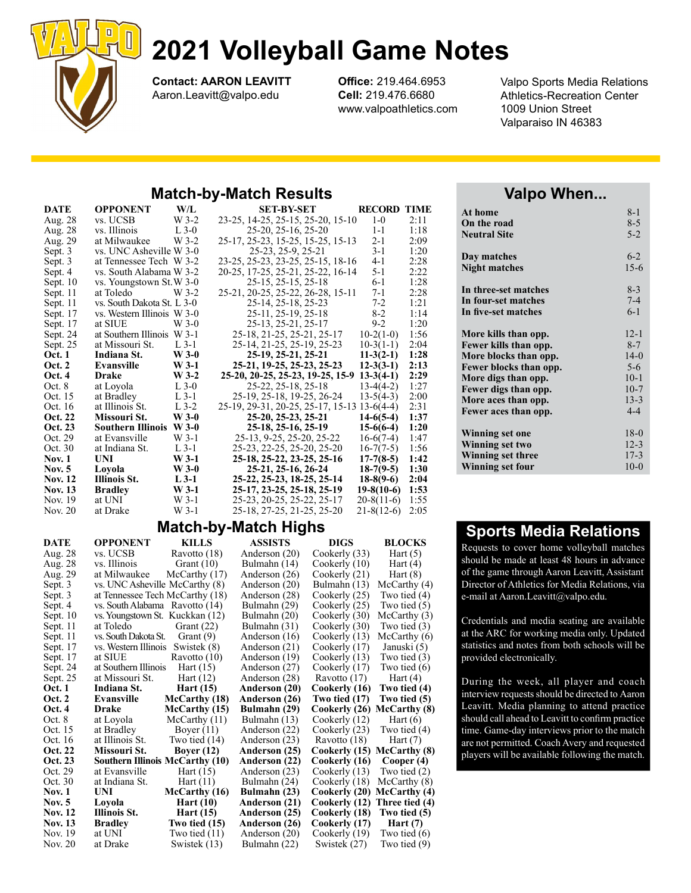# 2021 Volleyball Game Notes

**Contact: AARON LEAVITT**
Aaron.Leavitt@valpo.edu

**Office:** 219.464.6953
**Cell:** 219.476.6680
www.valpoathletics.com

Valpo Sports Media Relations
Athletics-Recreation Center
1009 Union Street
Valparaiso IN 46383

## Match-by-Match Results

| DATE | OPPONENT | W/L | SET-BY-SET | RECORD | TIME |
|---|---|---|---|---|---|
| Aug. 28 | vs. UCSB | W 3-2 | 23-25, 14-25, 25-15, 25-20, 15-10 | 1-0 | 2:11 |
| Aug. 28 | vs. Illinois | L 3-0 | 25-20, 25-16, 25-20 | 1-1 | 1:18 |
| Aug. 29 | at Milwaukee | W 3-2 | 25-17, 25-23, 15-25, 15-25, 15-13 | 2-1 | 2:09 |
| Sept. 3 | vs. UNC Asheville | W 3-0 | 25-23, 25-9, 25-21 | 3-1 | 1:20 |
| Sept. 3 | at Tennessee Tech | W 3-2 | 23-25, 25-23, 23-25, 25-15, 18-16 | 4-1 | 2:28 |
| Sept. 4 | vs. South Alabama | W 3-2 | 20-25, 17-25, 25-21, 25-22, 16-14 | 5-1 | 2:22 |
| Sept. 10 | vs. Youngstown St. | W 3-0 | 25-15, 25-15, 25-18 | 6-1 | 1:28 |
| Sept. 11 | at Toledo | W 3-2 | 25-21, 20-25, 25-22, 26-28, 15-11 | 7-1 | 2:28 |
| Sept. 11 | vs. South Dakota St. | L 3-0 | 25-14, 25-18, 25-23 | 7-2 | 1:21 |
| Sept. 17 | vs. Western Illinois | W 3-0 | 25-11, 25-19, 25-18 | 8-2 | 1:14 |
| Sept. 17 | at SIUE | W 3-0 | 25-13, 25-21, 25-17 | 9-2 | 1:20 |
| Sept. 24 | at Southern Illinois | W 3-1 | 25-18, 21-25, 25-21, 25-17 | 10-2(1-0) | 1:56 |
| Sept. 25 | at Missouri St. | L 3-1 | 25-14, 21-25, 25-19, 25-23 | 10-3(1-1) | 2:04 |
| **Oct. 1** | **Indiana St.** | **W 3-0** | **25-19, 25-21, 25-21** | **11-3(2-1)** | **1:28** |
| **Oct. 2** | **Evansville** | **W 3-1** | **25-21, 19-25, 25-23, 25-23** | **12-3(3-1)** | **2:13** |
| **Oct. 4** | **Drake** | **W 3-2** | **25-20, 20-25, 25-23, 19-25, 15-9** | **13-3(4-1)** | **2:29** |
| Oct. 8 | at Loyola | L 3-0 | 25-22, 25-18, 25-18 | 13-4(4-2) | 1:27 |
| Oct. 15 | at Bradley | L 3-1 | 25-19, 25-18, 19-25, 26-24 | 13-5(4-3) | 2:00 |
| Oct. 16 | at Illinois St. | L 3-2 | 25-19, 29-31, 20-25, 25-17, 15-13 | 13-6(4-4) | 2:31 |
| **Oct. 22** | **Missouri St.** | **W 3-0** | **25-20, 25-23, 25-21** | **14-6(5-4)** | **1:37** |
| **Oct. 23** | **Southern Illinois** | **W 3-0** | **25-18, 25-16, 25-19** | **15-6(6-4)** | **1:20** |
| Oct. 29 | at Evansville | W 3-1 | 25-13, 9-25, 25-20, 25-22 | 16-6(7-4) | 1:47 |
| Oct. 30 | at Indiana St. | L 3-1 | 25-23, 22-25, 25-20, 25-20 | 16-7(7-5) | 1:56 |
| **Nov. 1** | **UNI** | **W 3-1** | **25-18, 25-22, 23-25, 25-16** | **17-7(8-5)** | **1:42** |
| **Nov. 5** | **Loyola** | **W 3-0** | **25-21, 25-16, 26-24** | **18-7(9-5)** | **1:30** |
| **Nov. 12** | **Illinois St.** | **L 3-1** | **25-22, 25-23, 18-25, 25-14** | **18-8(9-6)** | **2:04** |
| **Nov. 13** | **Bradley** | **W 3-1** | **25-17, 23-25, 25-18, 25-19** | **19-8(10-6)** | **1:53** |
| Nov. 19 | at UNI | W 3-1 | 25-23, 20-25, 25-22, 25-17 | 20-8(11-6) | 1:55 |
| Nov. 20 | at Drake | W 3-1 | 25-18, 27-25, 21-25, 25-20 | 21-8(12-6) | 2:05 |

## Match-by-Match Highs

| DATE | OPPONENT | KILLS | ASSISTS | DIGS | BLOCKS |
|---|---|---|---|---|---|
| Aug. 28 | vs. UCSB | Ravotto (18) | Anderson (20) | Cookerly (33) | Hart (5) |
| Aug. 28 | vs. Illinois | Grant (10) | Bulmahn (14) | Cookerly (10) | Hart (4) |
| Aug. 29 | at Milwaukee | McCarthy (17) | Anderson (26) | Cookerly (21) | Hart (8) |
| Sept. 3 | vs. UNC Asheville | McCarthy (8) | Anderson (20) | Bulmahn (13) | McCarthy (4) |
| Sept. 3 | at Tennessee Tech | McCarthy (18) | Anderson (28) | Cookerly (25) | Two tied (4) |
| Sept. 4 | vs. South Alabama | Ravotto (14) | Bulmahn (29) | Cookerly (25) | Two tied (5) |
| Sept. 10 | vs. Youngstown St. | Kuckkan (12) | Bulmahn (20) | Cookerly (30) | McCarthy (3) |
| Sept. 11 | at Toledo | Grant (22) | Bulmahn (31) | Cookerly (30) | Two tied (3) |
| Sept. 11 | vs. South Dakota St. | Grant (9) | Anderson (16) | Cookerly (13) | McCarthy (6) |
| Sept. 17 | vs. Western Illinois | Swistek (8) | Anderson (21) | Cookerly (17) | Januski (5) |
| Sept. 17 | at SIUE | Ravotto (10) | Anderson (19) | Cookerly (13) | Two tied (3) |
| Sept. 24 | at Southern Illinois | Hart (15) | Anderson (27) | Cookerly (17) | Two tied (6) |
| Sept. 25 | at Missouri St. | Hart (12) | Anderson (28) | Ravotto (17) | Hart (4) |
| **Oct. 1** | **Indiana St.** | **Hart (15)** | **Anderson (20)** | **Cookerly (16)** | **Two tied (4)** |
| **Oct. 2** | **Evansville** | **McCarthy (18)** | **Anderson (26)** | **Two tied (17)** | **Two tied (5)** |
| **Oct. 4** | **Drake** | **McCarthy (15)** | **Bulmahn (29)** | **Cookerly (26)** | **McCarthy (8)** |
| Oct. 8 | at Loyola | McCarthy (11) | Bulmahn (13) | Cookerly (12) | Hart (6) |
| Oct. 15 | at Bradley | Boyer (11) | Anderson (22) | Cookerly (23) | Two tied (4) |
| Oct. 16 | at Illinois St. | Two tied (14) | Anderson (23) | Ravotto (18) | Hart (7) |
| **Oct. 22** | **Missouri St.** | **Boyer (12)** | **Anderson (25)** | **Cookerly (15)** | **McCarthy (8)** |
| **Oct. 23** | **Southern Illinois** | **McCarthy (10)** | **Anderson (22)** | **Cookerly (16)** | **Cooper (4)** |
| Oct. 29 | at Evansville | Hart (15) | Anderson (23) | Cookerly (13) | Two tied (2) |
| Oct. 30 | at Indiana St. | Hart (11) | Bulmahn (24) | Cookerly (18) | McCarthy (8) |
| **Nov. 1** | **UNI** | **McCarthy (16)** | **Bulmahn (23)** | **Cookerly (20)** | **McCarthy (4)** |
| **Nov. 5** | **Loyola** | **Hart (10)** | **Anderson (21)** | **Cookerly (12)** | **Three tied (4)** |
| **Nov. 12** | **Illinois St.** | **Hart (15)** | **Anderson (25)** | **Cookerly (18)** | **Two tied (5)** |
| **Nov. 13** | **Bradley** | **Two tied (15)** | **Anderson (26)** | **Cookerly (17)** | **Hart (7)** |
| Nov. 19 | at UNI | Two tied (11) | Anderson (20) | Cookerly (19) | Two tied (6) |
| Nov. 20 | at Drake | Swistek (13) | Bulmahn (22) | Swistek (27) | Two tied (9) |

## Valpo When...

| | |
|---|---|
| At home | 8-1 |
| On the road | 8-5 |
| Neutral Site | 5-2 |
| Day matches | 6-2 |
| Night matches | 15-6 |
| In three-set matches | 8-3 |
| In four-set matches | 7-4 |
| In five-set matches | 6-1 |
| More kills than opp. | 12-1 |
| Fewer kills than opp. | 8-7 |
| More blocks than opp. | 14-0 |
| Fewer blocks than opp. | 5-6 |
| More digs than opp. | 10-1 |
| Fewer digs than opp. | 10-7 |
| More aces than opp. | 13-3 |
| Fewer aces than opp. | 4-4 |
| Winning set one | 18-0 |
| Winning set two | 12-3 |
| Winning set three | 17-3 |
| Winning set four | 10-0 |

## Sports Media Relations

Requests to cover home volleyball matches should be made at least 48 hours in advance of the game through Aaron Leavitt, Assistant Director of Athletics for Media Relations, via e-mail at Aaron.Leavitt@valpo.edu.

Credentials and media seating are available at the ARC for working media only. Updated statistics and notes from both schools will be provided electronically.

During the week, all player and coach interview requests should be directed to Aaron Leavitt. Media planning to attend practice should call ahead to Leavitt to confirm practice time. Game-day interviews prior to the match are not permitted. Coach Avery and requested players will be available following the match.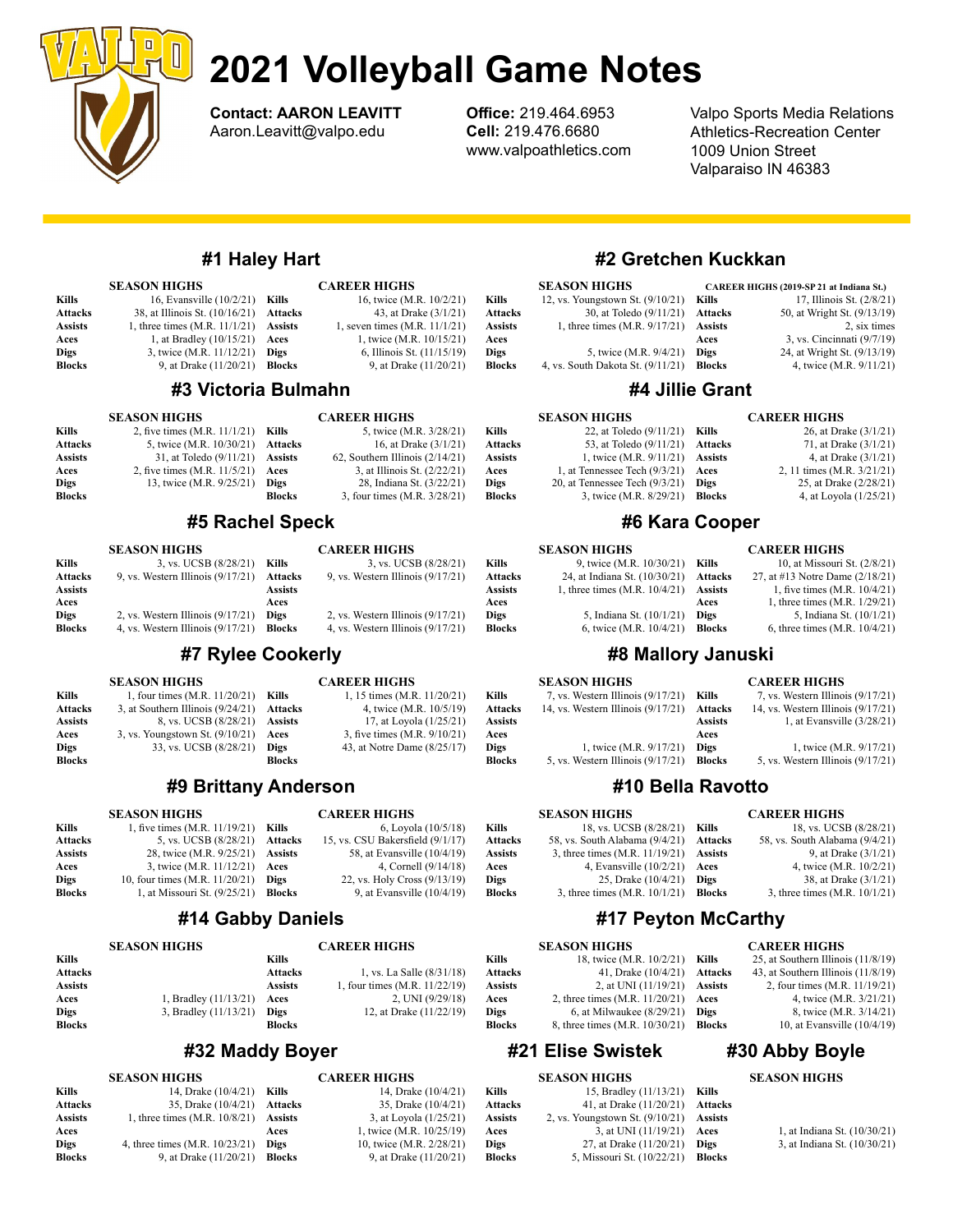# 2021 Volleyball Game Notes

**Contact: AARON LEAVITT**
Aaron.Leavitt@valpo.edu

**Office:** 219.464.6953
**Cell:** 219.476.6680
www.valpoathletics.com

Valpo Sports Media Relations
Athletics-Recreation Center
1009 Union Street
Valparaiso IN 46383

## #1 Haley Hart

| | SEASON HIGHS | | CAREER HIGHS |
|---|---|---|---|
| Kills | 16, Evansville (10/2/21) | Kills | 16, twice (M.R. 10/2/21) |
| Attacks | 38, at Illinois St. (10/16/21) | Attacks | 43, at Drake (3/1/21) |
| Assists | 1, three times (M.R. 11/1/21) | Assists | 1, seven times (M.R. 11/1/21) |
| Aces | 1, at Bradley (10/15/21) | Aces | 1, twice (M.R. 10/15/21) |
| Digs | 3, twice (M.R. 11/12/21) | Digs | 6, Illinois St. (11/15/19) |
| Blocks | 9, at Drake (11/20/21) | Blocks | 9, at Drake (11/20/21) |

## #2 Gretchen Kuckkan

| | SEASON HIGHS | | CAREER HIGHS (2019-SP 21 at Indiana St.) |
|---|---|---|---|
| Kills | 12, vs. Youngstown St. (9/10/21) | Kills | 17, Illinois St. (2/8/21) |
| Attacks | 30, at Toledo (9/11/21) | Attacks | 50, at Wright St. (9/13/19) |
| Assists | 1, three times (M.R. 9/17/21) | Assists | 2, six times |
| Aces | | Aces | 3, vs. Cincinnati (9/7/19) |
| Digs | 5, twice (M.R. 9/4/21) | Digs | 24, at Wright St. (9/13/19) |
| Blocks | 4, vs. South Dakota St. (9/11/21) | Blocks | 4, twice (M.R. 9/11/21) |

## #3 Victoria Bulmahn

| | SEASON HIGHS | | CAREER HIGHS |
|---|---|---|---|
| Kills | 2, five times (M.R. 11/1/21) | Kills | 5, twice (M.R. 3/28/21) |
| Attacks | 5, twice (M.R. 10/30/21) | Attacks | 16, at Drake (3/1/21) |
| Assists | 31, at Toledo (9/11/21) | Assists | 62, Southern Illinois (2/14/21) |
| Aces | 2, five times (M.R. 11/5/21) | Aces | 3, at Illinois St. (2/22/21) |
| Digs | 13, twice (M.R. 9/25/21) | Digs | 28, Indiana St. (3/22/21) |
| Blocks | | Blocks | 3, four times (M.R. 3/28/21) |

## #4 Jillie Grant

| | SEASON HIGHS | | CAREER HIGHS |
|---|---|---|---|
| Kills | 22, at Toledo (9/11/21) | Kills | 26, at Drake (3/1/21) |
| Attacks | 53, at Toledo (9/11/21) | Attacks | 71, at Drake (3/1/21) |
| Assists | 1, twice (M.R. 9/11/21) | Assists | 4, at Drake (3/1/21) |
| Aces | 1, at Tennessee Tech (9/3/21) | Aces | 2, 11 times (M.R. 3/21/21) |
| Digs | 20, at Tennessee Tech (9/3/21) | Digs | 25, at Drake (2/28/21) |
| Blocks | 3, twice (M.R. 8/29/21) | Blocks | 4, at Loyola (1/25/21) |

## #5 Rachel Speck

| | SEASON HIGHS | | CAREER HIGHS |
|---|---|---|---|
| Kills | 3, vs. UCSB (8/28/21) | Kills | 3, vs. UCSB (8/28/21) |
| Attacks | 9, vs. Western Illinois (9/17/21) | Attacks | 9, vs. Western Illinois (9/17/21) |
| Assists | | Assists | |
| Aces | | Aces | |
| Digs | 2, vs. Western Illinois (9/17/21) | Digs | 2, vs. Western Illinois (9/17/21) |
| Blocks | 4, vs. Western Illinois (9/17/21) | Blocks | 4, vs. Western Illinois (9/17/21) |

## #6 Kara Cooper

| | SEASON HIGHS | | CAREER HIGHS |
|---|---|---|---|
| Kills | 9, twice (M.R. 10/30/21) | Kills | 10, at Missouri St. (2/8/21) |
| Attacks | 24, at Indiana St. (10/30/21) | Attacks | 27, at #13 Notre Dame (2/18/21) |
| Assists | 1, three times (M.R. 10/4/21) | Assists | 1, five times (M.R. 10/4/21) |
| Aces | | Aces | 1, three times (M.R. 1/29/21) |
| Digs | 5, Indiana St. (10/1/21) | Digs | 5, Indiana St. (10/1/21) |
| Blocks | 6, twice (M.R. 10/4/21) | Blocks | 6, three times (M.R. 10/4/21) |

## #7 Rylee Cookerly

| | SEASON HIGHS | | CAREER HIGHS |
|---|---|---|---|
| Kills | 1, four times (M.R. 11/20/21) | Kills | 1, 15 times (M.R. 11/20/21) |
| Attacks | 3, at Southern Illinois (9/24/21) | Attacks | 4, twice (M.R. 10/5/19) |
| Assists | 8, vs. UCSB (8/28/21) | Assists | 17, at Loyola (1/25/21) |
| Aces | 3, vs. Youngstown St. (9/10/21) | Aces | 3, five times (M.R. 9/10/21) |
| Digs | 33, vs. UCSB (8/28/21) | Digs | 43, at Notre Dame (8/25/17) |
| Blocks | | Blocks | |

## #8 Mallory Januski

| | SEASON HIGHS | | CAREER HIGHS |
|---|---|---|---|
| Kills | 7, vs. Western Illinois (9/17/21) | Kills | 7, vs. Western Illinois (9/17/21) |
| Attacks | 14, vs. Western Illinois (9/17/21) | Attacks | 14, vs. Western Illinois (9/17/21) |
| Assists | | Assists | 1, at Evansville (3/28/21) |
| Aces | | Aces | |
| Digs | 1, twice (M.R. 9/17/21) | Digs | 1, twice (M.R. 9/17/21) |
| Blocks | 5, vs. Western Illinois (9/17/21) | Blocks | 5, vs. Western Illinois (9/17/21) |

## #9 Brittany Anderson

| | SEASON HIGHS | | CAREER HIGHS |
|---|---|---|---|
| Kills | 1, five times (M.R. 11/19/21) | Kills | 6, Loyola (10/5/18) |
| Attacks | 5, vs. UCSB (8/28/21) | Attacks | 15, vs. CSU Bakersfield (9/1/17) |
| Assists | 28, twice (M.R. 9/25/21) | Assists | 58, at Evansville (10/4/19) |
| Aces | 3, twice (M.R. 11/12/21) | Aces | 4, Cornell (9/14/18) |
| Digs | 10, four times (M.R. 11/20/21) | Digs | 22, vs. Holy Cross (9/13/19) |
| Blocks | 1, at Missouri St. (9/25/21) | Blocks | 9, at Evansville (10/4/19) |

## #10 Bella Ravotto

| | SEASON HIGHS | | CAREER HIGHS |
|---|---|---|---|
| Kills | 18, vs. UCSB (8/28/21) | Kills | 18, vs. UCSB (8/28/21) |
| Attacks | 58, vs. South Alabama (9/4/21) | Attacks | 58, vs. South Alabama (9/4/21) |
| Assists | 3, three times (M.R. 10/4/21) | Assists | 9, at Drake (3/1/21) |
| Aces | 4, Evansville (10/2/21) | Aces | 4, twice (M.R. 10/2/21) |
| Digs | 25, Drake (10/4/21) | Digs | 38, at Drake (3/1/21) |
| Blocks | 3, three times (M.R. 10/1/21) | Blocks | 3, three times (M.R. 10/1/21) |

## #14 Gabby Daniels

| | SEASON HIGHS | | CAREER HIGHS |
|---|---|---|---|
| Kills | | Kills | |
| Attacks | | Attacks | 1, vs. La Salle (8/31/18) |
| Assists | | Assists | 1, four times (M.R. 11/22/19) |
| Aces | 1, Bradley (11/13/21) | Aces | 2, UNI (9/29/18) |
| Digs | 3, Bradley (11/13/21) | Digs | 12, at Drake (11/22/19) |
| Blocks | | Blocks | |

## #17 Peyton McCarthy

| | SEASON HIGHS | | CAREER HIGHS |
|---|---|---|---|
| Kills | 18, twice (M.R. 10/2/21) | Kills | 25, at Southern Illinois (11/8/19) |
| Attacks | 41, Drake (10/4/21) | Attacks | 43, at Southern Illinois (11/8/19) |
| Assists | 2, at UNI (11/19/21) | Assists | 2, four times (M.R. 11/19/21) |
| Aces | 2, three times (M.R. 11/20/21) | Aces | 4, twice (M.R. 3/21/21) |
| Digs | 6, at Milwaukee (8/29/21) | Digs | 8, twice (M.R. 3/14/21) |
| Blocks | 8, three times (M.R. 10/30/21) | Blocks | 10, at Evansville (10/4/19) |

## #32 Maddy Boyer

| | SEASON HIGHS | | CAREER HIGHS |
|---|---|---|---|
| Kills | 14, Drake (10/4/21) | Kills | 14, Drake (10/4/21) |
| Attacks | 35, Drake (10/4/21) | Attacks | 35, Drake (10/4/21) |
| Assists | 1, three times (M.R. 10/8/21) | Assists | 3, at Loyola (1/25/21) |
| Aces | | Aces | 1, twice (M.R. 10/25/19) |
| Digs | 4, three times (M.R. 10/23/21) | Digs | 10, twice (M.R. 2/28/21) |
| Blocks | 9, at Drake (11/20/21) | Blocks | 9, at Drake (11/20/21) |

## #21 Elise Swistek

| | SEASON HIGHS |
|---|---|
| Kills | 15, Bradley (11/13/21) |
| Attacks | 41, at Drake (11/20/21) |
| Assists | 2, vs. Youngstown St. (9/10/21) |
| Aces | 3, at UNI (11/19/21) |
| Digs | 27, at Drake (11/20/21) |
| Blocks | 5, Missouri St. (10/22/21) |

## #30 Abby Boyle

| | SEASON HIGHS |
|---|---|
| Kills | |
| Attacks | |
| Assists | |
| Aces | 1, at Indiana St. (10/30/21) |
| Digs | 3, at Indiana St. (10/30/21) |
| Blocks | |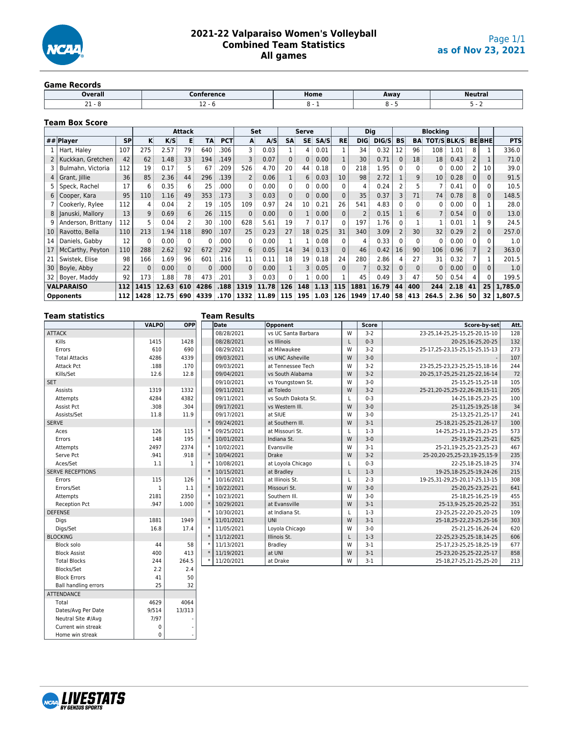# 2021-22 Valparaiso Women's Volleyball
## Combined Team Statistics
## All games

as of Nov 23, 2021

### Game Records

| Overall | Conference | Home | Away | Neutral |
|---|---|---|---|---|
| 21 - 8 | 12 - 6 | 8 - 1 | 8 - 5 | 5 - 2 |

### Team Box Score

| | | | Attack | | | | | Set | | Serve | | | | Dig | | Blocking | | | | | | |
|---|---|---|---|---|---|---|---|---|---|---|---|---|---|---|---|---|---|---|---|---|---|---|
| ## | Player | SP | K | K/S | E | TA | PCT | A | A/S | SA | SE | SA/S | RE | DIG | DIG/S | BS | BA | TOT/S | BLK/S | BE | BHE | PTS |
| 1 | Hart, Haley | 107 | 275 | 2.57 | 79 | 640 | .306 | 3 | 0.03 | 1 | 4 | 0.01 | 1 | 34 | 0.32 | 12 | 96 | 108 | 1.01 | 8 | 1 | 336.0 |
| 2 | Kuckkan, Gretchen | 42 | 62 | 1.48 | 33 | 194 | .149 | 3 | 0.07 | 0 | 0 | 0.00 | 1 | 30 | 0.71 | 0 | 18 | 18 | 0.43 | 2 | 1 | 71.0 |
| 3 | Bulmahn, Victoria | 112 | 19 | 0.17 | 5 | 67 | .209 | 526 | 4.70 | 20 | 44 | 0.18 | 0 | 218 | 1.95 | 0 | 0 | 0 | 0.00 | 2 | 10 | 39.0 |
| 4 | Grant, Jillie | 36 | 85 | 2.36 | 44 | 296 | .139 | 2 | 0.06 | 1 | 6 | 0.03 | 10 | 98 | 2.72 | 1 | 9 | 10 | 0.28 | 0 | 0 | 91.5 |
| 5 | Speck, Rachel | 17 | 6 | 0.35 | 6 | 25 | .000 | 0 | 0.00 | 0 | 0 | 0.00 | 0 | 4 | 0.24 | 2 | 5 | 7 | 0.41 | 0 | 0 | 10.5 |
| 6 | Cooper, Kara | 95 | 110 | 1.16 | 49 | 353 | .173 | 3 | 0.03 | 0 | 0 | 0.00 | 0 | 35 | 0.37 | 3 | 71 | 74 | 0.78 | 8 | 0 | 148.5 |
| 7 | Cookerly, Rylee | 112 | 4 | 0.04 | 2 | 19 | .105 | 109 | 0.97 | 24 | 10 | 0.21 | 26 | 541 | 4.83 | 0 | 0 | 0 | 0.00 | 0 | 1 | 28.0 |
| 8 | Januski, Mallory | 13 | 9 | 0.69 | 6 | 26 | .115 | 0 | 0.00 | 0 | 1 | 0.00 | 0 | 2 | 0.15 | 1 | 6 | 7 | 0.54 | 0 | 0 | 13.0 |
| 9 | Anderson, Brittany | 112 | 5 | 0.04 | 2 | 30 | .100 | 628 | 5.61 | 19 | 7 | 0.17 | 0 | 197 | 1.76 | 0 | 1 | 1 | 0.01 | 1 | 9 | 24.5 |
| 10 | Ravotto, Bella | 110 | 213 | 1.94 | 118 | 890 | .107 | 25 | 0.23 | 27 | 18 | 0.25 | 31 | 340 | 3.09 | 2 | 30 | 32 | 0.29 | 2 | 0 | 257.0 |
| 14 | Daniels, Gabby | 12 | 0 | 0.00 | 0 | 0 | .000 | 0 | 0.00 | 1 | 1 | 0.08 | 0 | 4 | 0.33 | 0 | 0 | 0 | 0.00 | 0 | 0 | 1.0 |
| 17 | McCarthy, Peyton | 110 | 288 | 2.62 | 92 | 672 | .292 | 6 | 0.05 | 14 | 34 | 0.13 | 0 | 46 | 0.42 | 16 | 90 | 106 | 0.96 | 7 | 2 | 363.0 |
| 21 | Swistek, Elise | 98 | 166 | 1.69 | 96 | 601 | .116 | 11 | 0.11 | 18 | 19 | 0.18 | 24 | 280 | 2.86 | 4 | 27 | 31 | 0.32 | 7 | 1 | 201.5 |
| 30 | Boyle, Abby | 22 | 0 | 0.00 | 0 | 0 | .000 | 0 | 0.00 | 1 | 3 | 0.05 | 0 | 7 | 0.32 | 0 | 0 | 0 | 0.00 | 0 | 0 | 1.0 |
| 32 | Boyer, Maddy | 92 | 173 | 1.88 | 78 | 473 | .201 | 3 | 0.03 | 0 | 1 | 0.00 | 1 | 45 | 0.49 | 3 | 47 | 50 | 0.54 | 4 | 0 | 199.5 |
| | **VALPARAISO** | **112** | **1415** | **12.63** | **610** | **4286** | **.188** | **1319** | **11.78** | **126** | **148** | **1.13** | **115** | **1881** | **16.79** | **44** | **400** | **244** | **2.18** | **41** | **25** | **1,785.0** |
| | **Opponents** | **112** | **1428** | **12.75** | **690** | **4339** | **.170** | **1332** | **11.89** | **115** | **195** | **1.03** | **126** | **1949** | **17.40** | **58** | **413** | **264.5** | **2.36** | **50** | **32** | **1,807.5** |

### Team statistics

| | VALPO | OPP |
|---|---|---|
| ATTACK | | |
| Kills | 1415 | 1428 |
| Errors | 610 | 690 |
| Total Attacks | 4286 | 4339 |
| Attack Pct | .188 | .170 |
| Kills/Set | 12.6 | 12.8 |
| SET | | |
| Assists | 1319 | 1332 |
| Attempts | 4284 | 4382 |
| Assist Pct | .308 | .304 |
| Assists/Set | 11.8 | 11.9 |
| SERVE | | |
| Aces | 126 | 115 |
| Errors | 148 | 195 |
| Attempts | 2497 | 2374 |
| Serve Pct | .941 | .918 |
| Aces/Set | 1.1 | 1 |
| SERVE RECEPTIONS | | |
| Errors | 115 | 126 |
| Errors/Set | 1 | 1.1 |
| Attempts | 2181 | 2350 |
| Reception Pct | .947 | 1.000 |
| DEFENSE | | |
| Digs | 1881 | 1949 |
| Digs/Set | 16.8 | 17.4 |
| BLOCKING | | |
| Block solo | 44 | 58 |
| Block Assist | 400 | 413 |
| Total Blocks | 244 | 264.5 |
| Blocks/Set | 2.2 | 2.4 |
| Block Errors | 41 | 50 |
| Ball handling errors | 25 | 32 |
| ATTENDANCE | | |
| Total | 4629 | 4064 |
| Dates/Avg Per Date | 9/514 | 13/313 |
| Neutral Site #/Avg | 7/97 | - |
| Current win streak | 0 | - |
| Home win streak | 0 | - |

### Team Results

| | Date | Opponent | | Score | Score-by-set | Att. |
|---|---|---|---|---|---|---|
| | 08/28/2021 | vs UC Santa Barbara | W | 3-2 | 23-25,14-25,25-15,25-20,15-10 | 128 |
| | 08/28/2021 | vs Illinois | L | 0-3 | 20-25,16-25,20-25 | 132 |
| | 08/29/2021 | at Milwaukee | W | 3-2 | 25-17,25-13,15-25,15-25,15-13 | 273 |
| | 09/03/2021 | vs UNC Asheville | W | 3-0 | - | 107 |
| | 09/03/2021 | at Tennessee Tech | W | 3-2 | 23-25,25-23,23-25,25-15,18-16 | 244 |
| | 09/04/2021 | vs South Alabama | W | 3-2 | 20-25,17-25,25-21,25-22,16-14 | 72 |
| | 09/10/2021 | vs Youngstown St. | W | 3-0 | 25-15,25-15,25-18 | 105 |
| | 09/11/2021 | at Toledo | W | 3-2 | 25-21,20-25,25-22,26-28,15-11 | 205 |
| | 09/11/2021 | vs South Dakota St. | L | 0-3 | 14-25,18-25,23-25 | 100 |
| | 09/17/2021 | vs Western Ill. | W | 3-0 | 25-11,25-19,25-18 | 34 |
| | 09/17/2021 | at SIUE | W | 3-0 | 25-13,25-21,25-17 | 241 |
| * | 09/24/2021 | at Southern Ill. | W | 3-1 | 25-18,21-25,25-21,26-17 | 100 |
| * | 09/25/2021 | at Missouri St. | L | 1-3 | 14-25,25-21,19-25,23-25 | 573 |
| * | 10/01/2021 | Indiana St. | W | 3-0 | 25-19,25-21,25-21 | 625 |
| * | 10/02/2021 | Evansville | W | 3-1 | 25-21,19-25,25-23,25-23 | 467 |
| * | 10/04/2021 | Drake | W | 3-2 | 25-20,20-25,25-13,19-25,15-9 | 235 |
| * | 10/08/2021 | at Loyola Chicago | L | 0-3 | 22-25,18-25,18-25 | 374 |
| * | 10/15/2021 | at Bradley | L | 1-3 | 19-25,18-25,25-19,24-26 | 215 |
| * | 10/16/2021 | at Illinois St. | L | 2-3 | 19-25,31-29,25-20,17-25,13-15 | 308 |
| * | 10/22/2021 | Missouri St. | W | 3-0 | 25-20,25-23,25-21 | 641 |
| * | 10/23/2021 | Southern Ill. | W | 3-0 | 25-18,25-16,25-19 | 455 |
| * | 10/29/2021 | at Evansville | W | 3-1 | 25-13,9-25,25-20,25-22 | 351 |
| * | 10/30/2021 | at Indiana St. | L | 1-3 | 23-25,25-22,20-25,20-25 | 109 |
| * | 11/01/2021 | UNI | W | 3-1 | 25-18,25-22,23-25,25-16 | 303 |
| * | 11/05/2021 | Loyola Chicago | W | 3-0 | 25-21,25-16,26-24 | 620 |
| * | 11/12/2021 | Illinois St. | L | 1-3 | 22-25,23-25,25-18,14-25 | 606 |
| * | 11/13/2021 | Bradley | W | 3-1 | 25-17,23-25,25-18,25-19 | 677 |
| * | 11/19/2021 | at UNI | W | 3-1 | 25-23,20-25,25-22,25-17 | 858 |
| * | 11/20/2021 | at Drake | W | 3-1 | 25-18,27-25,21-25,25-20 | 213 |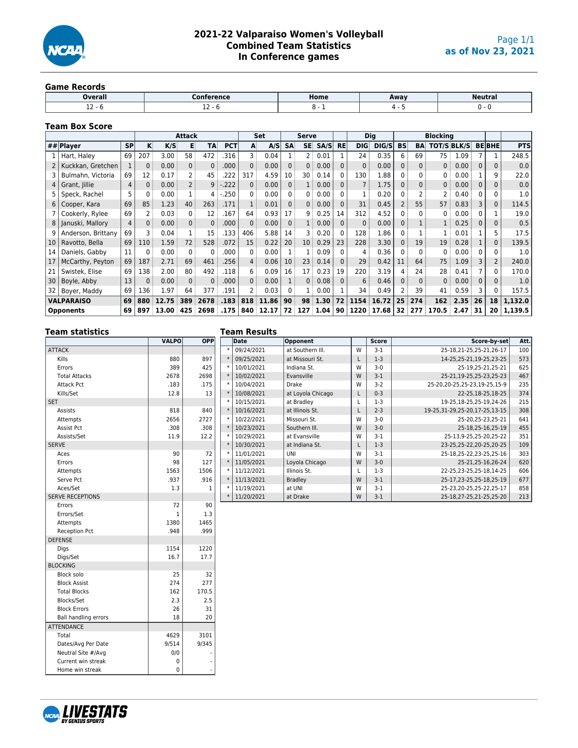# 2021-22 Valparaiso Women's Volleyball
## Combined Team Statistics
## In Conference games

as of Nov 23, 2021

### Game Records

| Overall | Conference | Home | Away | Neutral |
|---|---|---|---|---|
| 12 - 6 | 12 - 6 | 8 - 1 | 4 - 5 | 0 - 0 |

### Team Box Score

| | | | Attack | | | | | Set | | Serve | | | | Dig | | Blocking | | | | | | |
|---|---|---|---|---|---|---|---|---|---|---|---|---|---|---|---|---|---|---|---|---|---|---|
| ## | Player | SP | K | K/S | E | TA | PCT | A | A/S | SA | SE | SA/S | RE | DIG | DIG/S | BS | BA | TOT/S | BLK/S | BE | BHE | PTS |
| 1 | Hart, Haley | 69 | 207 | 3.00 | 58 | 472 | .316 | 3 | 0.04 | 1 | 2 | 0.01 | 1 | 24 | 0.35 | 6 | 69 | 75 | 1.09 | 7 | 1 | 248.5 |
| 2 | Kuckkan, Gretchen | 1 | 0 | 0.00 | 0 | 0 | .000 | 0 | 0.00 | 0 | 0 | 0.00 | 0 | 0 | 0.00 | 0 | 0 | 0 | 0.00 | 0 | 0 | 0.0 |
| 3 | Bulmahn, Victoria | 69 | 12 | 0.17 | 2 | 45 | .222 | 317 | 4.59 | 10 | 30 | 0.14 | 0 | 130 | 1.88 | 0 | 0 | 0 | 0.00 | 1 | 9 | 22.0 |
| 4 | Grant, Jillie | 4 | 0 | 0.00 | 2 | 9 | -.222 | 0 | 0.00 | 0 | 1 | 0.00 | 0 | 7 | 1.75 | 0 | 0 | 0 | 0.00 | 0 | 0 | 0.0 |
| 5 | Speck, Rachel | 5 | 0 | 0.00 | 1 | 4 | -.250 | 0 | 0.00 | 0 | 0 | 0.00 | 0 | 1 | 0.20 | 0 | 2 | 2 | 0.40 | 0 | 0 | 1.0 |
| 6 | Cooper, Kara | 69 | 85 | 1.23 | 40 | 263 | .171 | 1 | 0.01 | 0 | 0 | 0.00 | 0 | 31 | 0.45 | 2 | 55 | 57 | 0.83 | 3 | 0 | 114.5 |
| 7 | Cookerly, Rylee | 69 | 2 | 0.03 | 0 | 12 | .167 | 64 | 0.93 | 17 | 9 | 0.25 | 14 | 312 | 4.52 | 0 | 0 | 0 | 0.00 | 0 | 1 | 19.0 |
| 8 | Januski, Mallory | 4 | 0 | 0.00 | 0 | 0 | .000 | 0 | 0.00 | 0 | 1 | 0.00 | 0 | 0 | 0.00 | 0 | 1 | 1 | 0.25 | 0 | 0 | 0.5 |
| 9 | Anderson, Brittany | 69 | 3 | 0.04 | 1 | 15 | .133 | 406 | 5.88 | 14 | 3 | 0.20 | 0 | 128 | 1.86 | 0 | 1 | 1 | 0.01 | 1 | 5 | 17.5 |
| 10 | Ravotto, Bella | 69 | 110 | 1.59 | 72 | 528 | .072 | 15 | 0.22 | 20 | 10 | 0.29 | 23 | 228 | 3.30 | 0 | 19 | 19 | 0.28 | 1 | 0 | 139.5 |
| 14 | Daniels, Gabby | 11 | 0 | 0.00 | 0 | 0 | .000 | 0 | 0.00 | 1 | 1 | 0.09 | 0 | 4 | 0.36 | 0 | 0 | 0 | 0.00 | 0 | 0 | 1.0 |
| 17 | McCarthy, Peyton | 69 | 187 | 2.71 | 69 | 461 | .256 | 4 | 0.06 | 10 | 23 | 0.14 | 0 | 29 | 0.42 | 11 | 64 | 75 | 1.09 | 3 | 2 | 240.0 |
| 21 | Swistek, Elise | 69 | 138 | 2.00 | 80 | 492 | .118 | 6 | 0.09 | 16 | 17 | 0.23 | 19 | 220 | 3.19 | 4 | 24 | 28 | 0.41 | 7 | 0 | 170.0 |
| 30 | Boyle, Abby | 13 | 0 | 0.00 | 0 | 0 | .000 | 0 | 0.00 | 1 | 0 | 0.08 | 0 | 6 | 0.46 | 0 | 0 | 0 | 0.00 | 0 | 0 | 1.0 |
| 32 | Boyer, Maddy | 69 | 136 | 1.97 | 64 | 377 | .191 | 2 | 0.03 | 0 | 1 | 0.00 | 1 | 34 | 0.49 | 2 | 39 | 41 | 0.59 | 3 | 0 | 157.5 |
| | **VALPARAISO** | **69** | **880** | **12.75** | **389** | **2678** | **.183** | **818** | **11.86** | **90** | **98** | **1.30** | **72** | **1154** | **16.72** | **25** | **274** | **162** | **2.35** | **26** | **18** | **1,132.0** |
| | **Opponents** | **69** | **897** | **13.00** | **425** | **2698** | **.175** | **840** | **12.17** | **72** | **127** | **1.04** | **90** | **1220** | **17.68** | **32** | **277** | **170.5** | **2.47** | **31** | **20** | **1,139.5** |

### Team statistics

| | VALPO | OPP |
|---|---|---|
| **ATTACK** | | |
| Kills | 880 | 897 |
| Errors | 389 | 425 |
| Total Attacks | 2678 | 2698 |
| Attack Pct | .183 | .175 |
| Kills/Set | 12.8 | 13 |
| **SET** | | |
| Assists | 818 | 840 |
| Attempts | 2656 | 2727 |
| Assist Pct | .308 | .308 |
| Assists/Set | 11.9 | 12.2 |
| **SERVE** | | |
| Aces | 90 | 72 |
| Errors | 98 | 127 |
| Attempts | 1563 | 1506 |
| Serve Pct | .937 | .916 |
| Aces/Set | 1.3 | 1 |
| **SERVE RECEPTIONS** | | |
| Errors | 72 | 90 |
| Errors/Set | 1 | 1.3 |
| Attempts | 1380 | 1465 |
| Reception Pct | .948 | .999 |
| **DEFENSE** | | |
| Digs | 1154 | 1220 |
| Digs/Set | 16.7 | 17.7 |
| **BLOCKING** | | |
| Block solo | 25 | 32 |
| Block Assist | 274 | 277 |
| Total Blocks | 162 | 170.5 |
| Blocks/Set | 2.3 | 2.5 |
| Block Errors | 26 | 31 |
| Ball handling errors | 18 | 20 |
| **ATTENDANCE** | | |
| Total | 4629 | 3101 |
| Dates/Avg Per Date | 9/514 | 9/345 |
| Neutral Site #/Avg | 0/0 | - |
| Current win streak | 0 | - |
| Home win streak | 0 | - |

### Team Results

| | Date | Opponent | | Score | Score-by-set | Att. |
|---|---|---|---|---|---|---|
| * | 09/24/2021 | at Southern Ill. | W | 3-1 | 25-18,21-25,25-21,26-17 | 100 |
| * | 09/25/2021 | at Missouri St. | L | 1-3 | 14-25,25-21,19-25,23-25 | 573 |
| * | 10/01/2021 | Indiana St. | W | 3-0 | 25-19,25-21,25-21 | 625 |
| * | 10/02/2021 | Evansville | W | 3-1 | 25-21,19-25,25-23,25-23 | 467 |
| * | 10/04/2021 | Drake | W | 3-2 | 25-20,20-25,25-23,19-25,15-9 | 235 |
| * | 10/08/2021 | at Loyola Chicago | L | 0-3 | 22-25,18-25,18-25 | 374 |
| * | 10/15/2021 | at Bradley | L | 1-3 | 19-25,18-25,25-19,24-26 | 215 |
| * | 10/16/2021 | at Illinois St. | L | 2-3 | 19-25,31-29,25-20,17-25,13-15 | 308 |
| * | 10/22/2021 | Missouri St. | W | 3-0 | 25-20,25-23,25-21 | 641 |
| * | 10/23/2021 | Southern Ill. | W | 3-0 | 25-18,25-16,25-19 | 455 |
| * | 10/29/2021 | at Evansville | W | 3-1 | 25-13,9-25,25-20,25-22 | 351 |
| * | 10/30/2021 | at Indiana St. | L | 1-3 | 23-25,25-22,20-25,20-25 | 109 |
| * | 11/01/2021 | UNI | W | 3-1 | 25-18,25-22,23-25,25-16 | 303 |
| * | 11/05/2021 | Loyola Chicago | W | 3-0 | 25-21,25-16,26-24 | 620 |
| * | 11/12/2021 | Illinois St. | L | 1-3 | 22-25,23-25,25-18,14-25 | 606 |
| * | 11/13/2021 | Bradley | W | 3-1 | 25-17,23-25,25-18,25-19 | 677 |
| * | 11/19/2021 | at UNI | W | 3-1 | 25-23,20-25,25-22,25-17 | 858 |
| * | 11/20/2021 | at Drake | W | 3-1 | 25-18,27-25,21-25,25-20 | 213 |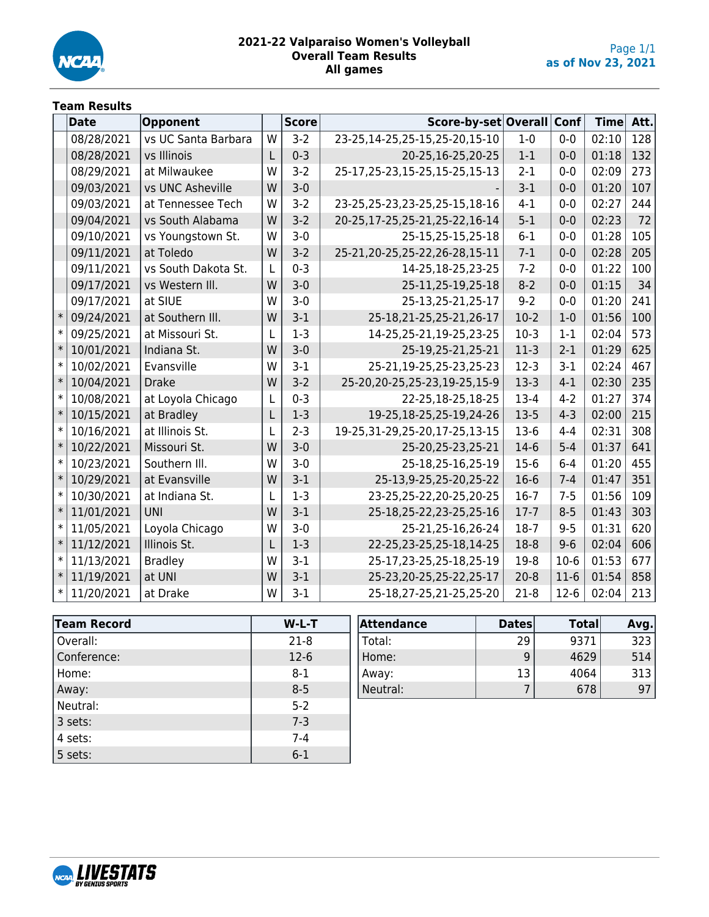# 2021-22 Valparaiso Women's Volleyball
## Overall Team Results
## All games

as of Nov 23, 2021

### Team Results

| | Date | Opponent | | Score | Score-by-set | Overall | Conf | Time | Att. |
|---|---|---|---|---|---|---|---|---|---|
| | 08/28/2021 | vs UC Santa Barbara | W | 3-2 | 23-25,14-25,25-15,25-20,15-10 | 1-0 | 0-0 | 02:10 | 128 |
| | 08/28/2021 | vs Illinois | L | 0-3 | 20-25,16-25,20-25 | 1-1 | 0-0 | 01:18 | 132 |
| | 08/29/2021 | at Milwaukee | W | 3-2 | 25-17,25-23,15-25,15-25,15-13 | 2-1 | 0-0 | 02:09 | 273 |
| | 09/03/2021 | vs UNC Asheville | W | 3-0 | - | 3-1 | 0-0 | 01:20 | 107 |
| | 09/03/2021 | at Tennessee Tech | W | 3-2 | 23-25,25-23,23-25,25-15,18-16 | 4-1 | 0-0 | 02:27 | 244 |
| | 09/04/2021 | vs South Alabama | W | 3-2 | 20-25,17-25,25-21,25-22,16-14 | 5-1 | 0-0 | 02:23 | 72 |
| | 09/10/2021 | vs Youngstown St. | W | 3-0 | 25-15,25-15,25-18 | 6-1 | 0-0 | 01:28 | 105 |
| | 09/11/2021 | at Toledo | W | 3-2 | 25-21,20-25,25-22,26-28,15-11 | 7-1 | 0-0 | 02:28 | 205 |
| | 09/11/2021 | vs South Dakota St. | L | 0-3 | 14-25,18-25,23-25 | 7-2 | 0-0 | 01:22 | 100 |
| | 09/17/2021 | vs Western Ill. | W | 3-0 | 25-11,25-19,25-18 | 8-2 | 0-0 | 01:15 | 34 |
| | 09/17/2021 | at SIUE | W | 3-0 | 25-13,25-21,25-17 | 9-2 | 0-0 | 01:20 | 241 |
| * | 09/24/2021 | at Southern Ill. | W | 3-1 | 25-18,21-25,25-21,26-17 | 10-2 | 1-0 | 01:56 | 100 |
| * | 09/25/2021 | at Missouri St. | L | 1-3 | 14-25,25-21,19-25,23-25 | 10-3 | 1-1 | 02:04 | 573 |
| * | 10/01/2021 | Indiana St. | W | 3-0 | 25-19,25-21,25-21 | 11-3 | 2-1 | 01:29 | 625 |
| * | 10/02/2021 | Evansville | W | 3-1 | 25-21,19-25,25-23,25-23 | 12-3 | 3-1 | 02:24 | 467 |
| * | 10/04/2021 | Drake | W | 3-2 | 25-20,20-25,25-23,19-25,15-9 | 13-3 | 4-1 | 02:30 | 235 |
| * | 10/08/2021 | at Loyola Chicago | L | 0-3 | 22-25,18-25,18-25 | 13-4 | 4-2 | 01:27 | 374 |
| * | 10/15/2021 | at Bradley | L | 1-3 | 19-25,18-25,25-19,24-26 | 13-5 | 4-3 | 02:00 | 215 |
| * | 10/16/2021 | at Illinois St. | L | 2-3 | 19-25,31-29,25-20,17-25,13-15 | 13-6 | 4-4 | 02:31 | 308 |
| * | 10/22/2021 | Missouri St. | W | 3-0 | 25-20,25-23,25-21 | 14-6 | 5-4 | 01:37 | 641 |
| * | 10/23/2021 | Southern Ill. | W | 3-0 | 25-18,25-16,25-19 | 15-6 | 6-4 | 01:20 | 455 |
| * | 10/29/2021 | at Evansville | W | 3-1 | 25-13,9-25,25-20,25-22 | 16-6 | 7-4 | 01:47 | 351 |
| * | 10/30/2021 | at Indiana St. | L | 1-3 | 23-25,25-22,20-25,20-25 | 16-7 | 7-5 | 01:56 | 109 |
| * | 11/01/2021 | UNI | W | 3-1 | 25-18,25-22,23-25,25-16 | 17-7 | 8-5 | 01:43 | 303 |
| * | 11/05/2021 | Loyola Chicago | W | 3-0 | 25-21,25-16,26-24 | 18-7 | 9-5 | 01:31 | 620 |
| * | 11/12/2021 | Illinois St. | L | 1-3 | 22-25,23-25,25-18,14-25 | 18-8 | 9-6 | 02:04 | 606 |
| * | 11/13/2021 | Bradley | W | 3-1 | 25-17,23-25,25-18,25-19 | 19-8 | 10-6 | 01:53 | 677 |
| * | 11/19/2021 | at UNI | W | 3-1 | 25-23,20-25,25-22,25-17 | 20-8 | 11-6 | 01:54 | 858 |
| * | 11/20/2021 | at Drake | W | 3-1 | 25-18,27-25,21-25,25-20 | 21-8 | 12-6 | 02:04 | 213 |

| Team Record | W-L-T |
|---|---|
| Overall: | 21-8 |
| Conference: | 12-6 |
| Home: | 8-1 |
| Away: | 8-5 |
| Neutral: | 5-2 |
| 3 sets: | 7-3 |
| 4 sets: | 7-4 |
| 5 sets: | 6-1 |

| Attendance | Dates | Total | Avg. |
|---|---|---|---|
| Total: | 29 | 9371 | 323 |
| Home: | 9 | 4629 | 514 |
| Away: | 13 | 4064 | 313 |
| Neutral: | 7 | 678 | 97 |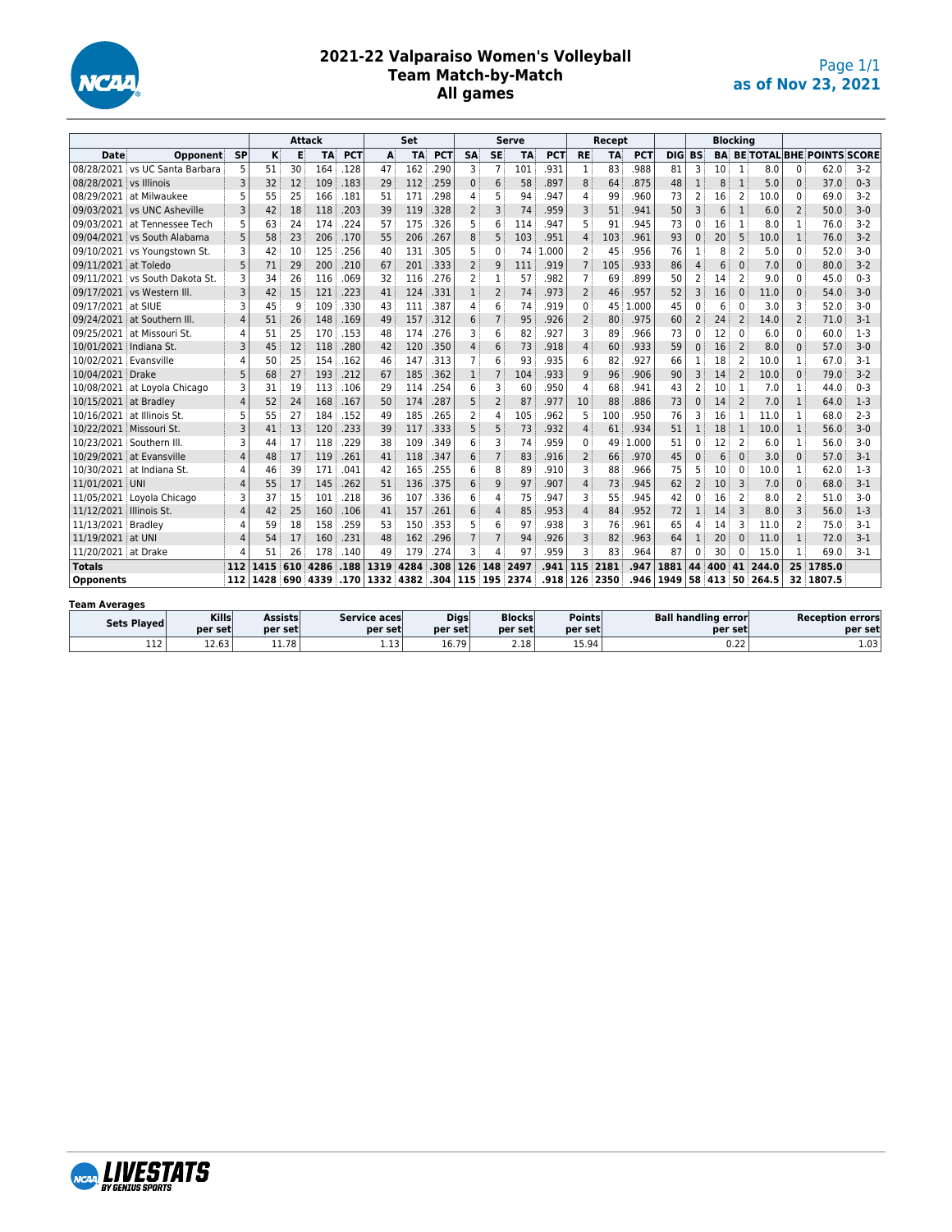# 2021-22 Valparaiso Women's Volleyball
## Team Match-by-Match
### All games

as of Nov 23, 2021

| | | | Attack | | | | Set | | | Serve | | | | Recept | | | | Blocking | | | | | | |
|---|---|---|---|---|---|---|---|---|---|---|---|---|---|---|---|---|---|---|---|---|---|---|---|---|
| **Date** | **Opponent** | **SP** | **K** | **E** | **TA** | **PCT** | **A** | **TA** | **PCT** | **SA** | **SE** | **TA** | **PCT** | **RE** | **TA** | **PCT** | **DIG** | **BS** | **BA** | **BE** | **TOTAL** | **BHE** | **POINTS** | **SCORE** |
| 08/28/2021 | vs UC Santa Barbara | 5 | 51 | 30 | 164 | .128 | 47 | 162 | .290 | 3 | 7 | 101 | .931 | 1 | 83 | .988 | 81 | 3 | 10 | 1 | 8.0 | 0 | 62.0 | 3-2 |
| 08/28/2021 | vs Illinois | 3 | 32 | 12 | 109 | .183 | 29 | 112 | .259 | 0 | 6 | 58 | .897 | 8 | 64 | .875 | 48 | 1 | 8 | 1 | 5.0 | 0 | 37.0 | 0-3 |
| 08/29/2021 | at Milwaukee | 5 | 55 | 25 | 166 | .181 | 51 | 171 | .298 | 4 | 5 | 94 | .947 | 4 | 99 | .960 | 73 | 2 | 16 | 2 | 10.0 | 0 | 69.0 | 3-2 |
| 09/03/2021 | vs UNC Asheville | 3 | 42 | 18 | 118 | .203 | 39 | 119 | .328 | 2 | 3 | 74 | .959 | 3 | 51 | .941 | 50 | 3 | 6 | 1 | 6.0 | 2 | 50.0 | 3-0 |
| 09/03/2021 | at Tennessee Tech | 5 | 63 | 24 | 174 | .224 | 57 | 175 | .326 | 5 | 6 | 114 | .947 | 5 | 91 | .945 | 73 | 0 | 16 | 1 | 8.0 | 1 | 76.0 | 3-2 |
| 09/04/2021 | vs South Alabama | 5 | 58 | 23 | 206 | .170 | 55 | 206 | .267 | 8 | 5 | 103 | .951 | 4 | 103 | .961 | 93 | 0 | 20 | 5 | 10.0 | 1 | 76.0 | 3-2 |
| 09/10/2021 | vs Youngstown St. | 3 | 42 | 10 | 125 | .256 | 40 | 131 | .305 | 5 | 0 | 74 | 1.000 | 2 | 45 | .956 | 76 | 1 | 8 | 2 | 5.0 | 0 | 52.0 | 3-0 |
| 09/11/2021 | at Toledo | 5 | 71 | 29 | 200 | .210 | 67 | 201 | .333 | 2 | 9 | 111 | .919 | 7 | 105 | .933 | 86 | 4 | 6 | 0 | 7.0 | 0 | 80.0 | 3-2 |
| 09/11/2021 | vs South Dakota St. | 3 | 34 | 26 | 116 | .069 | 32 | 116 | .276 | 2 | 1 | 57 | .982 | 7 | 69 | .899 | 50 | 2 | 14 | 2 | 9.0 | 0 | 45.0 | 0-3 |
| 09/17/2021 | vs Western Ill. | 3 | 42 | 15 | 121 | .223 | 41 | 124 | .331 | 1 | 2 | 74 | .973 | 2 | 46 | .957 | 52 | 3 | 16 | 0 | 11.0 | 0 | 54.0 | 3-0 |
| 09/17/2021 | at SIUE | 3 | 45 | 9 | 109 | .330 | 43 | 111 | .387 | 4 | 6 | 74 | .919 | 0 | 45 | 1.000 | 45 | 0 | 6 | 0 | 3.0 | 3 | 52.0 | 3-0 |
| 09/24/2021 | at Southern Ill. | 4 | 51 | 26 | 148 | .169 | 49 | 157 | .312 | 6 | 7 | 95 | .926 | 2 | 80 | .975 | 60 | 2 | 24 | 2 | 14.0 | 2 | 71.0 | 3-1 |
| 09/25/2021 | at Missouri St. | 4 | 51 | 25 | 170 | .153 | 48 | 174 | .276 | 3 | 6 | 82 | .927 | 3 | 89 | .966 | 73 | 0 | 12 | 0 | 6.0 | 0 | 60.0 | 1-3 |
| 10/01/2021 | Indiana St. | 3 | 45 | 12 | 118 | .280 | 42 | 120 | .350 | 4 | 6 | 73 | .918 | 4 | 60 | .933 | 59 | 0 | 16 | 2 | 8.0 | 0 | 57.0 | 3-0 |
| 10/02/2021 | Evansville | 4 | 50 | 25 | 154 | .162 | 46 | 147 | .313 | 7 | 6 | 93 | .935 | 6 | 82 | .927 | 66 | 1 | 18 | 2 | 10.0 | 1 | 67.0 | 3-1 |
| 10/04/2021 | Drake | 5 | 68 | 27 | 193 | .212 | 67 | 185 | .362 | 1 | 7 | 104 | .933 | 9 | 96 | .906 | 90 | 3 | 14 | 2 | 10.0 | 0 | 79.0 | 3-2 |
| 10/08/2021 | at Loyola Chicago | 3 | 31 | 19 | 113 | .106 | 29 | 114 | .254 | 6 | 3 | 60 | .950 | 4 | 68 | .941 | 43 | 2 | 10 | 1 | 7.0 | 1 | 44.0 | 0-3 |
| 10/15/2021 | at Bradley | 4 | 52 | 24 | 168 | .167 | 50 | 174 | .287 | 5 | 2 | 87 | .977 | 10 | 88 | .886 | 73 | 0 | 14 | 2 | 7.0 | 1 | 64.0 | 1-3 |
| 10/16/2021 | at Illinois St. | 5 | 55 | 27 | 184 | .152 | 49 | 185 | .265 | 2 | 4 | 105 | .962 | 5 | 100 | .950 | 76 | 3 | 16 | 1 | 11.0 | 1 | 68.0 | 2-3 |
| 10/22/2021 | Missouri St. | 3 | 41 | 13 | 120 | .233 | 39 | 117 | .333 | 5 | 5 | 73 | .932 | 4 | 61 | .934 | 51 | 1 | 18 | 1 | 10.0 | 1 | 56.0 | 3-0 |
| 10/23/2021 | Southern Ill. | 3 | 44 | 17 | 118 | .229 | 38 | 109 | .349 | 6 | 3 | 74 | .959 | 0 | 49 | 1.000 | 51 | 0 | 12 | 2 | 6.0 | 1 | 56.0 | 3-0 |
| 10/29/2021 | at Evansville | 4 | 48 | 17 | 119 | .261 | 41 | 118 | .347 | 6 | 7 | 83 | .916 | 2 | 66 | .970 | 45 | 0 | 6 | 0 | 3.0 | 0 | 57.0 | 3-1 |
| 10/30/2021 | at Indiana St. | 4 | 46 | 39 | 171 | .041 | 42 | 165 | .255 | 6 | 8 | 89 | .910 | 3 | 88 | .966 | 75 | 5 | 10 | 0 | 10.0 | 1 | 62.0 | 1-3 |
| 11/01/2021 | UNI | 4 | 55 | 17 | 145 | .262 | 51 | 136 | .375 | 6 | 9 | 97 | .907 | 4 | 73 | .945 | 62 | 2 | 10 | 3 | 7.0 | 0 | 68.0 | 3-1 |
| 11/05/2021 | Loyola Chicago | 3 | 37 | 15 | 101 | .218 | 36 | 107 | .336 | 6 | 4 | 75 | .947 | 3 | 55 | .945 | 42 | 0 | 16 | 2 | 8.0 | 2 | 51.0 | 3-0 |
| 11/12/2021 | Illinois St. | 4 | 42 | 25 | 160 | .106 | 41 | 157 | .261 | 6 | 4 | 85 | .953 | 4 | 84 | .952 | 72 | 1 | 14 | 3 | 8.0 | 3 | 56.0 | 1-3 |
| 11/13/2021 | Bradley | 4 | 59 | 18 | 158 | .259 | 53 | 150 | .353 | 5 | 6 | 97 | .938 | 3 | 76 | .961 | 65 | 4 | 14 | 3 | 11.0 | 2 | 75.0 | 3-1 |
| 11/19/2021 | at UNI | 4 | 54 | 17 | 160 | .231 | 48 | 162 | .296 | 7 | 7 | 94 | .926 | 3 | 82 | .963 | 64 | 1 | 20 | 0 | 11.0 | 1 | 72.0 | 3-1 |
| 11/20/2021 | at Drake | 4 | 51 | 26 | 178 | .140 | 49 | 179 | .274 | 3 | 4 | 97 | .959 | 3 | 83 | .964 | 87 | 0 | 30 | 0 | 15.0 | 1 | 69.0 | 3-1 |
| **Totals** | | **112** | **1415** | **610** | **4286** | **.188** | **1319** | **4284** | **.308** | **126** | **148** | **2497** | **.941** | **115** | **2181** | **.947** | **1881** | **44** | **400** | **41** | **244.0** | **25** | **1785.0** | |
| **Opponents** | | **112** | **1428** | **690** | **4339** | **.170** | **1332** | **4382** | **.304** | **115** | **195** | **2374** | **.918** | **126** | **2350** | **.946** | **1949** | **58** | **413** | **50** | **264.5** | **32** | **1807.5** | |

**Team Averages**

| Sets Played | Kills per set | Assists per set | Service aces per set | Digs per set | Blocks per set | Points per set | Ball handling error per set | Reception errors per set |
|---|---|---|---|---|---|---|---|---|
| 112 | 12.63 | 11.78 | 1.13 | 16.79 | 2.18 | 15.94 | 0.22 | 1.03 |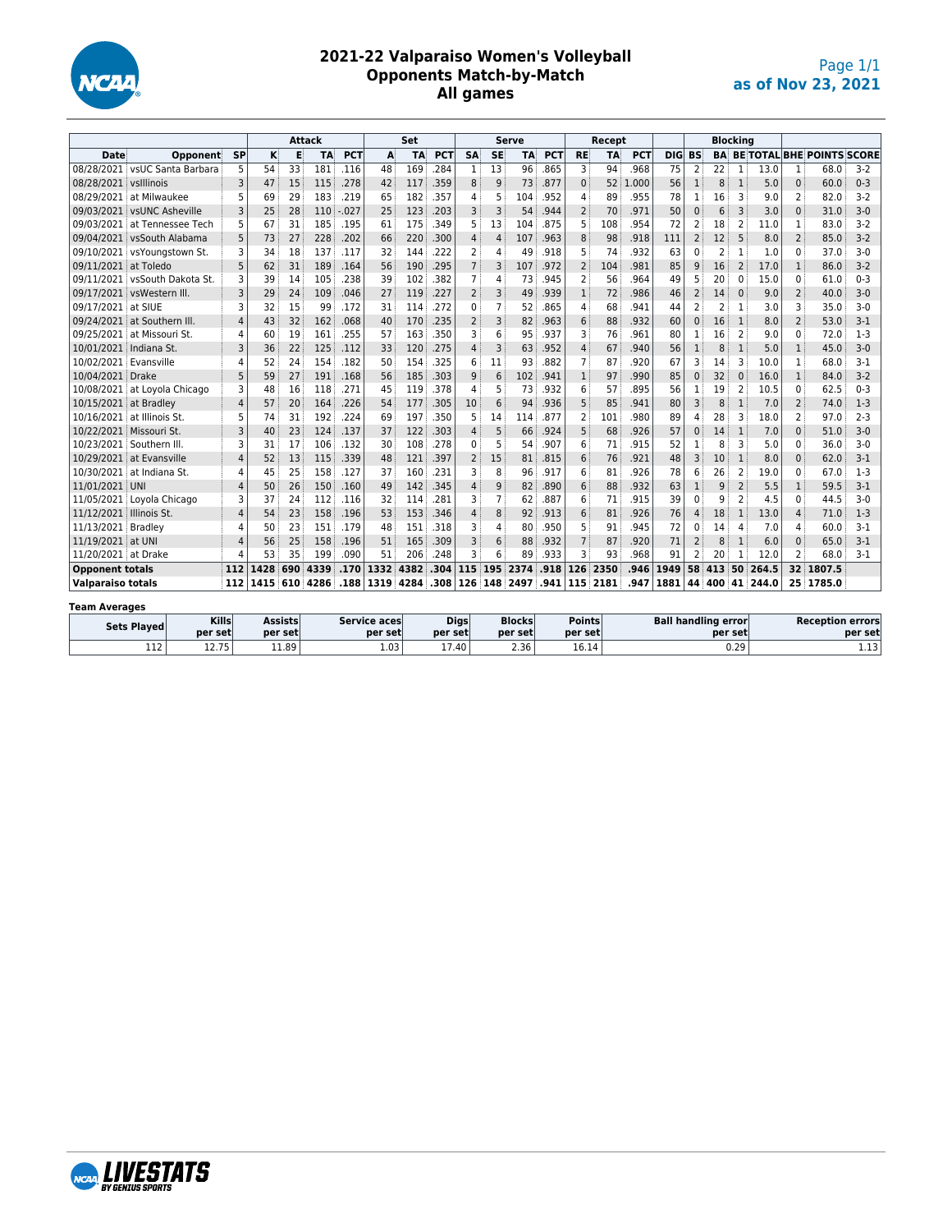# 2021-22 Valparaiso Women's Volleyball
## Opponents Match-by-Match
### All games

as of Nov 23, 2021

| | | | Attack | | | | Set | | | Serve | | | | Recept | | | | | Blocking | | | | | |
|---|---|---|---|---|---|---|---|---|---|---|---|---|---|---|---|---|---|---|---|---|---|---|---|---|
| Date | Opponent | SP | K | E | TA | PCT | A | TA | PCT | SA | SE | TA | PCT | RE | TA | PCT | DIG | BS | BA | BE | TOTAL | BHE | POINTS | SCORE |
| 08/28/2021 | vsUC Santa Barbara | 5 | 54 | 33 | 181 | .116 | 48 | 169 | .284 | 1 | 13 | 96 | .865 | 3 | 94 | .968 | 75 | 2 | 22 | 1 | 13.0 | 1 | 68.0 | 3-2 |
| 08/28/2021 | vsIllinois | 3 | 47 | 15 | 115 | .278 | 42 | 117 | .359 | 8 | 9 | 73 | .877 | 0 | 52 | 1.000 | 56 | 1 | 8 | 1 | 5.0 | 0 | 60.0 | 0-3 |
| 08/29/2021 | at Milwaukee | 5 | 69 | 29 | 183 | .219 | 65 | 182 | .357 | 4 | 5 | 104 | .952 | 4 | 89 | .955 | 78 | 1 | 16 | 3 | 9.0 | 2 | 82.0 | 3-2 |
| 09/03/2021 | vsUNC Asheville | 3 | 25 | 28 | 110 | -.027 | 25 | 123 | .203 | 3 | 3 | 54 | .944 | 2 | 70 | .971 | 50 | 0 | 6 | 3 | 3.0 | 0 | 31.0 | 3-0 |
| 09/03/2021 | at Tennessee Tech | 5 | 67 | 31 | 185 | .195 | 61 | 175 | .349 | 5 | 13 | 104 | .875 | 5 | 108 | .954 | 72 | 2 | 18 | 2 | 11.0 | 1 | 83.0 | 3-2 |
| 09/04/2021 | vsSouth Alabama | 5 | 73 | 27 | 228 | .202 | 66 | 220 | .300 | 4 | 4 | 107 | .963 | 8 | 98 | .918 | 111 | 2 | 12 | 5 | 8.0 | 2 | 85.0 | 3-2 |
| 09/10/2021 | vsYoungstown St. | 3 | 34 | 18 | 137 | .117 | 32 | 144 | .222 | 2 | 4 | 49 | .918 | 5 | 74 | .932 | 63 | 0 | 2 | 1 | 1.0 | 0 | 37.0 | 3-0 |
| 09/11/2021 | at Toledo | 5 | 62 | 31 | 189 | .164 | 56 | 190 | .295 | 7 | 3 | 107 | .972 | 2 | 104 | .981 | 85 | 9 | 16 | 2 | 17.0 | 1 | 86.0 | 3-2 |
| 09/11/2021 | vsSouth Dakota St. | 3 | 39 | 14 | 105 | .238 | 39 | 102 | .382 | 7 | 4 | 73 | .945 | 2 | 56 | .964 | 49 | 5 | 20 | 0 | 15.0 | 0 | 61.0 | 0-3 |
| 09/17/2021 | vsWestern Ill. | 3 | 29 | 24 | 109 | .046 | 27 | 119 | .227 | 2 | 3 | 49 | .939 | 1 | 72 | .986 | 46 | 2 | 14 | 0 | 9.0 | 2 | 40.0 | 3-0 |
| 09/17/2021 | at SIUE | 3 | 32 | 15 | 99 | .172 | 31 | 114 | .272 | 0 | 7 | 52 | .865 | 4 | 68 | .941 | 44 | 2 | 2 | 1 | 3.0 | 3 | 35.0 | 3-0 |
| 09/24/2021 | at Southern Ill. | 4 | 43 | 32 | 162 | .068 | 40 | 170 | .235 | 2 | 3 | 82 | .963 | 6 | 88 | .932 | 60 | 0 | 16 | 1 | 8.0 | 2 | 53.0 | 3-1 |
| 09/25/2021 | at Missouri St. | 4 | 60 | 19 | 161 | .255 | 57 | 163 | .350 | 3 | 6 | 95 | .937 | 3 | 76 | .961 | 80 | 1 | 16 | 2 | 9.0 | 0 | 72.0 | 1-3 |
| 10/01/2021 | Indiana St. | 3 | 36 | 22 | 125 | .112 | 33 | 120 | .275 | 4 | 3 | 63 | .952 | 4 | 67 | .940 | 56 | 1 | 8 | 1 | 5.0 | 1 | 45.0 | 3-0 |
| 10/02/2021 | Evansville | 4 | 52 | 24 | 154 | .182 | 50 | 154 | .325 | 6 | 11 | 93 | .882 | 7 | 87 | .920 | 67 | 3 | 14 | 3 | 10.0 | 1 | 68.0 | 3-1 |
| 10/04/2021 | Drake | 5 | 59 | 27 | 191 | .168 | 56 | 185 | .303 | 9 | 6 | 102 | .941 | 1 | 97 | .990 | 85 | 0 | 32 | 0 | 16.0 | 1 | 84.0 | 3-2 |
| 10/08/2021 | at Loyola Chicago | 3 | 48 | 16 | 118 | .271 | 45 | 119 | .378 | 4 | 5 | 73 | .932 | 6 | 57 | .895 | 56 | 1 | 19 | 2 | 10.5 | 0 | 62.5 | 0-3 |
| 10/15/2021 | at Bradley | 4 | 57 | 20 | 164 | .226 | 54 | 177 | .305 | 10 | 6 | 94 | .936 | 5 | 85 | .941 | 80 | 3 | 8 | 1 | 7.0 | 2 | 74.0 | 1-3 |
| 10/16/2021 | at Illinois St. | 5 | 74 | 31 | 192 | .224 | 69 | 197 | .350 | 5 | 14 | 114 | .877 | 2 | 101 | .980 | 89 | 4 | 28 | 3 | 18.0 | 2 | 97.0 | 2-3 |
| 10/22/2021 | Missouri St. | 3 | 40 | 23 | 124 | .137 | 37 | 122 | .303 | 4 | 5 | 66 | .924 | 5 | 68 | .926 | 57 | 0 | 14 | 1 | 7.0 | 0 | 51.0 | 3-0 |
| 10/23/2021 | Southern Ill. | 3 | 31 | 17 | 106 | .132 | 30 | 108 | .278 | 0 | 5 | 54 | .907 | 6 | 71 | .915 | 52 | 1 | 8 | 3 | 5.0 | 0 | 36.0 | 3-0 |
| 10/29/2021 | at Evansville | 4 | 52 | 13 | 115 | .339 | 48 | 121 | .397 | 2 | 15 | 81 | .815 | 6 | 76 | .921 | 48 | 3 | 10 | 1 | 8.0 | 0 | 62.0 | 3-1 |
| 10/30/2021 | at Indiana St. | 4 | 45 | 25 | 158 | .127 | 37 | 160 | .231 | 3 | 8 | 96 | .917 | 6 | 81 | .926 | 78 | 6 | 26 | 2 | 19.0 | 0 | 67.0 | 1-3 |
| 11/01/2021 | UNI | 4 | 50 | 26 | 150 | .160 | 49 | 142 | .345 | 4 | 9 | 82 | .890 | 6 | 88 | .932 | 63 | 1 | 9 | 2 | 5.5 | 1 | 59.5 | 3-1 |
| 11/05/2021 | Loyola Chicago | 3 | 37 | 24 | 112 | .116 | 32 | 114 | .281 | 3 | 7 | 62 | .887 | 6 | 71 | .915 | 39 | 0 | 9 | 2 | 4.5 | 0 | 44.5 | 3-0 |
| 11/12/2021 | Illinois St. | 4 | 54 | 23 | 158 | .196 | 53 | 153 | .346 | 4 | 8 | 92 | .913 | 6 | 81 | .926 | 76 | 4 | 18 | 1 | 13.0 | 4 | 71.0 | 1-3 |
| 11/13/2021 | Bradley | 4 | 50 | 23 | 151 | .179 | 48 | 151 | .318 | 3 | 4 | 80 | .950 | 5 | 91 | .945 | 72 | 0 | 14 | 4 | 7.0 | 4 | 60.0 | 3-1 |
| 11/19/2021 | at UNI | 4 | 56 | 25 | 158 | .196 | 51 | 165 | .309 | 3 | 6 | 88 | .932 | 7 | 87 | .920 | 71 | 2 | 8 | 1 | 6.0 | 0 | 65.0 | 3-1 |
| 11/20/2021 | at Drake | 4 | 53 | 35 | 199 | .090 | 51 | 206 | .248 | 3 | 6 | 89 | .933 | 3 | 93 | .968 | 91 | 2 | 20 | 1 | 12.0 | 2 | 68.0 | 3-1 |
| **Opponent totals** | | **112** | **1428** | **690** | **4339** | **.170** | **1332** | **4382** | **.304** | **115** | **195** | **2374** | **.918** | **126** | **2350** | **.946** | **1949** | **58** | **413** | **50** | **264.5** | **32** | **1807.5** | |
| **Valparaiso totals** | | **112** | **1415** | **610** | **4286** | **.188** | **1319** | **4284** | **.308** | **126** | **148** | **2497** | **.941** | **115** | **2181** | **.947** | **1881** | **44** | **400** | **41** | **244.0** | **25** | **1785.0** | |

**Team Averages**

| Sets Played | Kills per set | Assists per set | Service aces per set | Digs per set | Blocks per set | Points per set | Ball handling error per set | Reception errors per set |
|---|---|---|---|---|---|---|---|---|
| 112 | 12.75 | 11.89 | 1.03 | 17.40 | 2.36 | 16.14 | 0.29 | 1.13 |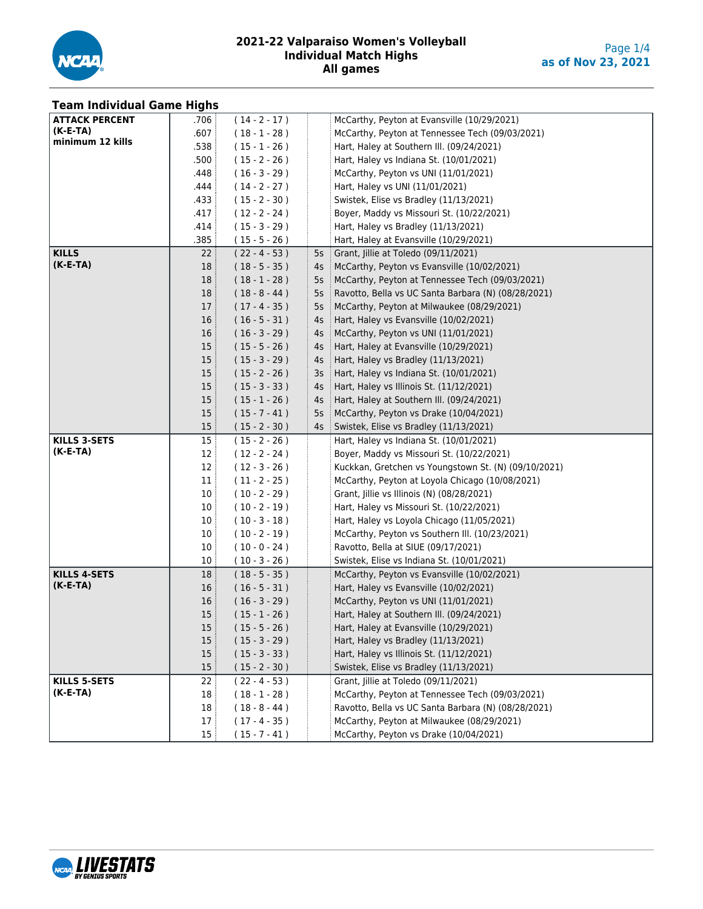# 2021-22 Valparaiso Women's Volleyball
## Individual Match Highs
### All games

as of Nov 23, 2021

## Team Individual Game Highs

| Category | Value | (K-E-TA) | Sets | Player / Match |
|---|---|---|---|---|
| **ATTACK PERCENT (K-E-TA) minimum 12 kills** | .706 | ( 14 - 2 - 17 ) | | McCarthy, Peyton at Evansville (10/29/2021) |
| | .607 | ( 18 - 1 - 28 ) | | McCarthy, Peyton at Tennessee Tech (09/03/2021) |
| | .538 | ( 15 - 1 - 26 ) | | Hart, Haley at Southern Ill. (09/24/2021) |
| | .500 | ( 15 - 2 - 26 ) | | Hart, Haley vs Indiana St. (10/01/2021) |
| | .448 | ( 16 - 3 - 29 ) | | McCarthy, Peyton vs UNI (11/01/2021) |
| | .444 | ( 14 - 2 - 27 ) | | Hart, Haley vs UNI (11/01/2021) |
| | .433 | ( 15 - 2 - 30 ) | | Swistek, Elise vs Bradley (11/13/2021) |
| | .417 | ( 12 - 2 - 24 ) | | Boyer, Maddy vs Missouri St. (10/22/2021) |
| | .414 | ( 15 - 3 - 29 ) | | Hart, Haley vs Bradley (11/13/2021) |
| | .385 | ( 15 - 5 - 26 ) | | Hart, Haley at Evansville (10/29/2021) |
| **KILLS (K-E-TA)** | 22 | ( 22 - 4 - 53 ) | 5s | Grant, Jillie at Toledo (09/11/2021) |
| | 18 | ( 18 - 5 - 35 ) | 4s | McCarthy, Peyton vs Evansville (10/02/2021) |
| | 18 | ( 18 - 1 - 28 ) | 5s | McCarthy, Peyton at Tennessee Tech (09/03/2021) |
| | 18 | ( 18 - 8 - 44 ) | 5s | Ravotto, Bella vs UC Santa Barbara (N) (08/28/2021) |
| | 17 | ( 17 - 4 - 35 ) | 5s | McCarthy, Peyton at Milwaukee (08/29/2021) |
| | 16 | ( 16 - 5 - 31 ) | 4s | Hart, Haley vs Evansville (10/02/2021) |
| | 16 | ( 16 - 3 - 29 ) | 4s | McCarthy, Peyton vs UNI (11/01/2021) |
| | 15 | ( 15 - 5 - 26 ) | 4s | Hart, Haley at Evansville (10/29/2021) |
| | 15 | ( 15 - 3 - 29 ) | 4s | Hart, Haley vs Bradley (11/13/2021) |
| | 15 | ( 15 - 2 - 26 ) | 3s | Hart, Haley vs Indiana St. (10/01/2021) |
| | 15 | ( 15 - 3 - 33 ) | 4s | Hart, Haley vs Illinois St. (11/12/2021) |
| | 15 | ( 15 - 1 - 26 ) | 4s | Hart, Haley at Southern Ill. (09/24/2021) |
| | 15 | ( 15 - 7 - 41 ) | 5s | McCarthy, Peyton vs Drake (10/04/2021) |
| | 15 | ( 15 - 2 - 30 ) | 4s | Swistek, Elise vs Bradley (11/13/2021) |
| **KILLS 3-SETS (K-E-TA)** | 15 | ( 15 - 2 - 26 ) | | Hart, Haley vs Indiana St. (10/01/2021) |
| | 12 | ( 12 - 2 - 24 ) | | Boyer, Maddy vs Missouri St. (10/22/2021) |
| | 12 | ( 12 - 3 - 26 ) | | Kuckkan, Gretchen vs Youngstown St. (N) (09/10/2021) |
| | 11 | ( 11 - 2 - 25 ) | | McCarthy, Peyton at Loyola Chicago (10/08/2021) |
| | 10 | ( 10 - 2 - 29 ) | | Grant, Jillie vs Illinois (N) (08/28/2021) |
| | 10 | ( 10 - 2 - 19 ) | | Hart, Haley vs Missouri St. (10/22/2021) |
| | 10 | ( 10 - 3 - 18 ) | | Hart, Haley vs Loyola Chicago (11/05/2021) |
| | 10 | ( 10 - 2 - 19 ) | | McCarthy, Peyton vs Southern Ill. (10/23/2021) |
| | 10 | ( 10 - 0 - 24 ) | | Ravotto, Bella at SIUE (09/17/2021) |
| | 10 | ( 10 - 3 - 26 ) | | Swistek, Elise vs Indiana St. (10/01/2021) |
| **KILLS 4-SETS (K-E-TA)** | 18 | ( 18 - 5 - 35 ) | | McCarthy, Peyton vs Evansville (10/02/2021) |
| | 16 | ( 16 - 5 - 31 ) | | Hart, Haley vs Evansville (10/02/2021) |
| | 16 | ( 16 - 3 - 29 ) | | McCarthy, Peyton vs UNI (11/01/2021) |
| | 15 | ( 15 - 1 - 26 ) | | Hart, Haley at Southern Ill. (09/24/2021) |
| | 15 | ( 15 - 5 - 26 ) | | Hart, Haley at Evansville (10/29/2021) |
| | 15 | ( 15 - 3 - 29 ) | | Hart, Haley vs Bradley (11/13/2021) |
| | 15 | ( 15 - 3 - 33 ) | | Hart, Haley vs Illinois St. (11/12/2021) |
| | 15 | ( 15 - 2 - 30 ) | | Swistek, Elise vs Bradley (11/13/2021) |
| **KILLS 5-SETS (K-E-TA)** | 22 | ( 22 - 4 - 53 ) | | Grant, Jillie at Toledo (09/11/2021) |
| | 18 | ( 18 - 1 - 28 ) | | McCarthy, Peyton at Tennessee Tech (09/03/2021) |
| | 18 | ( 18 - 8 - 44 ) | | Ravotto, Bella vs UC Santa Barbara (N) (08/28/2021) |
| | 17 | ( 17 - 4 - 35 ) | | McCarthy, Peyton at Milwaukee (08/29/2021) |
| | 15 | ( 15 - 7 - 41 ) | | McCarthy, Peyton vs Drake (10/04/2021) |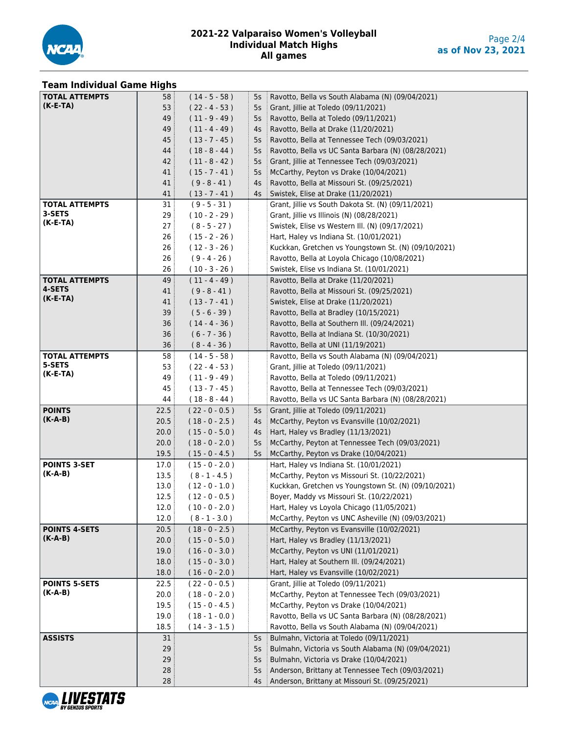# 2021-22 Valparaiso Women's Volleyball
## Individual Match Highs
### All games

as of Nov 23, 2021

## Team Individual Game Highs

| Category | Value | Detail | Sets | Player/Match |
|---|---|---|---|---|
| **TOTAL ATTEMPTS (K-E-TA)** | 58 | ( 14 - 5 - 58 ) | 5s | Ravotto, Bella vs South Alabama (N) (09/04/2021) |
| | 53 | ( 22 - 4 - 53 ) | 5s | Grant, Jillie at Toledo (09/11/2021) |
| | 49 | ( 11 - 9 - 49 ) | 5s | Ravotto, Bella at Toledo (09/11/2021) |
| | 49 | ( 11 - 4 - 49 ) | 4s | Ravotto, Bella at Drake (11/20/2021) |
| | 45 | ( 13 - 7 - 45 ) | 5s | Ravotto, Bella at Tennessee Tech (09/03/2021) |
| | 44 | ( 18 - 8 - 44 ) | 5s | Ravotto, Bella vs UC Santa Barbara (N) (08/28/2021) |
| | 42 | ( 11 - 8 - 42 ) | 5s | Grant, Jillie at Tennessee Tech (09/03/2021) |
| | 41 | ( 15 - 7 - 41 ) | 5s | McCarthy, Peyton vs Drake (10/04/2021) |
| | 41 | ( 9 - 8 - 41 ) | 4s | Ravotto, Bella at Missouri St. (09/25/2021) |
| | 41 | ( 13 - 7 - 41 ) | 4s | Swistek, Elise at Drake (11/20/2021) |
| **TOTAL ATTEMPTS 3-SETS (K-E-TA)** | 31 | ( 9 - 5 - 31 ) | | Grant, Jillie vs South Dakota St. (N) (09/11/2021) |
| | 29 | ( 10 - 2 - 29 ) | | Grant, Jillie vs Illinois (N) (08/28/2021) |
| | 27 | ( 8 - 5 - 27 ) | | Swistek, Elise vs Western Ill. (N) (09/17/2021) |
| | 26 | ( 15 - 2 - 26 ) | | Hart, Haley vs Indiana St. (10/01/2021) |
| | 26 | ( 12 - 3 - 26 ) | | Kuckkan, Gretchen vs Youngstown St. (N) (09/10/2021) |
| | 26 | ( 9 - 4 - 26 ) | | Ravotto, Bella at Loyola Chicago (10/08/2021) |
| | 26 | ( 10 - 3 - 26 ) | | Swistek, Elise vs Indiana St. (10/01/2021) |
| **TOTAL ATTEMPTS 4-SETS (K-E-TA)** | 49 | ( 11 - 4 - 49 ) | | Ravotto, Bella at Drake (11/20/2021) |
| | 41 | ( 9 - 8 - 41 ) | | Ravotto, Bella at Missouri St. (09/25/2021) |
| | 41 | ( 13 - 7 - 41 ) | | Swistek, Elise at Drake (11/20/2021) |
| | 39 | ( 5 - 6 - 39 ) | | Ravotto, Bella at Bradley (10/15/2021) |
| | 36 | ( 14 - 4 - 36 ) | | Ravotto, Bella at Southern Ill. (09/24/2021) |
| | 36 | ( 6 - 7 - 36 ) | | Ravotto, Bella at Indiana St. (10/30/2021) |
| | 36 | ( 8 - 4 - 36 ) | | Ravotto, Bella at UNI (11/19/2021) |
| **TOTAL ATTEMPTS 5-SETS (K-E-TA)** | 58 | ( 14 - 5 - 58 ) | | Ravotto, Bella vs South Alabama (N) (09/04/2021) |
| | 53 | ( 22 - 4 - 53 ) | | Grant, Jillie at Toledo (09/11/2021) |
| | 49 | ( 11 - 9 - 49 ) | | Ravotto, Bella at Toledo (09/11/2021) |
| | 45 | ( 13 - 7 - 45 ) | | Ravotto, Bella at Tennessee Tech (09/03/2021) |
| | 44 | ( 18 - 8 - 44 ) | | Ravotto, Bella vs UC Santa Barbara (N) (08/28/2021) |
| **POINTS (K-A-B)** | 22.5 | ( 22 - 0 - 0.5 ) | 5s | Grant, Jillie at Toledo (09/11/2021) |
| | 20.5 | ( 18 - 0 - 2.5 ) | 4s | McCarthy, Peyton vs Evansville (10/02/2021) |
| | 20.0 | ( 15 - 0 - 5.0 ) | 4s | Hart, Haley vs Bradley (11/13/2021) |
| | 20.0 | ( 18 - 0 - 2.0 ) | 5s | McCarthy, Peyton at Tennessee Tech (09/03/2021) |
| | 19.5 | ( 15 - 0 - 4.5 ) | 5s | McCarthy, Peyton vs Drake (10/04/2021) |
| **POINTS 3-SET (K-A-B)** | 17.0 | ( 15 - 0 - 2.0 ) | | Hart, Haley vs Indiana St. (10/01/2021) |
| | 13.5 | ( 8 - 1 - 4.5 ) | | McCarthy, Peyton vs Missouri St. (10/22/2021) |
| | 13.0 | ( 12 - 0 - 1.0 ) | | Kuckkan, Gretchen vs Youngstown St. (N) (09/10/2021) |
| | 12.5 | ( 12 - 0 - 0.5 ) | | Boyer, Maddy vs Missouri St. (10/22/2021) |
| | 12.0 | ( 10 - 0 - 2.0 ) | | Hart, Haley vs Loyola Chicago (11/05/2021) |
| | 12.0 | ( 8 - 1 - 3.0 ) | | McCarthy, Peyton vs UNC Asheville (N) (09/03/2021) |
| **POINTS 4-SETS (K-A-B)** | 20.5 | ( 18 - 0 - 2.5 ) | | McCarthy, Peyton vs Evansville (10/02/2021) |
| | 20.0 | ( 15 - 0 - 5.0 ) | | Hart, Haley vs Bradley (11/13/2021) |
| | 19.0 | ( 16 - 0 - 3.0 ) | | McCarthy, Peyton vs UNI (11/01/2021) |
| | 18.0 | ( 15 - 0 - 3.0 ) | | Hart, Haley at Southern Ill. (09/24/2021) |
| | 18.0 | ( 16 - 0 - 2.0 ) | | Hart, Haley vs Evansville (10/02/2021) |
| **POINTS 5-SETS (K-A-B)** | 22.5 | ( 22 - 0 - 0.5 ) | | Grant, Jillie at Toledo (09/11/2021) |
| | 20.0 | ( 18 - 0 - 2.0 ) | | McCarthy, Peyton at Tennessee Tech (09/03/2021) |
| | 19.5 | ( 15 - 0 - 4.5 ) | | McCarthy, Peyton vs Drake (10/04/2021) |
| | 19.0 | ( 18 - 1 - 0.0 ) | | Ravotto, Bella vs UC Santa Barbara (N) (08/28/2021) |
| | 18.5 | ( 14 - 3 - 1.5 ) | | Ravotto, Bella vs South Alabama (N) (09/04/2021) |
| **ASSISTS** | 31 | | 5s | Bulmahn, Victoria at Toledo (09/11/2021) |
| | 29 | | 5s | Bulmahn, Victoria vs South Alabama (N) (09/04/2021) |
| | 29 | | 5s | Bulmahn, Victoria vs Drake (10/04/2021) |
| | 28 | | 5s | Anderson, Brittany at Tennessee Tech (09/03/2021) |
| | 28 | | 4s | Anderson, Brittany at Missouri St. (09/25/2021) |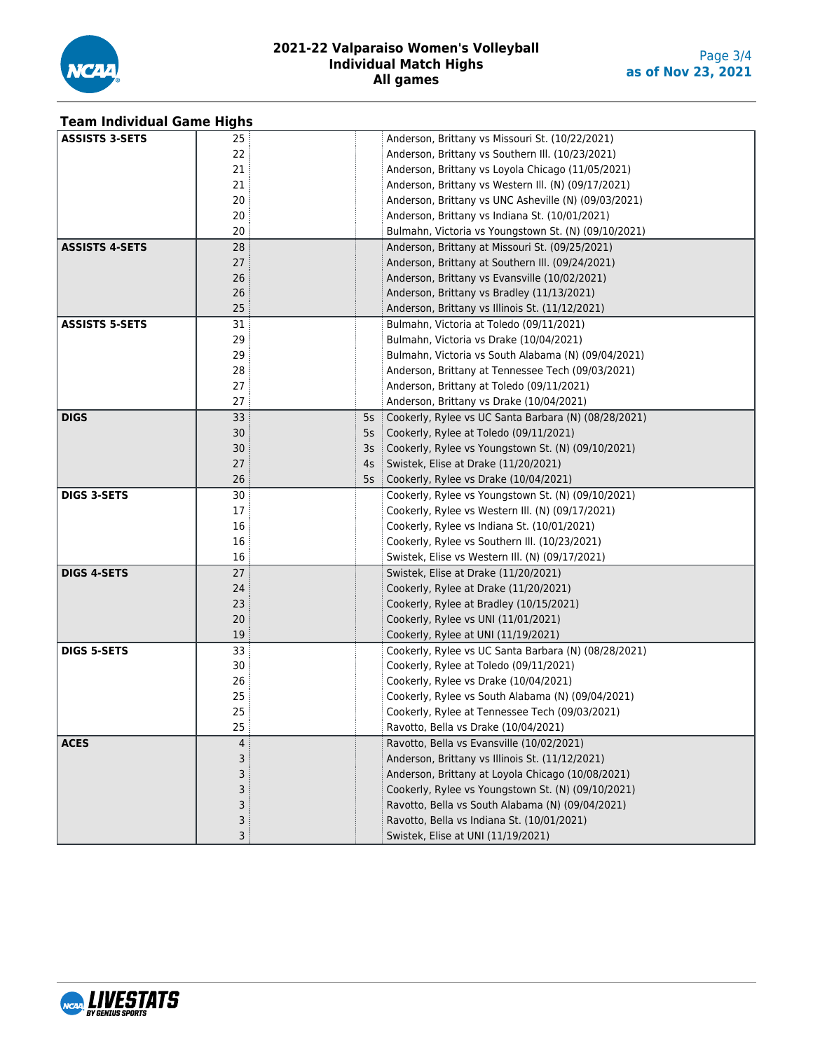# 2021-22 Valparaiso Women's Volleyball
## Individual Match Highs
### All games

as of Nov 23, 2021

## Team Individual Game Highs

| Category | Value | Sets | Player / Match |
|---|---|---|---|
| **ASSISTS 3-SETS** | 25 | | Anderson, Brittany vs Missouri St. (10/22/2021) |
| | 22 | | Anderson, Brittany vs Southern Ill. (10/23/2021) |
| | 21 | | Anderson, Brittany vs Loyola Chicago (11/05/2021) |
| | 21 | | Anderson, Brittany vs Western Ill. (N) (09/17/2021) |
| | 20 | | Anderson, Brittany vs UNC Asheville (N) (09/03/2021) |
| | 20 | | Anderson, Brittany vs Indiana St. (10/01/2021) |
| | 20 | | Bulmahn, Victoria vs Youngstown St. (N) (09/10/2021) |
| **ASSISTS 4-SETS** | 28 | | Anderson, Brittany at Missouri St. (09/25/2021) |
| | 27 | | Anderson, Brittany at Southern Ill. (09/24/2021) |
| | 26 | | Anderson, Brittany vs Evansville (10/02/2021) |
| | 26 | | Anderson, Brittany vs Bradley (11/13/2021) |
| | 25 | | Anderson, Brittany vs Illinois St. (11/12/2021) |
| **ASSISTS 5-SETS** | 31 | | Bulmahn, Victoria at Toledo (09/11/2021) |
| | 29 | | Bulmahn, Victoria vs Drake (10/04/2021) |
| | 29 | | Bulmahn, Victoria vs South Alabama (N) (09/04/2021) |
| | 28 | | Anderson, Brittany at Tennessee Tech (09/03/2021) |
| | 27 | | Anderson, Brittany at Toledo (09/11/2021) |
| | 27 | | Anderson, Brittany vs Drake (10/04/2021) |
| **DIGS** | 33 | 5s | Cookerly, Rylee vs UC Santa Barbara (N) (08/28/2021) |
| | 30 | 5s | Cookerly, Rylee at Toledo (09/11/2021) |
| | 30 | 3s | Cookerly, Rylee vs Youngstown St. (N) (09/10/2021) |
| | 27 | 4s | Swistek, Elise at Drake (11/20/2021) |
| | 26 | 5s | Cookerly, Rylee vs Drake (10/04/2021) |
| **DIGS 3-SETS** | 30 | | Cookerly, Rylee vs Youngstown St. (N) (09/10/2021) |
| | 17 | | Cookerly, Rylee vs Western Ill. (N) (09/17/2021) |
| | 16 | | Cookerly, Rylee vs Indiana St. (10/01/2021) |
| | 16 | | Cookerly, Rylee vs Southern Ill. (10/23/2021) |
| | 16 | | Swistek, Elise vs Western Ill. (N) (09/17/2021) |
| **DIGS 4-SETS** | 27 | | Swistek, Elise at Drake (11/20/2021) |
| | 24 | | Cookerly, Rylee at Drake (11/20/2021) |
| | 23 | | Cookerly, Rylee at Bradley (10/15/2021) |
| | 20 | | Cookerly, Rylee vs UNI (11/01/2021) |
| | 19 | | Cookerly, Rylee at UNI (11/19/2021) |
| **DIGS 5-SETS** | 33 | | Cookerly, Rylee vs UC Santa Barbara (N) (08/28/2021) |
| | 30 | | Cookerly, Rylee at Toledo (09/11/2021) |
| | 26 | | Cookerly, Rylee vs Drake (10/04/2021) |
| | 25 | | Cookerly, Rylee vs South Alabama (N) (09/04/2021) |
| | 25 | | Cookerly, Rylee at Tennessee Tech (09/03/2021) |
| | 25 | | Ravotto, Bella vs Drake (10/04/2021) |
| **ACES** | 4 | | Ravotto, Bella vs Evansville (10/02/2021) |
| | 3 | | Anderson, Brittany vs Illinois St. (11/12/2021) |
| | 3 | | Anderson, Brittany at Loyola Chicago (10/08/2021) |
| | 3 | | Cookerly, Rylee vs Youngstown St. (N) (09/10/2021) |
| | 3 | | Ravotto, Bella vs South Alabama (N) (09/04/2021) |
| | 3 | | Ravotto, Bella vs Indiana St. (10/01/2021) |
| | 3 | | Swistek, Elise at UNI (11/19/2021) |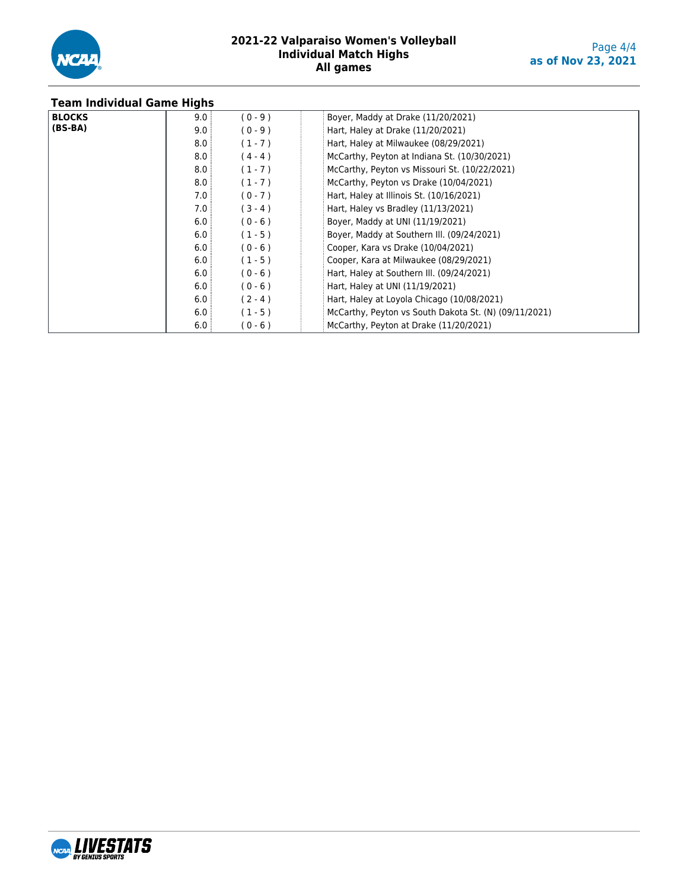## Team Individual Game Highs

| Category | Total | (BS-BA) | Player / Game |
|---|---|---|---|
| BLOCKS (BS-BA) | 9.0 | ( 0 - 9 ) | Boyer, Maddy at Drake (11/20/2021) |
| | 9.0 | ( 0 - 9 ) | Hart, Haley at Drake (11/20/2021) |
| | 8.0 | ( 1 - 7 ) | Hart, Haley at Milwaukee (08/29/2021) |
| | 8.0 | ( 4 - 4 ) | McCarthy, Peyton at Indiana St. (10/30/2021) |
| | 8.0 | ( 1 - 7 ) | McCarthy, Peyton vs Missouri St. (10/22/2021) |
| | 8.0 | ( 1 - 7 ) | McCarthy, Peyton vs Drake (10/04/2021) |
| | 7.0 | ( 0 - 7 ) | Hart, Haley at Illinois St. (10/16/2021) |
| | 7.0 | ( 3 - 4 ) | Hart, Haley vs Bradley (11/13/2021) |
| | 6.0 | ( 0 - 6 ) | Boyer, Maddy at UNI (11/19/2021) |
| | 6.0 | ( 1 - 5 ) | Boyer, Maddy at Southern Ill. (09/24/2021) |
| | 6.0 | ( 0 - 6 ) | Cooper, Kara vs Drake (10/04/2021) |
| | 6.0 | ( 1 - 5 ) | Cooper, Kara at Milwaukee (08/29/2021) |
| | 6.0 | ( 0 - 6 ) | Hart, Haley at Southern Ill. (09/24/2021) |
| | 6.0 | ( 0 - 6 ) | Hart, Haley at UNI (11/19/2021) |
| | 6.0 | ( 2 - 4 ) | Hart, Haley at Loyola Chicago (10/08/2021) |
| | 6.0 | ( 1 - 5 ) | McCarthy, Peyton vs South Dakota St. (N) (09/11/2021) |
| | 6.0 | ( 0 - 6 ) | McCarthy, Peyton at Drake (11/20/2021) |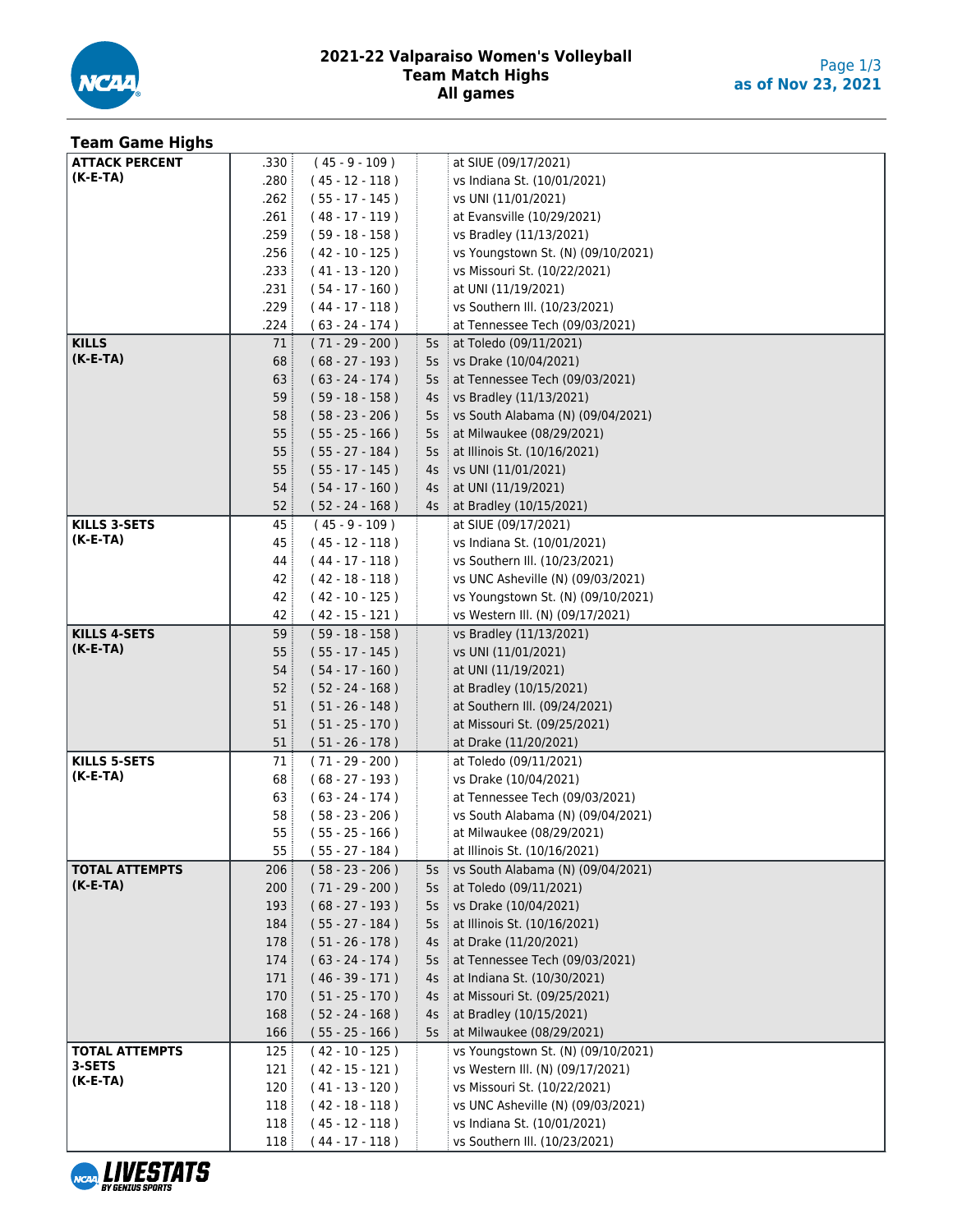# 2021-22 Valparaiso Women's Volleyball
## Team Match Highs
### All games

as of Nov 23, 2021

## Team Game Highs

| Category | Value | (K-E-TA) | Sets | Opponent (Date) |
|---|---|---|---|---|
| **ATTACK PERCENT (K-E-TA)** | .330 | ( 45 - 9 - 109 ) | | at SIUE (09/17/2021) |
| | .280 | ( 45 - 12 - 118 ) | | vs Indiana St. (10/01/2021) |
| | .262 | ( 55 - 17 - 145 ) | | vs UNI (11/01/2021) |
| | .261 | ( 48 - 17 - 119 ) | | at Evansville (10/29/2021) |
| | .259 | ( 59 - 18 - 158 ) | | vs Bradley (11/13/2021) |
| | .256 | ( 42 - 10 - 125 ) | | vs Youngstown St. (N) (09/10/2021) |
| | .233 | ( 41 - 13 - 120 ) | | vs Missouri St. (10/22/2021) |
| | .231 | ( 54 - 17 - 160 ) | | at UNI (11/19/2021) |
| | .229 | ( 44 - 17 - 118 ) | | vs Southern Ill. (10/23/2021) |
| | .224 | ( 63 - 24 - 174 ) | | at Tennessee Tech (09/03/2021) |
| **KILLS (K-E-TA)** | 71 | ( 71 - 29 - 200 ) | 5s | at Toledo (09/11/2021) |
| | 68 | ( 68 - 27 - 193 ) | 5s | vs Drake (10/04/2021) |
| | 63 | ( 63 - 24 - 174 ) | 5s | at Tennessee Tech (09/03/2021) |
| | 59 | ( 59 - 18 - 158 ) | 4s | vs Bradley (11/13/2021) |
| | 58 | ( 58 - 23 - 206 ) | 5s | vs South Alabama (N) (09/04/2021) |
| | 55 | ( 55 - 25 - 166 ) | 5s | at Milwaukee (08/29/2021) |
| | 55 | ( 55 - 27 - 184 ) | 5s | at Illinois St. (10/16/2021) |
| | 55 | ( 55 - 17 - 145 ) | 4s | vs UNI (11/01/2021) |
| | 54 | ( 54 - 17 - 160 ) | 4s | at UNI (11/19/2021) |
| | 52 | ( 52 - 24 - 168 ) | 4s | at Bradley (10/15/2021) |
| **KILLS 3-SETS (K-E-TA)** | 45 | ( 45 - 9 - 109 ) | | at SIUE (09/17/2021) |
| | 45 | ( 45 - 12 - 118 ) | | vs Indiana St. (10/01/2021) |
| | 44 | ( 44 - 17 - 118 ) | | vs Southern Ill. (10/23/2021) |
| | 42 | ( 42 - 18 - 118 ) | | vs UNC Asheville (N) (09/03/2021) |
| | 42 | ( 42 - 10 - 125 ) | | vs Youngstown St. (N) (09/10/2021) |
| | 42 | ( 42 - 15 - 121 ) | | vs Western Ill. (N) (09/17/2021) |
| **KILLS 4-SETS (K-E-TA)** | 59 | ( 59 - 18 - 158 ) | | vs Bradley (11/13/2021) |
| | 55 | ( 55 - 17 - 145 ) | | vs UNI (11/01/2021) |
| | 54 | ( 54 - 17 - 160 ) | | at UNI (11/19/2021) |
| | 52 | ( 52 - 24 - 168 ) | | at Bradley (10/15/2021) |
| | 51 | ( 51 - 26 - 148 ) | | at Southern Ill. (09/24/2021) |
| | 51 | ( 51 - 25 - 170 ) | | at Missouri St. (09/25/2021) |
| | 51 | ( 51 - 26 - 178 ) | | at Drake (11/20/2021) |
| **KILLS 5-SETS (K-E-TA)** | 71 | ( 71 - 29 - 200 ) | | at Toledo (09/11/2021) |
| | 68 | ( 68 - 27 - 193 ) | | vs Drake (10/04/2021) |
| | 63 | ( 63 - 24 - 174 ) | | at Tennessee Tech (09/03/2021) |
| | 58 | ( 58 - 23 - 206 ) | | vs South Alabama (N) (09/04/2021) |
| | 55 | ( 55 - 25 - 166 ) | | at Milwaukee (08/29/2021) |
| | 55 | ( 55 - 27 - 184 ) | | at Illinois St. (10/16/2021) |
| **TOTAL ATTEMPTS (K-E-TA)** | 206 | ( 58 - 23 - 206 ) | 5s | vs South Alabama (N) (09/04/2021) |
| | 200 | ( 71 - 29 - 200 ) | 5s | at Toledo (09/11/2021) |
| | 193 | ( 68 - 27 - 193 ) | 5s | vs Drake (10/04/2021) |
| | 184 | ( 55 - 27 - 184 ) | 5s | at Illinois St. (10/16/2021) |
| | 178 | ( 51 - 26 - 178 ) | 4s | at Drake (11/20/2021) |
| | 174 | ( 63 - 24 - 174 ) | 5s | at Tennessee Tech (09/03/2021) |
| | 171 | ( 46 - 39 - 171 ) | 4s | at Indiana St. (10/30/2021) |
| | 170 | ( 51 - 25 - 170 ) | 4s | at Missouri St. (09/25/2021) |
| | 168 | ( 52 - 24 - 168 ) | 4s | at Bradley (10/15/2021) |
| | 166 | ( 55 - 25 - 166 ) | 5s | at Milwaukee (08/29/2021) |
| **TOTAL ATTEMPTS 3-SETS (K-E-TA)** | 125 | ( 42 - 10 - 125 ) | | vs Youngstown St. (N) (09/10/2021) |
| | 121 | ( 42 - 15 - 121 ) | | vs Western Ill. (N) (09/17/2021) |
| | 120 | ( 41 - 13 - 120 ) | | vs Missouri St. (10/22/2021) |
| | 118 | ( 42 - 18 - 118 ) | | vs UNC Asheville (N) (09/03/2021) |
| | 118 | ( 45 - 12 - 118 ) | | vs Indiana St. (10/01/2021) |
| | 118 | ( 44 - 17 - 118 ) | | vs Southern Ill. (10/23/2021) |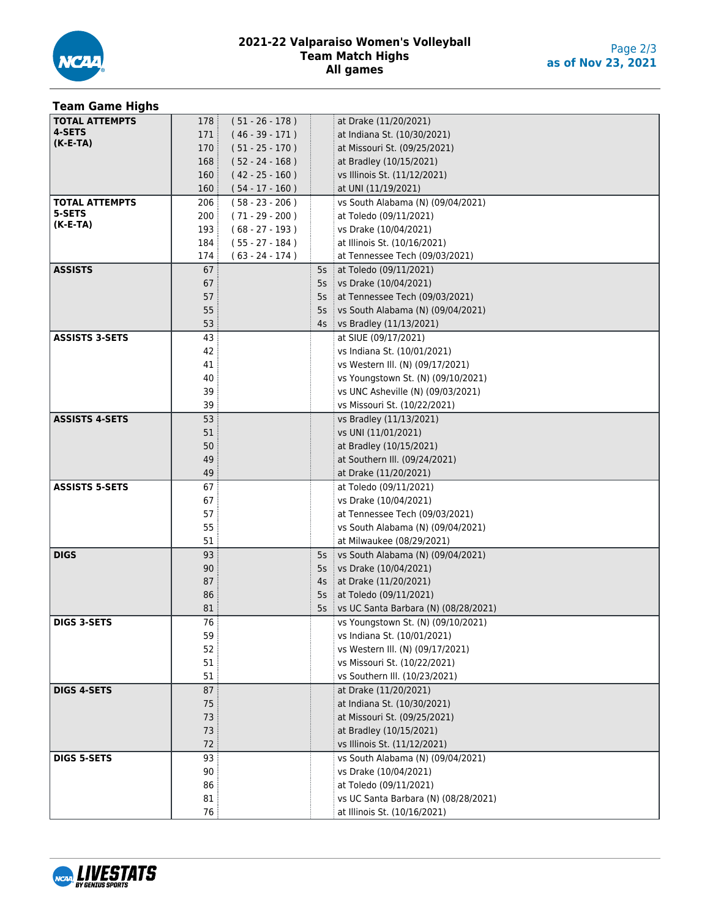# 2021-22 Valparaiso Women's Volleyball
## Team Match Highs
### All games

as of Nov 23, 2021

### Team Game Highs

| Category | Value | (K-E-TA) | Sets | Opponent |
|---|---|---|---|---|
| **TOTAL ATTEMPTS 4-SETS (K-E-TA)** | 178 | ( 51 - 26 - 178 ) | | at Drake (11/20/2021) |
| | 171 | ( 46 - 39 - 171 ) | | at Indiana St. (10/30/2021) |
| | 170 | ( 51 - 25 - 170 ) | | at Missouri St. (09/25/2021) |
| | 168 | ( 52 - 24 - 168 ) | | at Bradley (10/15/2021) |
| | 160 | ( 42 - 25 - 160 ) | | vs Illinois St. (11/12/2021) |
| | 160 | ( 54 - 17 - 160 ) | | at UNI (11/19/2021) |
| **TOTAL ATTEMPTS 5-SETS (K-E-TA)** | 206 | ( 58 - 23 - 206 ) | | vs South Alabama (N) (09/04/2021) |
| | 200 | ( 71 - 29 - 200 ) | | at Toledo (09/11/2021) |
| | 193 | ( 68 - 27 - 193 ) | | vs Drake (10/04/2021) |
| | 184 | ( 55 - 27 - 184 ) | | at Illinois St. (10/16/2021) |
| | 174 | ( 63 - 24 - 174 ) | | at Tennessee Tech (09/03/2021) |
| **ASSISTS** | 67 | | 5s | at Toledo (09/11/2021) |
| | 67 | | 5s | vs Drake (10/04/2021) |
| | 57 | | 5s | at Tennessee Tech (09/03/2021) |
| | 55 | | 5s | vs South Alabama (N) (09/04/2021) |
| | 53 | | 4s | vs Bradley (11/13/2021) |
| **ASSISTS 3-SETS** | 43 | | | at SIUE (09/17/2021) |
| | 42 | | | vs Indiana St. (10/01/2021) |
| | 41 | | | vs Western Ill. (N) (09/17/2021) |
| | 40 | | | vs Youngstown St. (N) (09/10/2021) |
| | 39 | | | vs UNC Asheville (N) (09/03/2021) |
| | 39 | | | vs Missouri St. (10/22/2021) |
| **ASSISTS 4-SETS** | 53 | | | vs Bradley (11/13/2021) |
| | 51 | | | vs UNI (11/01/2021) |
| | 50 | | | at Bradley (10/15/2021) |
| | 49 | | | at Southern Ill. (09/24/2021) |
| | 49 | | | at Drake (11/20/2021) |
| **ASSISTS 5-SETS** | 67 | | | at Toledo (09/11/2021) |
| | 67 | | | vs Drake (10/04/2021) |
| | 57 | | | at Tennessee Tech (09/03/2021) |
| | 55 | | | vs South Alabama (N) (09/04/2021) |
| | 51 | | | at Milwaukee (08/29/2021) |
| **DIGS** | 93 | | 5s | vs South Alabama (N) (09/04/2021) |
| | 90 | | 5s | vs Drake (10/04/2021) |
| | 87 | | 4s | at Drake (11/20/2021) |
| | 86 | | 5s | at Toledo (09/11/2021) |
| | 81 | | 5s | vs UC Santa Barbara (N) (08/28/2021) |
| **DIGS 3-SETS** | 76 | | | vs Youngstown St. (N) (09/10/2021) |
| | 59 | | | vs Indiana St. (10/01/2021) |
| | 52 | | | vs Western Ill. (N) (09/17/2021) |
| | 51 | | | vs Missouri St. (10/22/2021) |
| | 51 | | | vs Southern Ill. (10/23/2021) |
| **DIGS 4-SETS** | 87 | | | at Drake (11/20/2021) |
| | 75 | | | at Indiana St. (10/30/2021) |
| | 73 | | | at Missouri St. (09/25/2021) |
| | 73 | | | at Bradley (10/15/2021) |
| | 72 | | | vs Illinois St. (11/12/2021) |
| **DIGS 5-SETS** | 93 | | | vs South Alabama (N) (09/04/2021) |
| | 90 | | | vs Drake (10/04/2021) |
| | 86 | | | at Toledo (09/11/2021) |
| | 81 | | | vs UC Santa Barbara (N) (08/28/2021) |
| | 76 | | | at Illinois St. (10/16/2021) |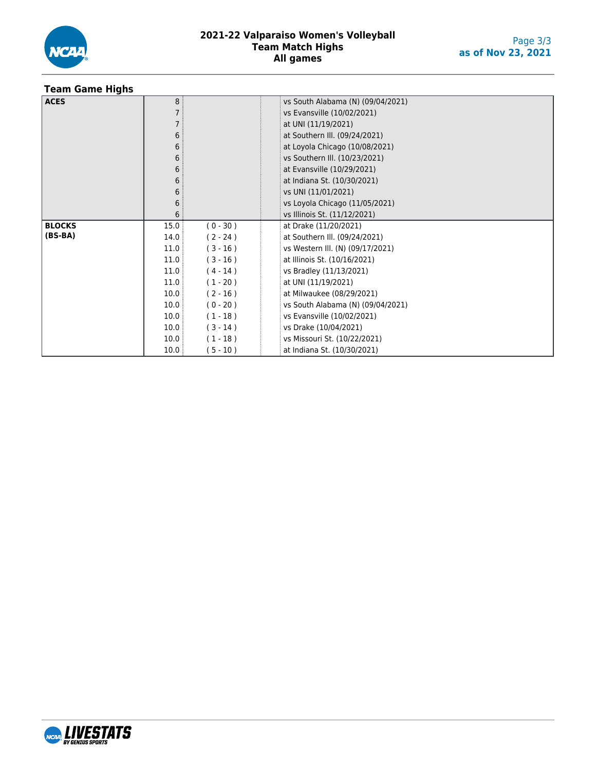## Team Game Highs

| Stat | Value | (BS-BA) | Opponent |
|---|---|---|---|
| **ACES** | 8 | | vs South Alabama (N) (09/04/2021) |
| | 7 | | vs Evansville (10/02/2021) |
| | 7 | | at UNI (11/19/2021) |
| | 6 | | at Southern Ill. (09/24/2021) |
| | 6 | | at Loyola Chicago (10/08/2021) |
| | 6 | | vs Southern Ill. (10/23/2021) |
| | 6 | | at Evansville (10/29/2021) |
| | 6 | | at Indiana St. (10/30/2021) |
| | 6 | | vs UNI (11/01/2021) |
| | 6 | | vs Loyola Chicago (11/05/2021) |
| | 6 | | vs Illinois St. (11/12/2021) |
| **BLOCKS (BS-BA)** | 15.0 | ( 0 - 30 ) | at Drake (11/20/2021) |
| | 14.0 | ( 2 - 24 ) | at Southern Ill. (09/24/2021) |
| | 11.0 | ( 3 - 16 ) | vs Western Ill. (N) (09/17/2021) |
| | 11.0 | ( 3 - 16 ) | at Illinois St. (10/16/2021) |
| | 11.0 | ( 4 - 14 ) | vs Bradley (11/13/2021) |
| | 11.0 | ( 1 - 20 ) | at UNI (11/19/2021) |
| | 10.0 | ( 2 - 16 ) | at Milwaukee (08/29/2021) |
| | 10.0 | ( 0 - 20 ) | vs South Alabama (N) (09/04/2021) |
| | 10.0 | ( 1 - 18 ) | vs Evansville (10/02/2021) |
| | 10.0 | ( 3 - 14 ) | vs Drake (10/04/2021) |
| | 10.0 | ( 1 - 18 ) | vs Missouri St. (10/22/2021) |
| | 10.0 | ( 5 - 10 ) | at Indiana St. (10/30/2021) |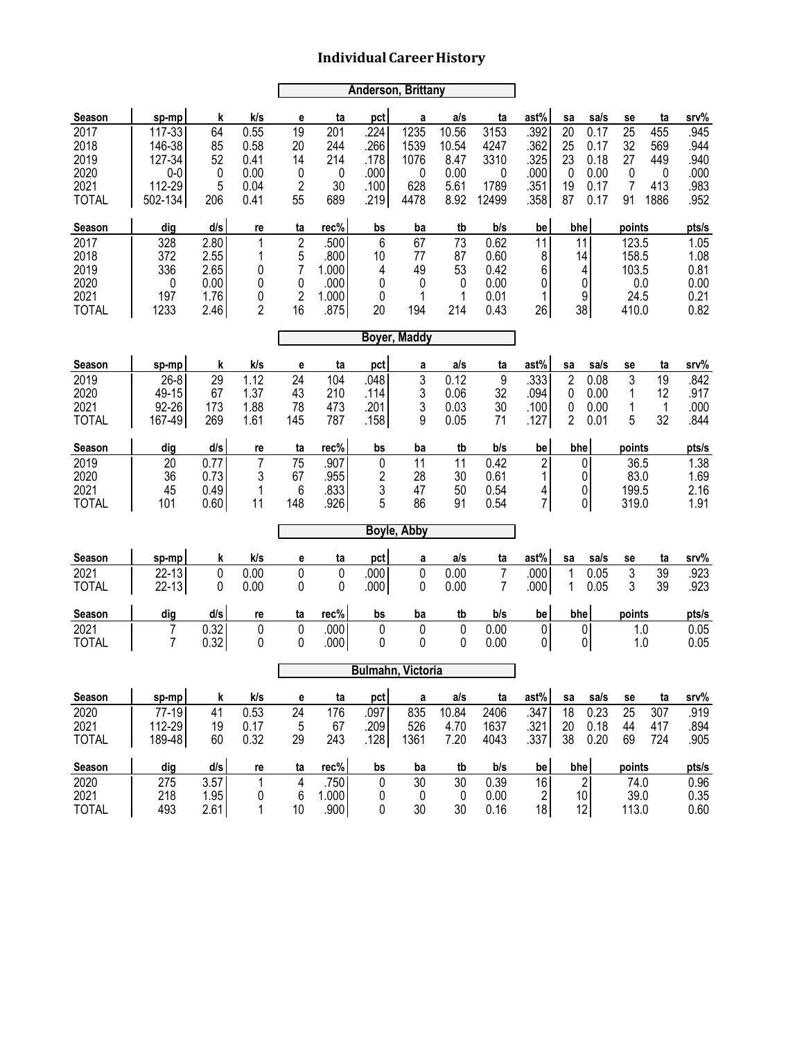# Individual Career History

## Anderson, Brittany

| Season | sp-mp | k | k/s | e | ta | pct | a | a/s | ta | ast% | sa | sa/s | se | ta | srv% |
|---|---|---|---|---|---|---|---|---|---|---|---|---|---|---|---|
| 2017 | 117-33 | 64 | 0.55 | 19 | 201 | .224 | 1235 | 10.56 | 3153 | .392 | 20 | 0.17 | 25 | 455 | .945 |
| 2018 | 146-38 | 85 | 0.58 | 20 | 244 | .266 | 1539 | 10.54 | 4247 | .362 | 25 | 0.17 | 32 | 569 | .944 |
| 2019 | 127-34 | 52 | 0.41 | 14 | 214 | .178 | 1076 | 8.47 | 3310 | .325 | 23 | 0.18 | 27 | 449 | .940 |
| 2020 | 0-0 | 0 | 0.00 | 0 | 0 | .000 | 0 | 0.00 | 0 | .000 | 0 | 0.00 | 0 | 0 | .000 |
| 2021 | 112-29 | 5 | 0.04 | 2 | 30 | .100 | 628 | 5.61 | 1789 | .351 | 19 | 0.17 | 7 | 413 | .983 |
| TOTAL | 502-134 | 206 | 0.41 | 55 | 689 | .219 | 4478 | 8.92 | 12499 | .358 | 87 | 0.17 | 91 | 1886 | .952 |

| Season | dig | d/s | re | ta | rec% | bs | ba | tb | b/s | be | bhe | points | pts/s |
|---|---|---|---|---|---|---|---|---|---|---|---|---|---|
| 2017 | 328 | 2.80 | 1 | 2 | .500 | 6 | 67 | 73 | 0.62 | 11 | 11 | 123.5 | 1.05 |
| 2018 | 372 | 2.55 | 1 | 5 | .800 | 10 | 77 | 87 | 0.60 | 8 | 14 | 158.5 | 1.08 |
| 2019 | 336 | 2.65 | 0 | 7 | 1.000 | 4 | 49 | 53 | 0.42 | 6 | 4 | 103.5 | 0.81 |
| 2020 | 0 | 0.00 | 0 | 0 | .000 | 0 | 0 | 0 | 0.00 | 0 | 0 | 0.0 | 0.00 |
| 2021 | 197 | 1.76 | 0 | 2 | 1.000 | 0 | 1 | 1 | 0.01 | 1 | 9 | 24.5 | 0.21 |
| TOTAL | 1233 | 2.46 | 2 | 16 | .875 | 20 | 194 | 214 | 0.43 | 26 | 38 | 410.0 | 0.82 |

## Boyer, Maddy

| Season | sp-mp | k | k/s | e | ta | pct | a | a/s | ta | ast% | sa | sa/s | se | ta | srv% |
|---|---|---|---|---|---|---|---|---|---|---|---|---|---|---|---|
| 2019 | 26-8 | 29 | 1.12 | 24 | 104 | .048 | 3 | 0.12 | 9 | .333 | 2 | 0.08 | 3 | 19 | .842 |
| 2020 | 49-15 | 67 | 1.37 | 43 | 210 | .114 | 3 | 0.06 | 32 | .094 | 0 | 0.00 | 1 | 12 | .917 |
| 2021 | 92-26 | 173 | 1.88 | 78 | 473 | .201 | 3 | 0.03 | 30 | .100 | 0 | 0.00 | 1 | 1 | .000 |
| TOTAL | 167-49 | 269 | 1.61 | 145 | 787 | .158 | 9 | 0.05 | 71 | .127 | 2 | 0.01 | 5 | 32 | .844 |

| Season | dig | d/s | re | ta | rec% | bs | ba | tb | b/s | be | bhe | points | pts/s |
|---|---|---|---|---|---|---|---|---|---|---|---|---|---|
| 2019 | 20 | 0.77 | 7 | 75 | .907 | 0 | 11 | 11 | 0.42 | 2 | 0 | 36.5 | 1.38 |
| 2020 | 36 | 0.73 | 3 | 67 | .955 | 2 | 28 | 30 | 0.61 | 1 | 0 | 83.0 | 1.69 |
| 2021 | 45 | 0.49 | 1 | 6 | .833 | 3 | 47 | 50 | 0.54 | 4 | 0 | 199.5 | 2.16 |
| TOTAL | 101 | 0.60 | 11 | 148 | .926 | 5 | 86 | 91 | 0.54 | 7 | 0 | 319.0 | 1.91 |

## Boyle, Abby

| Season | sp-mp | k | k/s | e | ta | pct | a | a/s | ta | ast% | sa | sa/s | se | ta | srv% |
|---|---|---|---|---|---|---|---|---|---|---|---|---|---|---|---|
| 2021 | 22-13 | 0 | 0.00 | 0 | 0 | .000 | 0 | 0.00 | 7 | .000 | 1 | 0.05 | 3 | 39 | .923 |
| TOTAL | 22-13 | 0 | 0.00 | 0 | 0 | .000 | 0 | 0.00 | 7 | .000 | 1 | 0.05 | 3 | 39 | .923 |

| Season | dig | d/s | re | ta | rec% | bs | ba | tb | b/s | be | bhe | points | pts/s |
|---|---|---|---|---|---|---|---|---|---|---|---|---|---|
| 2021 | 7 | 0.32 | 0 | 0 | .000 | 0 | 0 | 0 | 0.00 | 0 | 0 | 1.0 | 0.05 |
| TOTAL | 7 | 0.32 | 0 | 0 | .000 | 0 | 0 | 0 | 0.00 | 0 | 0 | 1.0 | 0.05 |

## Bulmahn, Victoria

| Season | sp-mp | k | k/s | e | ta | pct | a | a/s | ta | ast% | sa | sa/s | se | ta | srv% |
|---|---|---|---|---|---|---|---|---|---|---|---|---|---|---|---|
| 2020 | 77-19 | 41 | 0.53 | 24 | 176 | .097 | 835 | 10.84 | 2406 | .347 | 18 | 0.23 | 25 | 307 | .919 |
| 2021 | 112-29 | 19 | 0.17 | 5 | 67 | .209 | 526 | 4.70 | 1637 | .321 | 20 | 0.18 | 44 | 417 | .894 |
| TOTAL | 189-48 | 60 | 0.32 | 29 | 243 | .128 | 1361 | 7.20 | 4043 | .337 | 38 | 0.20 | 69 | 724 | .905 |

| Season | dig | d/s | re | ta | rec% | bs | ba | tb | b/s | be | bhe | points | pts/s |
|---|---|---|---|---|---|---|---|---|---|---|---|---|---|
| 2020 | 275 | 3.57 | 1 | 4 | .750 | 0 | 30 | 30 | 0.39 | 16 | 2 | 74.0 | 0.96 |
| 2021 | 218 | 1.95 | 0 | 6 | 1.000 | 0 | 0 | 0 | 0.00 | 2 | 10 | 39.0 | 0.35 |
| TOTAL | 493 | 2.61 | 1 | 10 | .900 | 0 | 30 | 30 | 0.16 | 18 | 12 | 113.0 | 0.60 |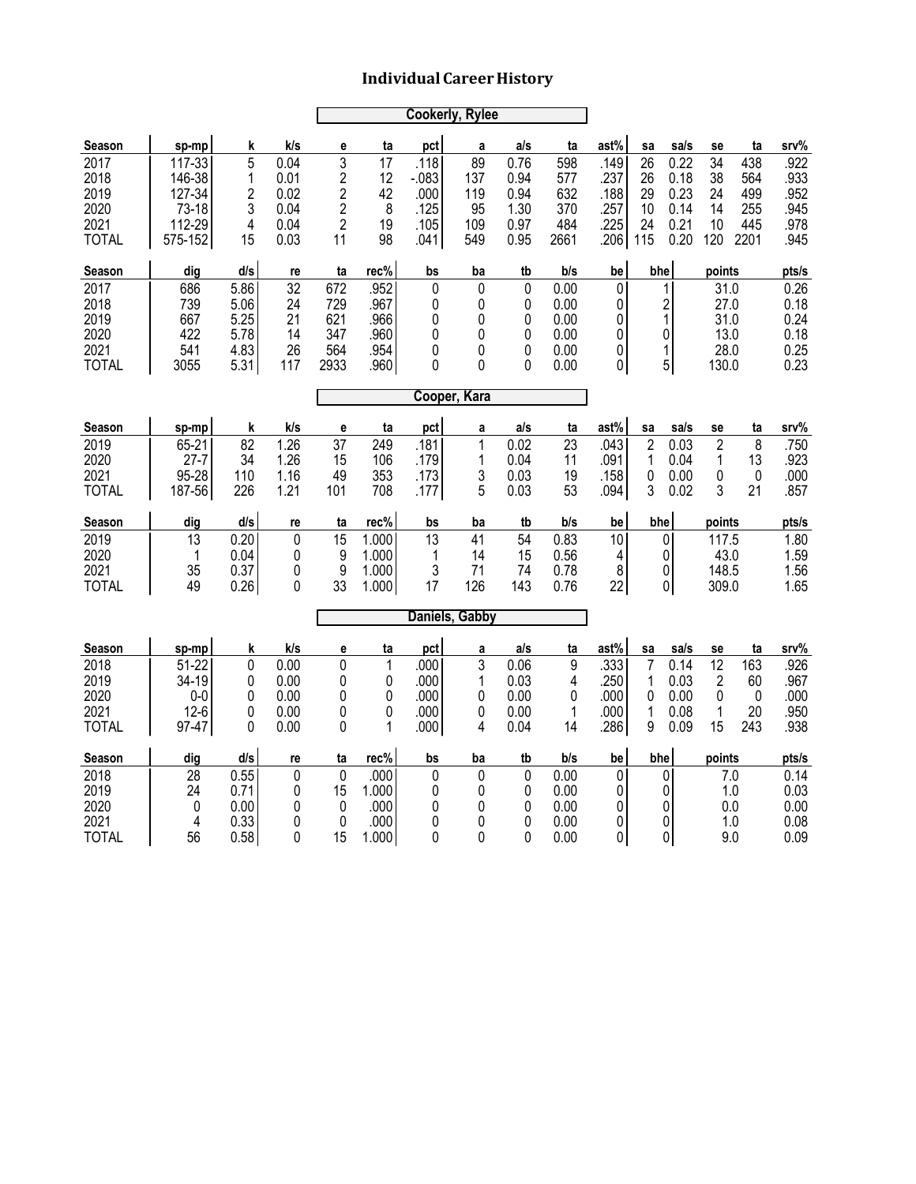# Individual Career History

## Cookerly, Rylee

| Season | sp-mp | k | k/s | e | ta | pct | a | a/s | ta | ast% | sa | sa/s | se | ta | srv% |
|---|---|---|---|---|---|---|---|---|---|---|---|---|---|---|---|
| 2017 | 117-33 | 5 | 0.04 | 3 | 17 | .118 | 89 | 0.76 | 598 | .149 | 26 | 0.22 | 34 | 438 | .922 |
| 2018 | 146-38 | 1 | 0.01 | 2 | 12 | -.083 | 137 | 0.94 | 577 | .237 | 26 | 0.18 | 38 | 564 | .933 |
| 2019 | 127-34 | 2 | 0.02 | 2 | 42 | .000 | 119 | 0.94 | 632 | .188 | 29 | 0.23 | 24 | 499 | .952 |
| 2020 | 73-18 | 3 | 0.04 | 2 | 8 | .125 | 95 | 1.30 | 370 | .257 | 10 | 0.14 | 14 | 255 | .945 |
| 2021 | 112-29 | 4 | 0.04 | 2 | 19 | .105 | 109 | 0.97 | 484 | .225 | 24 | 0.21 | 10 | 445 | .978 |
| TOTAL | 575-152 | 15 | 0.03 | 11 | 98 | .041 | 549 | 0.95 | 2661 | .206 | 115 | 0.20 | 120 | 2201 | .945 |

| Season | dig | d/s | re | ta | rec% | bs | ba | tb | b/s | be | bhe | points | pts/s |
|---|---|---|---|---|---|---|---|---|---|---|---|---|---|
| 2017 | 686 | 5.86 | 32 | 672 | .952 | 0 | 0 | 0 | 0.00 | 0 | 1 | 31.0 | 0.26 |
| 2018 | 739 | 5.06 | 24 | 729 | .967 | 0 | 0 | 0 | 0.00 | 0 | 2 | 27.0 | 0.18 |
| 2019 | 667 | 5.25 | 21 | 621 | .966 | 0 | 0 | 0 | 0.00 | 0 | 1 | 31.0 | 0.24 |
| 2020 | 422 | 5.78 | 14 | 347 | .960 | 0 | 0 | 0 | 0.00 | 0 | 0 | 13.0 | 0.18 |
| 2021 | 541 | 4.83 | 26 | 564 | .954 | 0 | 0 | 0 | 0.00 | 0 | 1 | 28.0 | 0.25 |
| TOTAL | 3055 | 5.31 | 117 | 2933 | .960 | 0 | 0 | 0 | 0.00 | 0 | 5 | 130.0 | 0.23 |

## Cooper, Kara

| Season | sp-mp | k | k/s | e | ta | pct | a | a/s | ta | ast% | sa | sa/s | se | ta | srv% |
|---|---|---|---|---|---|---|---|---|---|---|---|---|---|---|---|
| 2019 | 65-21 | 82 | 1.26 | 37 | 249 | .181 | 1 | 0.02 | 23 | .043 | 2 | 0.03 | 2 | 8 | .750 |
| 2020 | 27-7 | 34 | 1.26 | 15 | 106 | .179 | 1 | 0.04 | 11 | .091 | 1 | 0.04 | 1 | 13 | .923 |
| 2021 | 95-28 | 110 | 1.16 | 49 | 353 | .173 | 3 | 0.03 | 19 | .158 | 0 | 0.00 | 0 | 0 | .000 |
| TOTAL | 187-56 | 226 | 1.21 | 101 | 708 | .177 | 5 | 0.03 | 53 | .094 | 3 | 0.02 | 3 | 21 | .857 |

| Season | dig | d/s | re | ta | rec% | bs | ba | tb | b/s | be | bhe | points | pts/s |
|---|---|---|---|---|---|---|---|---|---|---|---|---|---|
| 2019 | 13 | 0.20 | 0 | 15 | 1.000 | 13 | 41 | 54 | 0.83 | 10 | 0 | 117.5 | 1.80 |
| 2020 | 1 | 0.04 | 0 | 9 | 1.000 | 1 | 14 | 15 | 0.56 | 4 | 0 | 43.0 | 1.59 |
| 2021 | 35 | 0.37 | 0 | 9 | 1.000 | 3 | 71 | 74 | 0.78 | 8 | 0 | 148.5 | 1.56 |
| TOTAL | 49 | 0.26 | 0 | 33 | 1.000 | 17 | 126 | 143 | 0.76 | 22 | 0 | 309.0 | 1.65 |

## Daniels, Gabby

| Season | sp-mp | k | k/s | e | ta | pct | a | a/s | ta | ast% | sa | sa/s | se | ta | srv% |
|---|---|---|---|---|---|---|---|---|---|---|---|---|---|---|---|
| 2018 | 51-22 | 0 | 0.00 | 0 | 1 | .000 | 3 | 0.06 | 9 | .333 | 7 | 0.14 | 12 | 163 | .926 |
| 2019 | 34-19 | 0 | 0.00 | 0 | 0 | .000 | 1 | 0.03 | 4 | .250 | 1 | 0.03 | 2 | 60 | .967 |
| 2020 | 0-0 | 0 | 0.00 | 0 | 0 | .000 | 0 | 0.00 | 0 | .000 | 0 | 0.00 | 0 | 0 | .000 |
| 2021 | 12-6 | 0 | 0.00 | 0 | 0 | .000 | 0 | 0.00 | 1 | .000 | 1 | 0.08 | 1 | 20 | .950 |
| TOTAL | 97-47 | 0 | 0.00 | 0 | 1 | .000 | 4 | 0.04 | 14 | .286 | 9 | 0.09 | 15 | 243 | .938 |

| Season | dig | d/s | re | ta | rec% | bs | ba | tb | b/s | be | bhe | points | pts/s |
|---|---|---|---|---|---|---|---|---|---|---|---|---|---|
| 2018 | 28 | 0.55 | 0 | 0 | .000 | 0 | 0 | 0 | 0.00 | 0 | 0 | 7.0 | 0.14 |
| 2019 | 24 | 0.71 | 0 | 15 | 1.000 | 0 | 0 | 0 | 0.00 | 0 | 0 | 1.0 | 0.03 |
| 2020 | 0 | 0.00 | 0 | 0 | .000 | 0 | 0 | 0 | 0.00 | 0 | 0 | 0.0 | 0.00 |
| 2021 | 4 | 0.33 | 0 | 0 | .000 | 0 | 0 | 0 | 0.00 | 0 | 0 | 1.0 | 0.08 |
| TOTAL | 56 | 0.58 | 0 | 15 | 1.000 | 0 | 0 | 0 | 0.00 | 0 | 0 | 9.0 | 0.09 |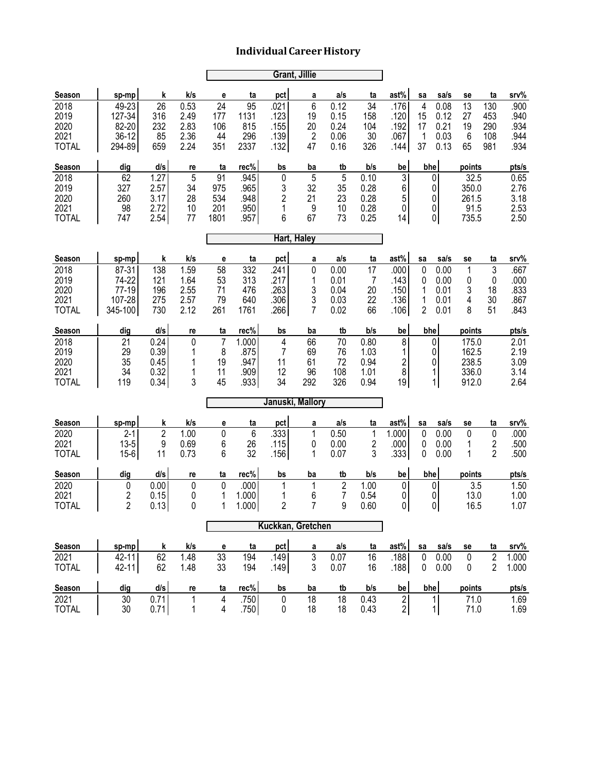# Individual Career History

## Grant, Jillie

| Season | sp-mp | k | k/s | e | ta | pct | a | a/s | ta | ast% | sa | sa/s | se | ta | srv% |
|---|---|---|---|---|---|---|---|---|---|---|---|---|---|---|---|
| 2018 | 49-23 | 26 | 0.53 | 24 | 95 | .021 | 6 | 0.12 | 34 | .176 | 4 | 0.08 | 13 | 130 | .900 |
| 2019 | 127-34 | 316 | 2.49 | 177 | 1131 | .123 | 19 | 0.15 | 158 | .120 | 15 | 0.12 | 27 | 453 | .940 |
| 2020 | 82-20 | 232 | 2.83 | 106 | 815 | .155 | 20 | 0.24 | 104 | .192 | 17 | 0.21 | 19 | 290 | .934 |
| 2021 | 36-12 | 85 | 2.36 | 44 | 296 | .139 | 2 | 0.06 | 30 | .067 | 1 | 0.03 | 6 | 108 | .944 |
| TOTAL | 294-89 | 659 | 2.24 | 351 | 2337 | .132 | 47 | 0.16 | 326 | .144 | 37 | 0.13 | 65 | 981 | .934 |

| Season | dig | d/s | re | ta | rec% | bs | ba | tb | b/s | be | bhe | points | pts/s |
|---|---|---|---|---|---|---|---|---|---|---|---|---|---|
| 2018 | 62 | 1.27 | 5 | 91 | .945 | 0 | 5 | 5 | 0.10 | 3 | 0 | 32.5 | 0.65 |
| 2019 | 327 | 2.57 | 34 | 975 | .965 | 3 | 32 | 35 | 0.28 | 6 | 0 | 350.0 | 2.76 |
| 2020 | 260 | 3.17 | 28 | 534 | .948 | 2 | 21 | 23 | 0.28 | 5 | 0 | 261.5 | 3.18 |
| 2021 | 98 | 2.72 | 10 | 201 | .950 | 1 | 9 | 10 | 0.28 | 0 | 0 | 91.5 | 2.53 |
| TOTAL | 747 | 2.54 | 77 | 1801 | .957 | 6 | 67 | 73 | 0.25 | 14 | 0 | 735.5 | 2.50 |

## Hart, Haley

| Season | sp-mp | k | k/s | e | ta | pct | a | a/s | ta | ast% | sa | sa/s | se | ta | srv% |
|---|---|---|---|---|---|---|---|---|---|---|---|---|---|---|---|
| 2018 | 87-31 | 138 | 1.59 | 58 | 332 | .241 | 0 | 0.00 | 17 | .000 | 0 | 0.00 | 1 | 3 | .667 |
| 2019 | 74-22 | 121 | 1.64 | 53 | 313 | .217 | 1 | 0.01 | 7 | .143 | 0 | 0.00 | 0 | 0 | .000 |
| 2020 | 77-19 | 196 | 2.55 | 71 | 476 | .263 | 3 | 0.04 | 20 | .150 | 1 | 0.01 | 3 | 18 | .833 |
| 2021 | 107-28 | 275 | 2.57 | 79 | 640 | .306 | 3 | 0.03 | 22 | .136 | 1 | 0.01 | 4 | 30 | .867 |
| TOTAL | 345-100 | 730 | 2.12 | 261 | 1761 | .266 | 7 | 0.02 | 66 | .106 | 2 | 0.01 | 8 | 51 | .843 |

| Season | dig | d/s | re | ta | rec% | bs | ba | tb | b/s | be | bhe | points | pts/s |
|---|---|---|---|---|---|---|---|---|---|---|---|---|---|
| 2018 | 21 | 0.24 | 0 | 7 | 1.000 | 4 | 66 | 70 | 0.80 | 8 | 0 | 175.0 | 2.01 |
| 2019 | 29 | 0.39 | 1 | 8 | .875 | 7 | 69 | 76 | 1.03 | 1 | 0 | 162.5 | 2.19 |
| 2020 | 35 | 0.45 | 1 | 19 | .947 | 11 | 61 | 72 | 0.94 | 2 | 0 | 238.5 | 3.09 |
| 2021 | 34 | 0.32 | 1 | 11 | .909 | 12 | 96 | 108 | 1.01 | 8 | 1 | 336.0 | 3.14 |
| TOTAL | 119 | 0.34 | 3 | 45 | .933 | 34 | 292 | 326 | 0.94 | 19 | 1 | 912.0 | 2.64 |

## Januski, Mallory

| Season | sp-mp | k | k/s | e | ta | pct | a | a/s | ta | ast% | sa | sa/s | se | ta | srv% |
|---|---|---|---|---|---|---|---|---|---|---|---|---|---|---|---|
| 2020 | 2-1 | 2 | 1.00 | 0 | 6 | .333 | 1 | 0.50 | 1 | 1.000 | 0 | 0.00 | 0 | 0 | .000 |
| 2021 | 13-5 | 9 | 0.69 | 6 | 26 | .115 | 0 | 0.00 | 2 | .000 | 0 | 0.00 | 1 | 2 | .500 |
| TOTAL | 15-6 | 11 | 0.73 | 6 | 32 | .156 | 1 | 0.07 | 3 | .333 | 0 | 0.00 | 1 | 2 | .500 |

| Season | dig | d/s | re | ta | rec% | bs | ba | tb | b/s | be | bhe | points | pts/s |
|---|---|---|---|---|---|---|---|---|---|---|---|---|---|
| 2020 | 0 | 0.00 | 0 | 0 | .000 | 1 | 1 | 2 | 1.00 | 0 | 0 | 3.5 | 1.50 |
| 2021 | 2 | 0.15 | 0 | 1 | 1.000 | 1 | 6 | 7 | 0.54 | 0 | 0 | 13.0 | 1.00 |
| TOTAL | 2 | 0.13 | 0 | 1 | 1.000 | 2 | 7 | 9 | 0.60 | 0 | 0 | 16.5 | 1.07 |

## Kuckkan, Gretchen

| Season | sp-mp | k | k/s | e | ta | pct | a | a/s | ta | ast% | sa | sa/s | se | ta | srv% |
|---|---|---|---|---|---|---|---|---|---|---|---|---|---|---|---|
| 2021 | 42-11 | 62 | 1.48 | 33 | 194 | .149 | 3 | 0.07 | 16 | .188 | 0 | 0.00 | 0 | 2 | 1.000 |
| TOTAL | 42-11 | 62 | 1.48 | 33 | 194 | .149 | 3 | 0.07 | 16 | .188 | 0 | 0.00 | 0 | 2 | 1.000 |

| Season | dig | d/s | re | ta | rec% | bs | ba | tb | b/s | be | bhe | points | pts/s |
|---|---|---|---|---|---|---|---|---|---|---|---|---|---|
| 2021 | 30 | 0.71 | 1 | 4 | .750 | 0 | 18 | 18 | 0.43 | 2 | 1 | 71.0 | 1.69 |
| TOTAL | 30 | 0.71 | 1 | 4 | .750 | 0 | 18 | 18 | 0.43 | 2 | 1 | 71.0 | 1.69 |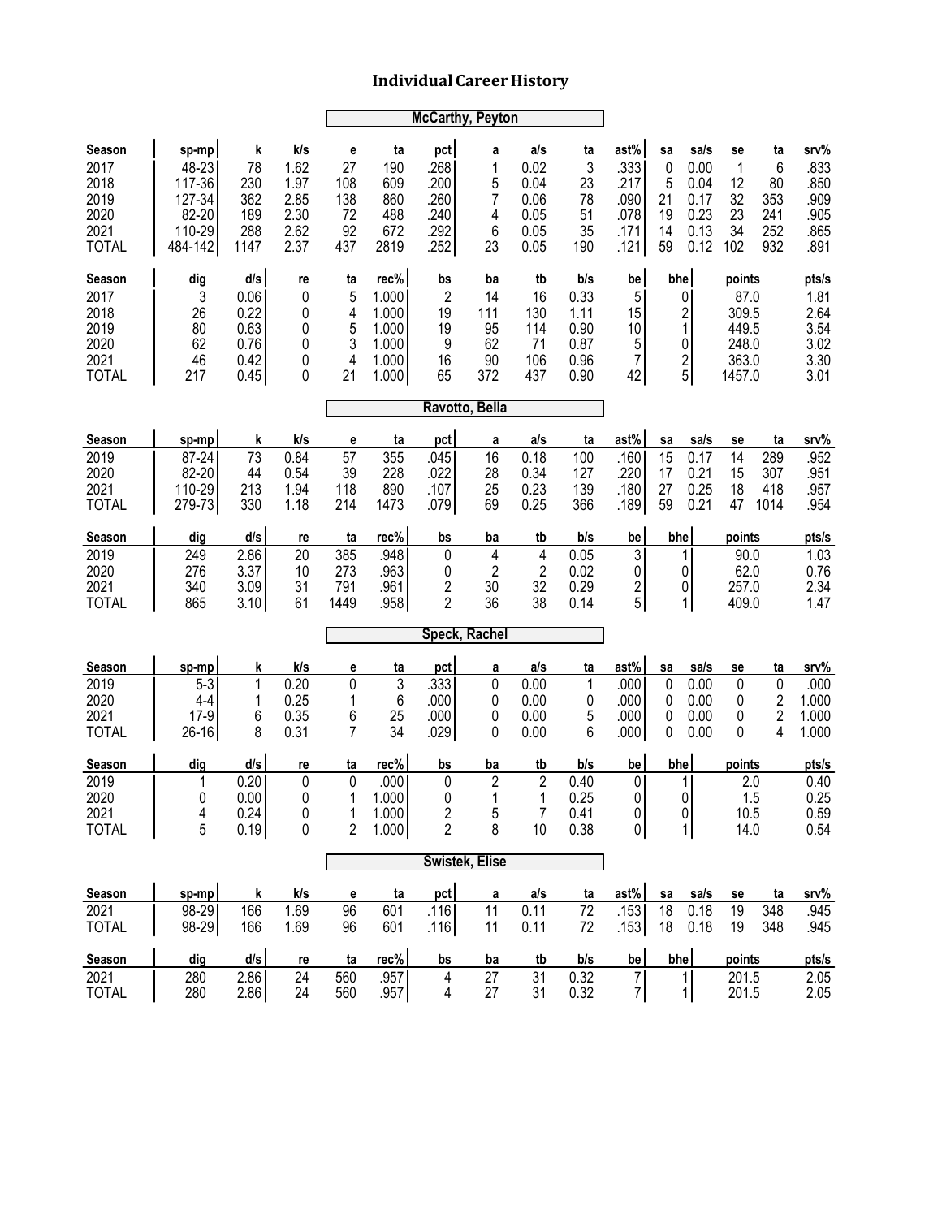# Individual Career History

## McCarthy, Peyton

| Season | sp-mp | k | k/s | e | ta | pct | a | a/s | ta | ast% | sa | sa/s | se | ta | srv% |
|---|---|---|---|---|---|---|---|---|---|---|---|---|---|---|---|
| 2017 | 48-23 | 78 | 1.62 | 27 | 190 | .268 | 1 | 0.02 | 3 | .333 | 0 | 0.00 | 1 | 6 | .833 |
| 2018 | 117-36 | 230 | 1.97 | 108 | 609 | .200 | 5 | 0.04 | 23 | .217 | 5 | 0.04 | 12 | 80 | .850 |
| 2019 | 127-34 | 362 | 2.85 | 138 | 860 | .260 | 7 | 0.06 | 78 | .090 | 21 | 0.17 | 32 | 353 | .909 |
| 2020 | 82-20 | 189 | 2.30 | 72 | 488 | .240 | 4 | 0.05 | 51 | .078 | 19 | 0.23 | 23 | 241 | .905 |
| 2021 | 110-29 | 288 | 2.62 | 92 | 672 | .292 | 6 | 0.05 | 35 | .171 | 14 | 0.13 | 34 | 252 | .865 |
| TOTAL | 484-142 | 1147 | 2.37 | 437 | 2819 | .252 | 23 | 0.05 | 190 | .121 | 59 | 0.12 | 102 | 932 | .891 |

| Season | dig | d/s | re | ta | rec% | bs | ba | tb | b/s | be | bhe | points | pts/s |
|---|---|---|---|---|---|---|---|---|---|---|---|---|---|
| 2017 | 3 | 0.06 | 0 | 5 | 1.000 | 2 | 14 | 16 | 0.33 | 5 | 0 | 87.0 | 1.81 |
| 2018 | 26 | 0.22 | 0 | 4 | 1.000 | 19 | 111 | 130 | 1.11 | 15 | 2 | 309.5 | 2.64 |
| 2019 | 80 | 0.63 | 0 | 5 | 1.000 | 19 | 95 | 114 | 0.90 | 10 | 1 | 449.5 | 3.54 |
| 2020 | 62 | 0.76 | 0 | 3 | 1.000 | 9 | 62 | 71 | 0.87 | 5 | 0 | 248.0 | 3.02 |
| 2021 | 46 | 0.42 | 0 | 4 | 1.000 | 16 | 90 | 106 | 0.96 | 7 | 2 | 363.0 | 3.30 |
| TOTAL | 217 | 0.45 | 0 | 21 | 1.000 | 65 | 372 | 437 | 0.90 | 42 | 5 | 1457.0 | 3.01 |

## Ravotto, Bella

| Season | sp-mp | k | k/s | e | ta | pct | a | a/s | ta | ast% | sa | sa/s | se | ta | srv% |
|---|---|---|---|---|---|---|---|---|---|---|---|---|---|---|---|
| 2019 | 87-24 | 73 | 0.84 | 57 | 355 | .045 | 16 | 0.18 | 100 | .160 | 15 | 0.17 | 14 | 289 | .952 |
| 2020 | 82-20 | 44 | 0.54 | 39 | 228 | .022 | 28 | 0.34 | 127 | .220 | 17 | 0.21 | 15 | 307 | .951 |
| 2021 | 110-29 | 213 | 1.94 | 118 | 890 | .107 | 25 | 0.23 | 139 | .180 | 27 | 0.25 | 18 | 418 | .957 |
| TOTAL | 279-73 | 330 | 1.18 | 214 | 1473 | .079 | 69 | 0.25 | 366 | .189 | 59 | 0.21 | 47 | 1014 | .954 |

| Season | dig | d/s | re | ta | rec% | bs | ba | tb | b/s | be | bhe | points | pts/s |
|---|---|---|---|---|---|---|---|---|---|---|---|---|---|
| 2019 | 249 | 2.86 | 20 | 385 | .948 | 0 | 4 | 4 | 0.05 | 3 | 1 | 90.0 | 1.03 |
| 2020 | 276 | 3.37 | 10 | 273 | .963 | 0 | 2 | 2 | 0.02 | 0 | 0 | 62.0 | 0.76 |
| 2021 | 340 | 3.09 | 31 | 791 | .961 | 2 | 30 | 32 | 0.29 | 2 | 0 | 257.0 | 2.34 |
| TOTAL | 865 | 3.10 | 61 | 1449 | .958 | 2 | 36 | 38 | 0.14 | 5 | 1 | 409.0 | 1.47 |

## Speck, Rachel

| Season | sp-mp | k | k/s | e | ta | pct | a | a/s | ta | ast% | sa | sa/s | se | ta | srv% |
|---|---|---|---|---|---|---|---|---|---|---|---|---|---|---|---|
| 2019 | 5-3 | 1 | 0.20 | 0 | 3 | .333 | 0 | 0.00 | 1 | .000 | 0 | 0.00 | 0 | 0 | .000 |
| 2020 | 4-4 | 1 | 0.25 | 1 | 6 | .000 | 0 | 0.00 | 0 | .000 | 0 | 0.00 | 0 | 2 | 1.000 |
| 2021 | 17-9 | 6 | 0.35 | 6 | 25 | .000 | 0 | 0.00 | 5 | .000 | 0 | 0.00 | 0 | 2 | 1.000 |
| TOTAL | 26-16 | 8 | 0.31 | 7 | 34 | .029 | 0 | 0.00 | 6 | .000 | 0 | 0.00 | 0 | 4 | 1.000 |

| Season | dig | d/s | re | ta | rec% | bs | ba | tb | b/s | be | bhe | points | pts/s |
|---|---|---|---|---|---|---|---|---|---|---|---|---|---|
| 2019 | 1 | 0.20 | 0 | 0 | .000 | 0 | 2 | 2 | 0.40 | 0 | 1 | 2.0 | 0.40 |
| 2020 | 0 | 0.00 | 0 | 1 | 1.000 | 0 | 1 | 1 | 0.25 | 0 | 0 | 1.5 | 0.25 |
| 2021 | 4 | 0.24 | 0 | 1 | 1.000 | 2 | 5 | 7 | 0.41 | 0 | 0 | 10.5 | 0.59 |
| TOTAL | 5 | 0.19 | 0 | 2 | 1.000 | 2 | 8 | 10 | 0.38 | 0 | 1 | 14.0 | 0.54 |

## Swistek, Elise

| Season | sp-mp | k | k/s | e | ta | pct | a | a/s | ta | ast% | sa | sa/s | se | ta | srv% |
|---|---|---|---|---|---|---|---|---|---|---|---|---|---|---|---|
| 2021 | 98-29 | 166 | 1.69 | 96 | 601 | .116 | 11 | 0.11 | 72 | .153 | 18 | 0.18 | 19 | 348 | .945 |
| TOTAL | 98-29 | 166 | 1.69 | 96 | 601 | .116 | 11 | 0.11 | 72 | .153 | 18 | 0.18 | 19 | 348 | .945 |

| Season | dig | d/s | re | ta | rec% | bs | ba | tb | b/s | be | bhe | points | pts/s |
|---|---|---|---|---|---|---|---|---|---|---|---|---|---|
| 2021 | 280 | 2.86 | 24 | 560 | .957 | 4 | 27 | 31 | 0.32 | 7 | 1 | 201.5 | 2.05 |
| TOTAL | 280 | 2.86 | 24 | 560 | .957 | 4 | 27 | 31 | 0.32 | 7 | 1 | 201.5 | 2.05 |